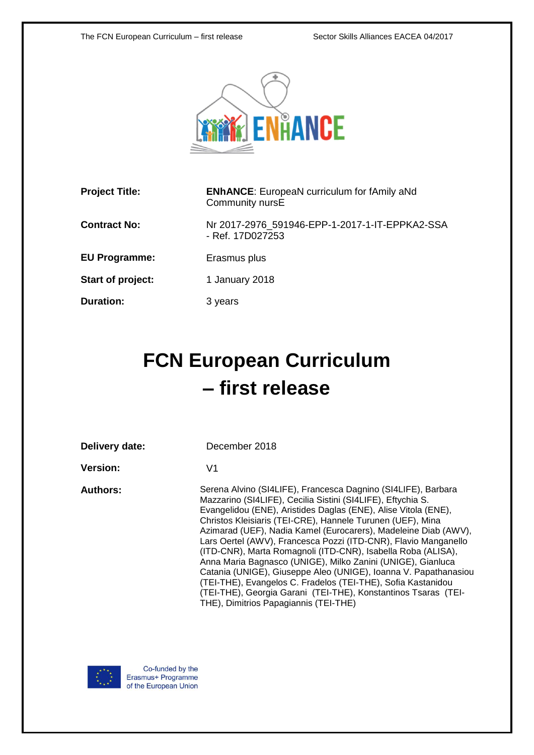| | |
|---|---|
| **Project Title:** | **ENhANCE**: EuropeaN curriculum for fAmily aNd Community nursE |
| **Contract No:** | Nr 2017-2976_591946-EPP-1-2017-1-IT-EPPKA2-SSA - Ref. 17D027253 |
| **EU Programme:** | Erasmus plus |
| **Start of project:** | 1 January 2018 |
| **Duration:** | 3 years |

# FCN European Curriculum – first release

| | |
|---|---|
| **Delivery date:** | December 2018 |
| **Version:** | V1 |
| **Authors:** | Serena Alvino (SI4LIFE), Francesca Dagnino (SI4LIFE), Barbara Mazzarino (SI4LIFE), Cecilia Sistini (SI4LIFE), Eftychia S. Evangelidou (ENE), Aristides Daglas (ENE), Alise Vitola (ENE), Christos Kleisiaris (TEI-CRE), Hannele Turunen (UEF), Mina Azimarad (UEF), Nadia Kamel (Eurocarers), Madeleine Diab (AWV), Lars Oertel (AWV), Francesca Pozzi (ITD-CNR), Flavio Manganello (ITD-CNR), Marta Romagnoli (ITD-CNR), Isabella Roba (ALISA), Anna Maria Bagnasco (UNIGE), Milko Zanini (UNIGE), Gianluca Catania (UNIGE), Giuseppe Aleo (UNIGE), Ioanna V. Papathanasiou (TEI-THE), Evangelos C. Fradelos (TEI-THE), Sofia Kastanidou (TEI-THE), Georgia Garani (TEI-THE), Konstantinos Tsaras (TEI-THE), Dimitrios Papagiannis (TEI-THE) |

Co-funded by the Erasmus+ Programme of the European Union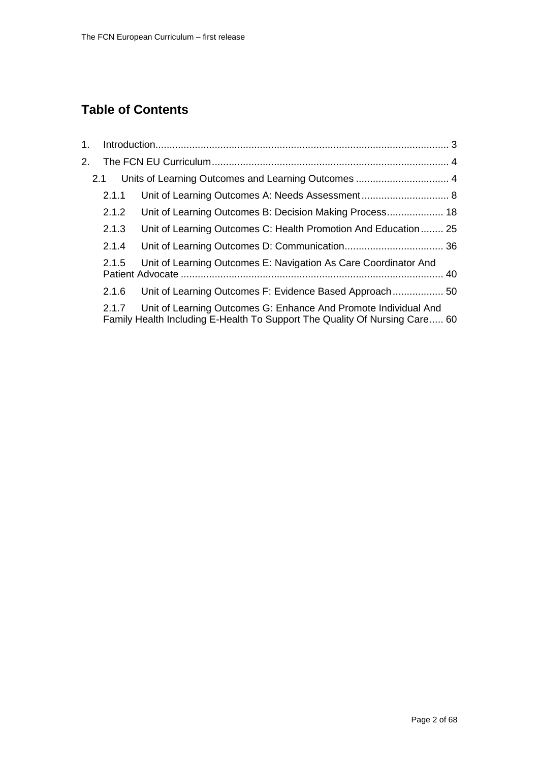# Table of Contents

1. Introduction ... 3
2. The FCN EU Curriculum ... 4
   - 2.1 Units of Learning Outcomes and Learning Outcomes ... 4
     - 2.1.1 Unit of Learning Outcomes A: Needs Assessment ... 8
     - 2.1.2 Unit of Learning Outcomes B: Decision Making Process ... 18
     - 2.1.3 Unit of Learning Outcomes C: Health Promotion And Education ... 25
     - 2.1.4 Unit of Learning Outcomes D: Communication ... 36
     - 2.1.5 Unit of Learning Outcomes E: Navigation As Care Coordinator And Patient Advocate ... 40
     - 2.1.6 Unit of Learning Outcomes F: Evidence Based Approach ... 50
     - 2.1.7 Unit of Learning Outcomes G: Enhance And Promote Individual And Family Health Including E-Health To Support The Quality Of Nursing Care ... 60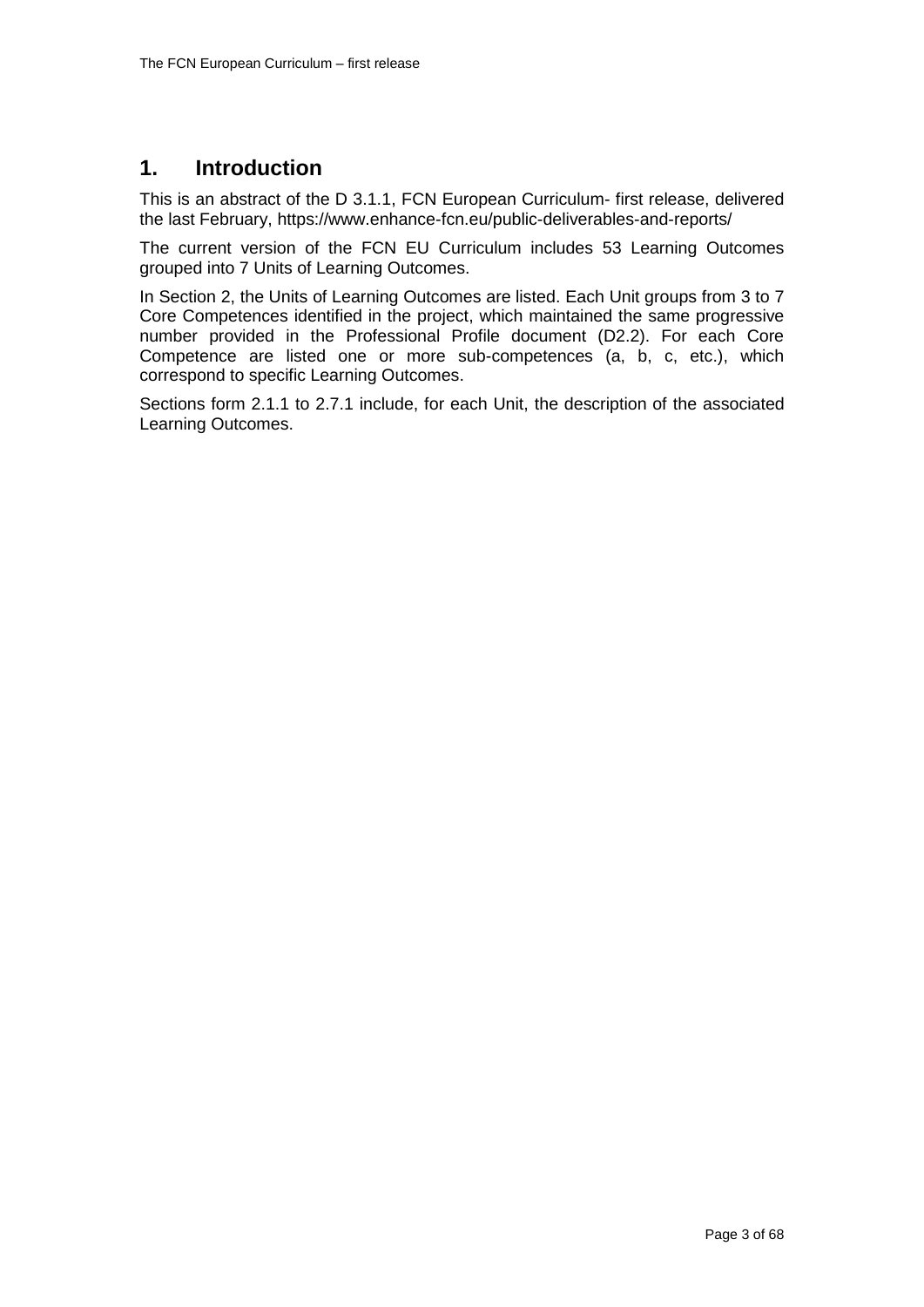# 1. Introduction

This is an abstract of the D 3.1.1, FCN European Curriculum- first release, delivered the last February, https://www.enhance-fcn.eu/public-deliverables-and-reports/

The current version of the FCN EU Curriculum includes 53 Learning Outcomes grouped into 7 Units of Learning Outcomes.

In Section 2, the Units of Learning Outcomes are listed. Each Unit groups from 3 to 7 Core Competences identified in the project, which maintained the same progressive number provided in the Professional Profile document (D2.2). For each Core Competence are listed one or more sub-competences (a, b, c, etc.), which correspond to specific Learning Outcomes.

Sections form 2.1.1 to 2.7.1 include, for each Unit, the description of the associated Learning Outcomes.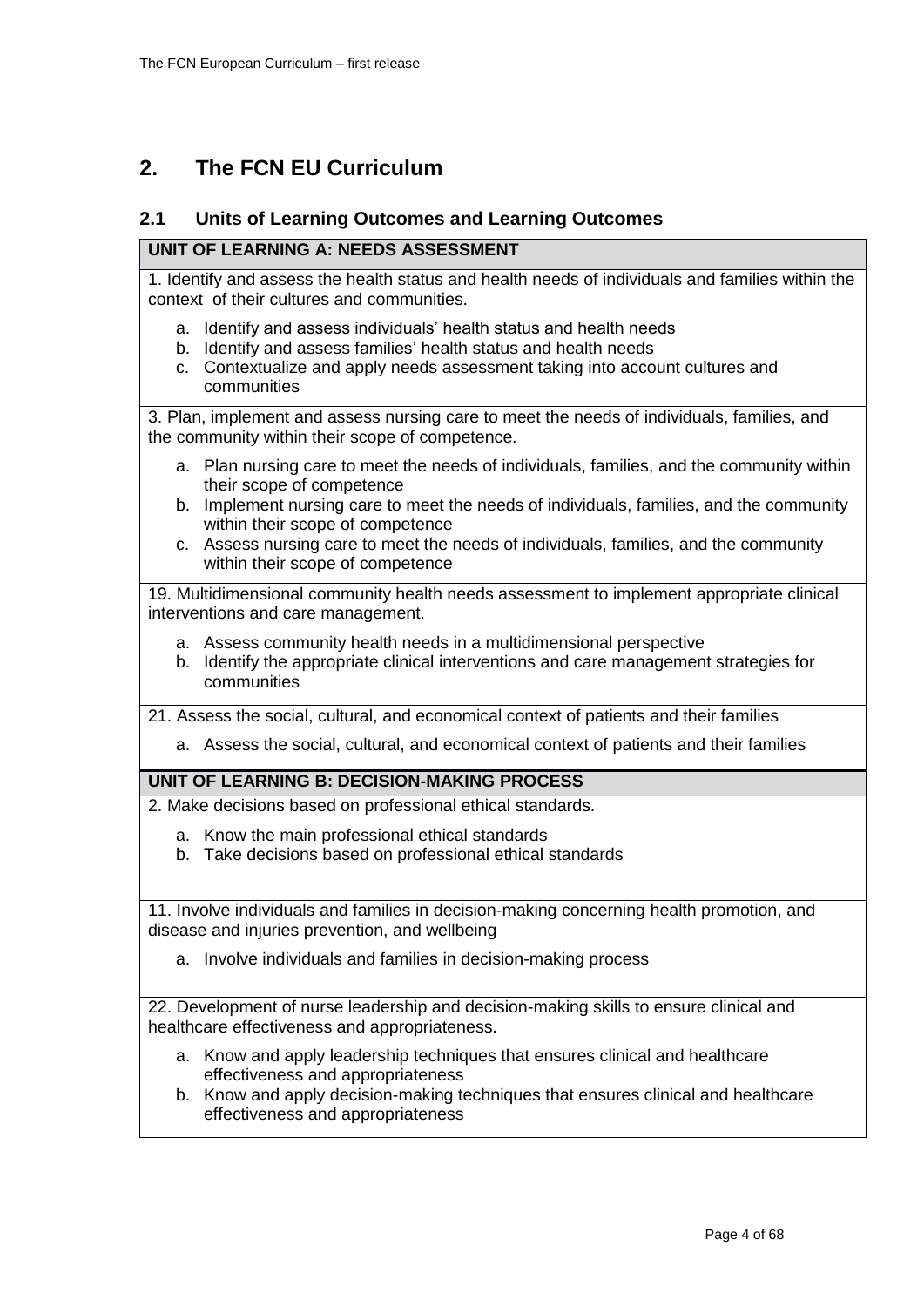## 2. The FCN EU Curriculum

### 2.1 Units of Learning Outcomes and Learning Outcomes

**UNIT OF LEARNING A: NEEDS ASSESSMENT**

1. Identify and assess the health status and health needs of individuals and families within the context of their cultures and communities.

   a. Identify and assess individuals' health status and health needs
   b. Identify and assess families' health status and health needs
   c. Contextualize and apply needs assessment taking into account cultures and communities

3. Plan, implement and assess nursing care to meet the needs of individuals, families, and the community within their scope of competence.

   a. Plan nursing care to meet the needs of individuals, families, and the community within their scope of competence
   b. Implement nursing care to meet the needs of individuals, families, and the community within their scope of competence
   c. Assess nursing care to meet the needs of individuals, families, and the community within their scope of competence

19. Multidimensional community health needs assessment to implement appropriate clinical interventions and care management.

   a. Assess community health needs in a multidimensional perspective
   b. Identify the appropriate clinical interventions and care management strategies for communities

21. Assess the social, cultural, and economical context of patients and their families

   a. Assess the social, cultural, and economical context of patients and their families

**UNIT OF LEARNING B: DECISION-MAKING PROCESS**

2. Make decisions based on professional ethical standards.

   a. Know the main professional ethical standards
   b. Take decisions based on professional ethical standards

11. Involve individuals and families in decision-making concerning health promotion, and disease and injuries prevention, and wellbeing

   a. Involve individuals and families in decision-making process

22. Development of nurse leadership and decision-making skills to ensure clinical and healthcare effectiveness and appropriateness.

   a. Know and apply leadership techniques that ensures clinical and healthcare effectiveness and appropriateness
   b. Know and apply decision-making techniques that ensures clinical and healthcare effectiveness and appropriateness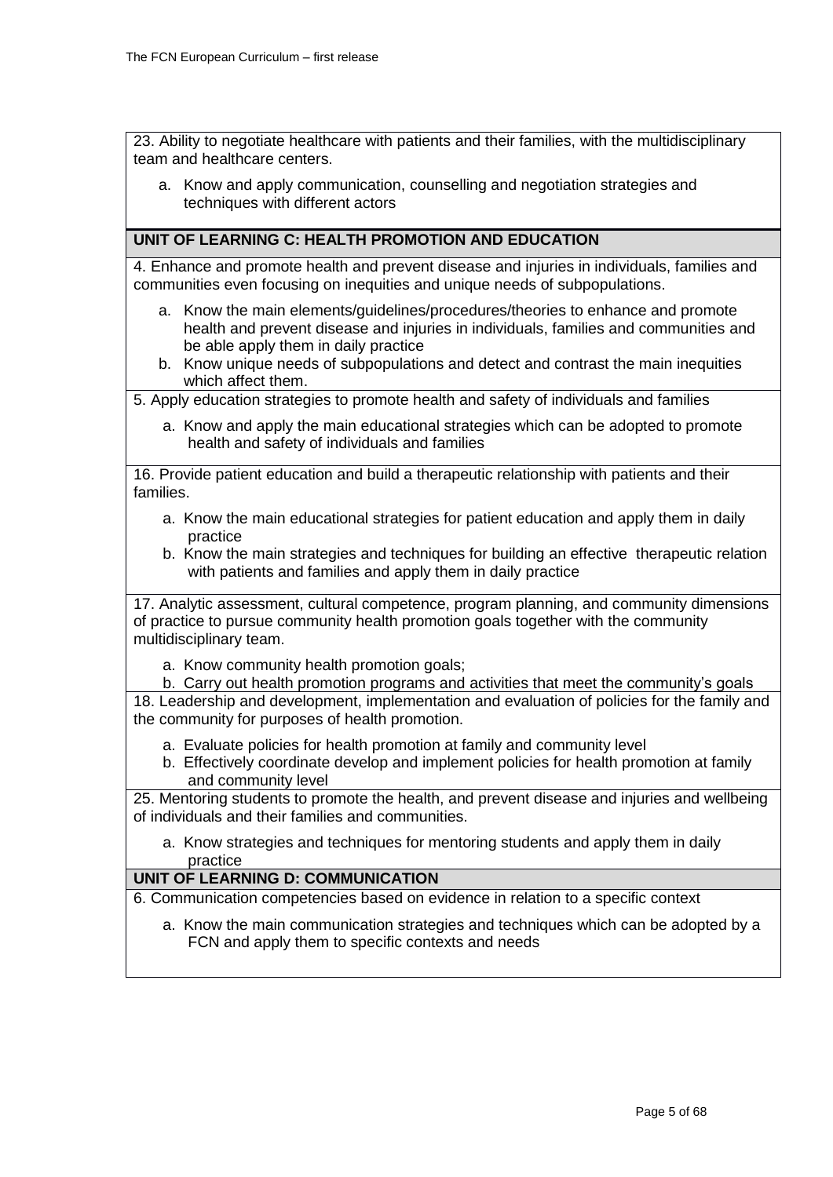23. Ability to negotiate healthcare with patients and their families, with the multidisciplinary team and healthcare centers.

a. Know and apply communication, counselling and negotiation strategies and techniques with different actors

## UNIT OF LEARNING C: HEALTH PROMOTION AND EDUCATION

4. Enhance and promote health and prevent disease and injuries in individuals, families and communities even focusing on inequities and unique needs of subpopulations.

a. Know the main elements/guidelines/procedures/theories to enhance and promote health and prevent disease and injuries in individuals, families and communities and be able apply them in daily practice
b. Know unique needs of subpopulations and detect and contrast the main inequities which affect them.

5. Apply education strategies to promote health and safety of individuals and families

a. Know and apply the main educational strategies which can be adopted to promote health and safety of individuals and families

16. Provide patient education and build a therapeutic relationship with patients and their families.

a. Know the main educational strategies for patient education and apply them in daily practice
b. Know the main strategies and techniques for building an effective therapeutic relation with patients and families and apply them in daily practice

17. Analytic assessment, cultural competence, program planning, and community dimensions of practice to pursue community health promotion goals together with the community multidisciplinary team.

a. Know community health promotion goals;
b. Carry out health promotion programs and activities that meet the community's goals

18. Leadership and development, implementation and evaluation of policies for the family and the community for purposes of health promotion.

a. Evaluate policies for health promotion at family and community level
b. Effectively coordinate develop and implement policies for health promotion at family and community level

25. Mentoring students to promote the health, and prevent disease and injuries and wellbeing of individuals and their families and communities.

a. Know strategies and techniques for mentoring students and apply them in daily practice

## UNIT OF LEARNING D: COMMUNICATION

6. Communication competencies based on evidence in relation to a specific context

a. Know the main communication strategies and techniques which can be adopted by a FCN and apply them to specific contexts and needs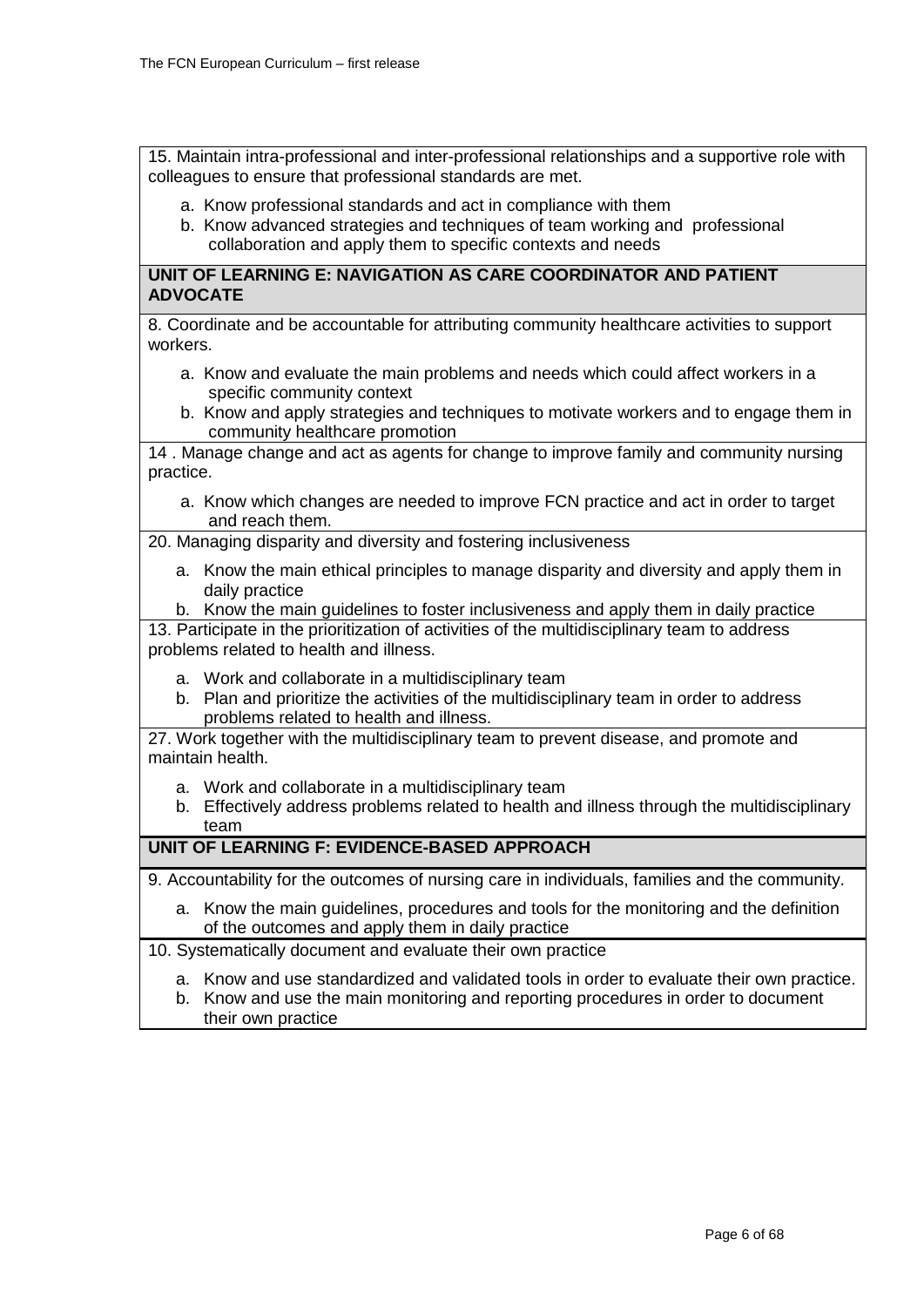15. Maintain intra-professional and inter-professional relationships and a supportive role with colleagues to ensure that professional standards are met.

a. Know professional standards and act in compliance with them
b. Know advanced strategies and techniques of team working and professional collaboration and apply them to specific contexts and needs

**UNIT OF LEARNING E: NAVIGATION AS CARE COORDINATOR AND PATIENT ADVOCATE**

8. Coordinate and be accountable for attributing community healthcare activities to support workers.

a. Know and evaluate the main problems and needs which could affect workers in a specific community context
b. Know and apply strategies and techniques to motivate workers and to engage them in community healthcare promotion

14 . Manage change and act as agents for change to improve family and community nursing practice.

a. Know which changes are needed to improve FCN practice and act in order to target and reach them.

20. Managing disparity and diversity and fostering inclusiveness

a. Know the main ethical principles to manage disparity and diversity and apply them in daily practice
b. Know the main guidelines to foster inclusiveness and apply them in daily practice

13. Participate in the prioritization of activities of the multidisciplinary team to address problems related to health and illness.

a. Work and collaborate in a multidisciplinary team
b. Plan and prioritize the activities of the multidisciplinary team in order to address problems related to health and illness.

27. Work together with the multidisciplinary team to prevent disease, and promote and maintain health.

a. Work and collaborate in a multidisciplinary team
b. Effectively address problems related to health and illness through the multidisciplinary team

**UNIT OF LEARNING F: EVIDENCE-BASED APPROACH**

9. Accountability for the outcomes of nursing care in individuals, families and the community.

a. Know the main guidelines, procedures and tools for the monitoring and the definition of the outcomes and apply them in daily practice

10. Systematically document and evaluate their own practice

a. Know and use standardized and validated tools in order to evaluate their own practice.
b. Know and use the main monitoring and reporting procedures in order to document their own practice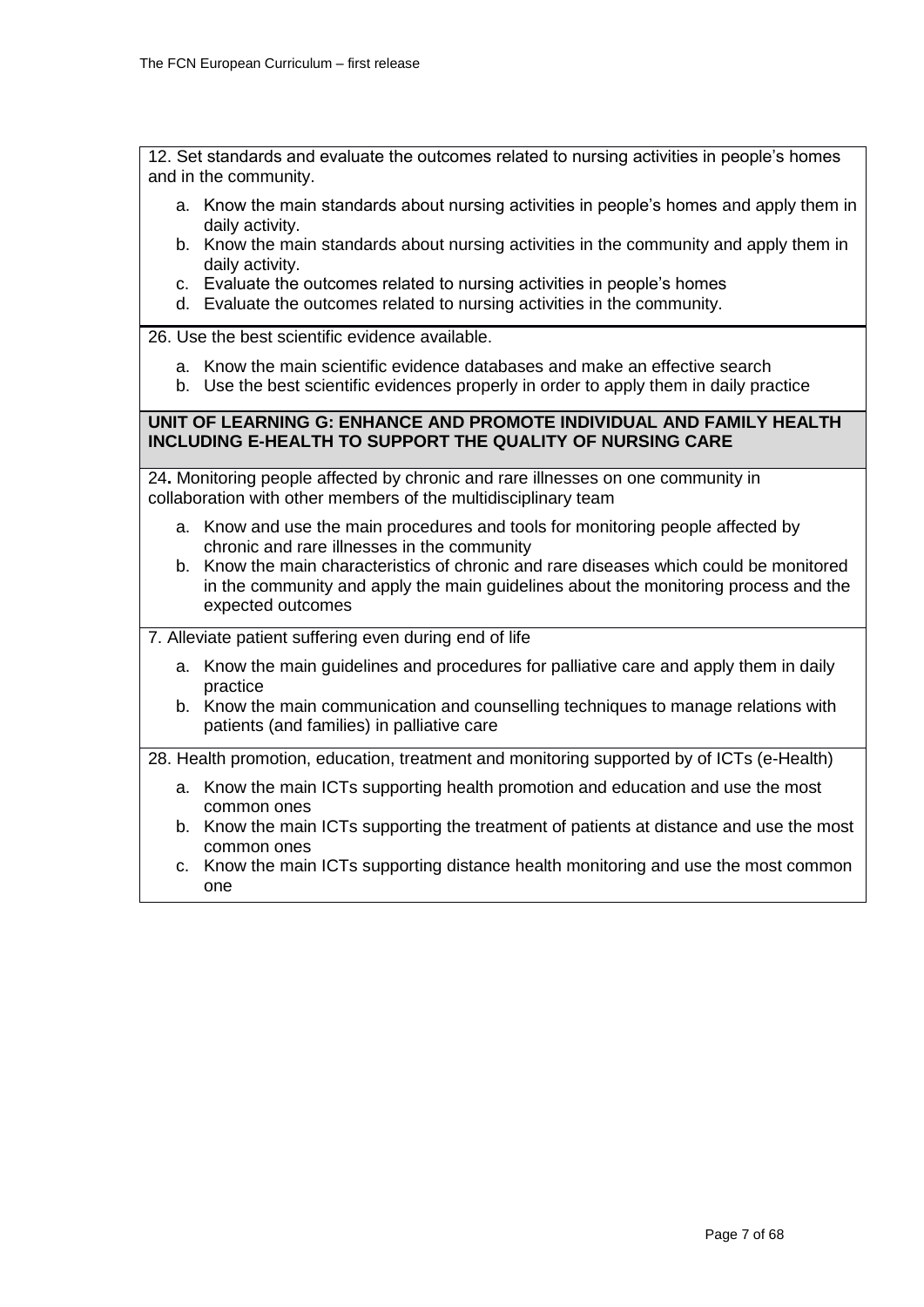12. Set standards and evaluate the outcomes related to nursing activities in people's homes and in the community.

a. Know the main standards about nursing activities in people's homes and apply them in daily activity.
b. Know the main standards about nursing activities in the community and apply them in daily activity.
c. Evaluate the outcomes related to nursing activities in people's homes
d. Evaluate the outcomes related to nursing activities in the community.

26. Use the best scientific evidence available.

a. Know the main scientific evidence databases and make an effective search
b. Use the best scientific evidences properly in order to apply them in daily practice

**UNIT OF LEARNING G: ENHANCE AND PROMOTE INDIVIDUAL AND FAMILY HEALTH INCLUDING E-HEALTH TO SUPPORT THE QUALITY OF NURSING CARE**

24**.** Monitoring people affected by chronic and rare illnesses on one community in collaboration with other members of the multidisciplinary team

a. Know and use the main procedures and tools for monitoring people affected by chronic and rare illnesses in the community
b. Know the main characteristics of chronic and rare diseases which could be monitored in the community and apply the main guidelines about the monitoring process and the expected outcomes

7. Alleviate patient suffering even during end of life

a. Know the main guidelines and procedures for palliative care and apply them in daily practice
b. Know the main communication and counselling techniques to manage relations with patients (and families) in palliative care

28. Health promotion, education, treatment and monitoring supported by of ICTs (e-Health)

a. Know the main ICTs supporting health promotion and education and use the most common ones
b. Know the main ICTs supporting the treatment of patients at distance and use the most common ones
c. Know the main ICTs supporting distance health monitoring and use the most common one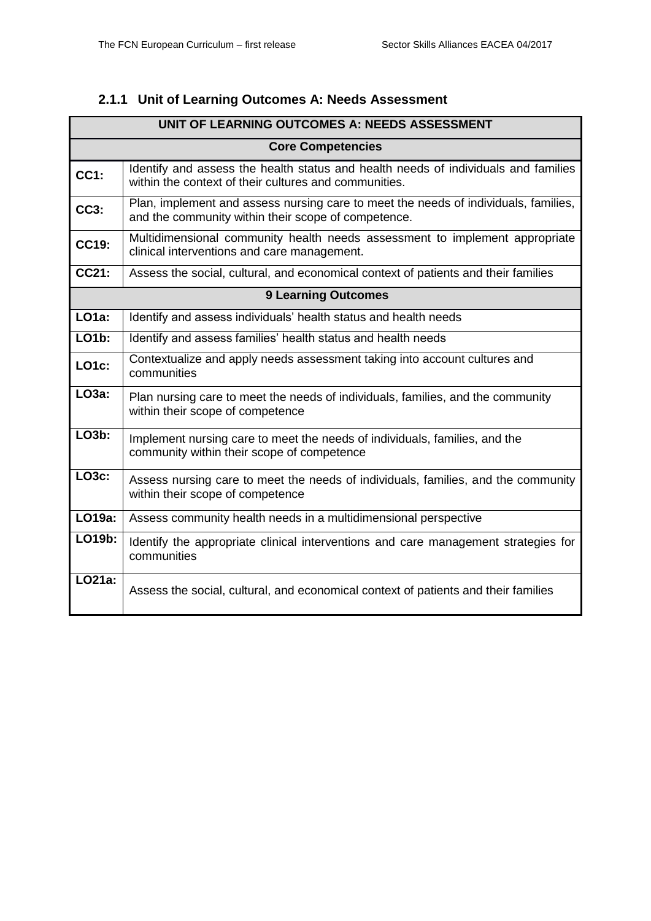### 2.1.1 Unit of Learning Outcomes A: Needs Assessment

| UNIT OF LEARNING OUTCOMES A: NEEDS ASSESSMENT | |
|---|---|
| **Core Competencies** | |
| **CC1:** | Identify and assess the health status and health needs of individuals and families within the context of their cultures and communities. |
| **CC3:** | Plan, implement and assess nursing care to meet the needs of individuals, families, and the community within their scope of competence. |
| **CC19:** | Multidimensional community health needs assessment to implement appropriate clinical interventions and care management. |
| **CC21:** | Assess the social, cultural, and economical context of patients and their families |
| **9 Learning Outcomes** | |
| **LO1a:** | Identify and assess individuals' health status and health needs |
| **LO1b:** | Identify and assess families' health status and health needs |
| **LO1c:** | Contextualize and apply needs assessment taking into account cultures and communities |
| **LO3a:** | Plan nursing care to meet the needs of individuals, families, and the community within their scope of competence |
| **LO3b:** | Implement nursing care to meet the needs of individuals, families, and the community within their scope of competence |
| **LO3c:** | Assess nursing care to meet the needs of individuals, families, and the community within their scope of competence |
| **LO19a:** | Assess community health needs in a multidimensional perspective |
| **LO19b:** | Identify the appropriate clinical interventions and care management strategies for communities |
| **LO21a:** | Assess the social, cultural, and economical context of patients and their families |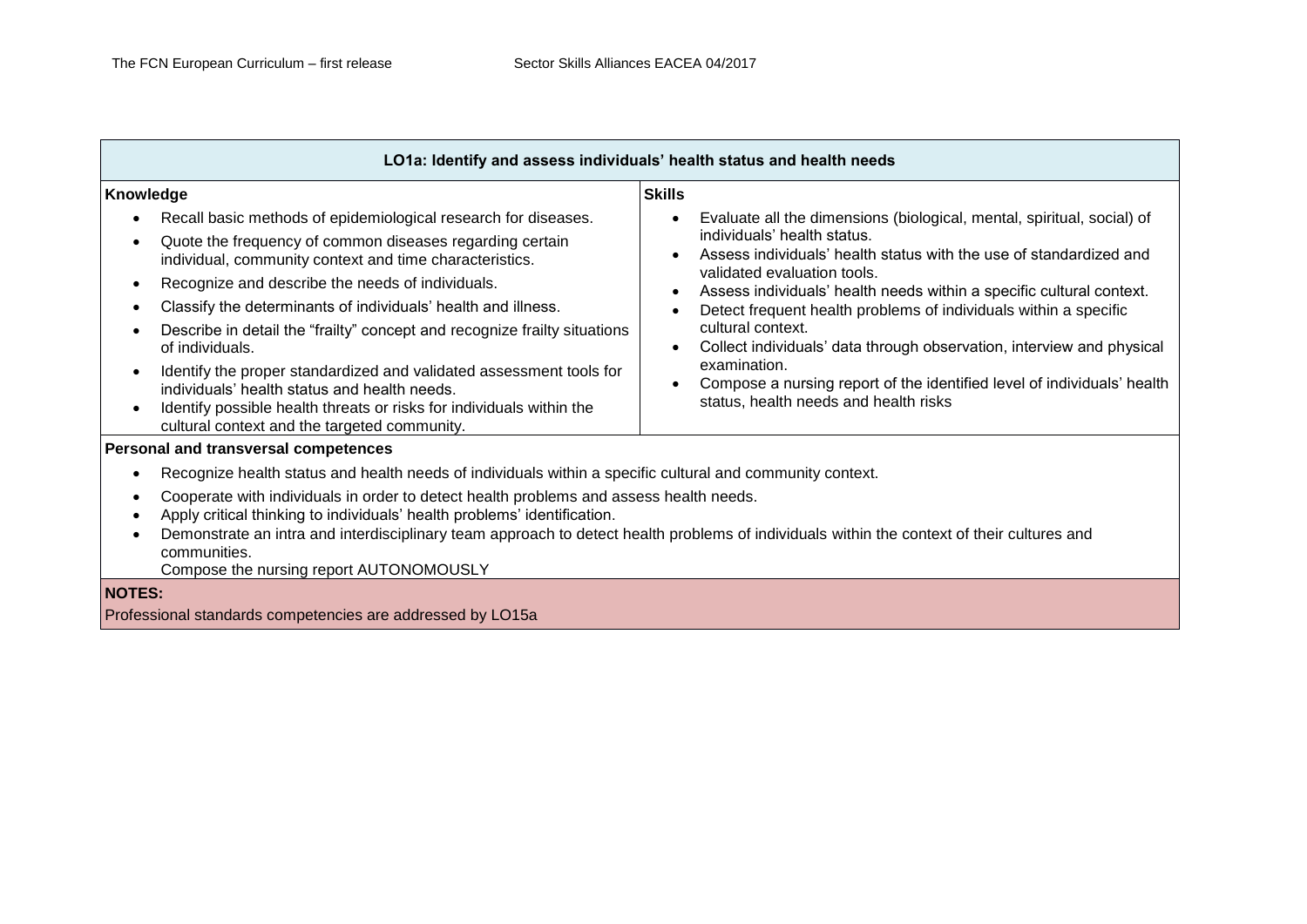| LO1a: Identify and assess individuals' health status and health needs | |
|---|---|
| **Knowledge**<br>• Recall basic methods of epidemiological research for diseases.<br>• Quote the frequency of common diseases regarding certain individual, community context and time characteristics.<br>• Recognize and describe the needs of individuals.<br>• Classify the determinants of individuals' health and illness.<br>• Describe in detail the "frailty" concept and recognize frailty situations of individuals.<br>• Identify the proper standardized and validated assessment tools for individuals' health status and health needs.<br>• Identify possible health threats or risks for individuals within the cultural context and the targeted community. | **Skills**<br>• Evaluate all the dimensions (biological, mental, spiritual, social) of individuals' health status.<br>• Assess individuals' health status with the use of standardized and validated evaluation tools.<br>• Assess individuals' health needs within a specific cultural context.<br>• Detect frequent health problems of individuals within a specific cultural context.<br>• Collect individuals' data through observation, interview and physical examination.<br>• Compose a nursing report of the identified level of individuals' health status, health needs and health risks |
| **Personal and transversal competences**<br>• Recognize health status and health needs of individuals within a specific cultural and community context.<br>• Cooperate with individuals in order to detect health problems and assess health needs.<br>• Apply critical thinking to individuals' health problems' identification.<br>• Demonstrate an intra and interdisciplinary team approach to detect health problems of individuals within the context of their cultures and communities.<br>Compose the nursing report AUTONOMOUSLY | |
| **NOTES:**<br>Professional standards competencies are addressed by LO15a | |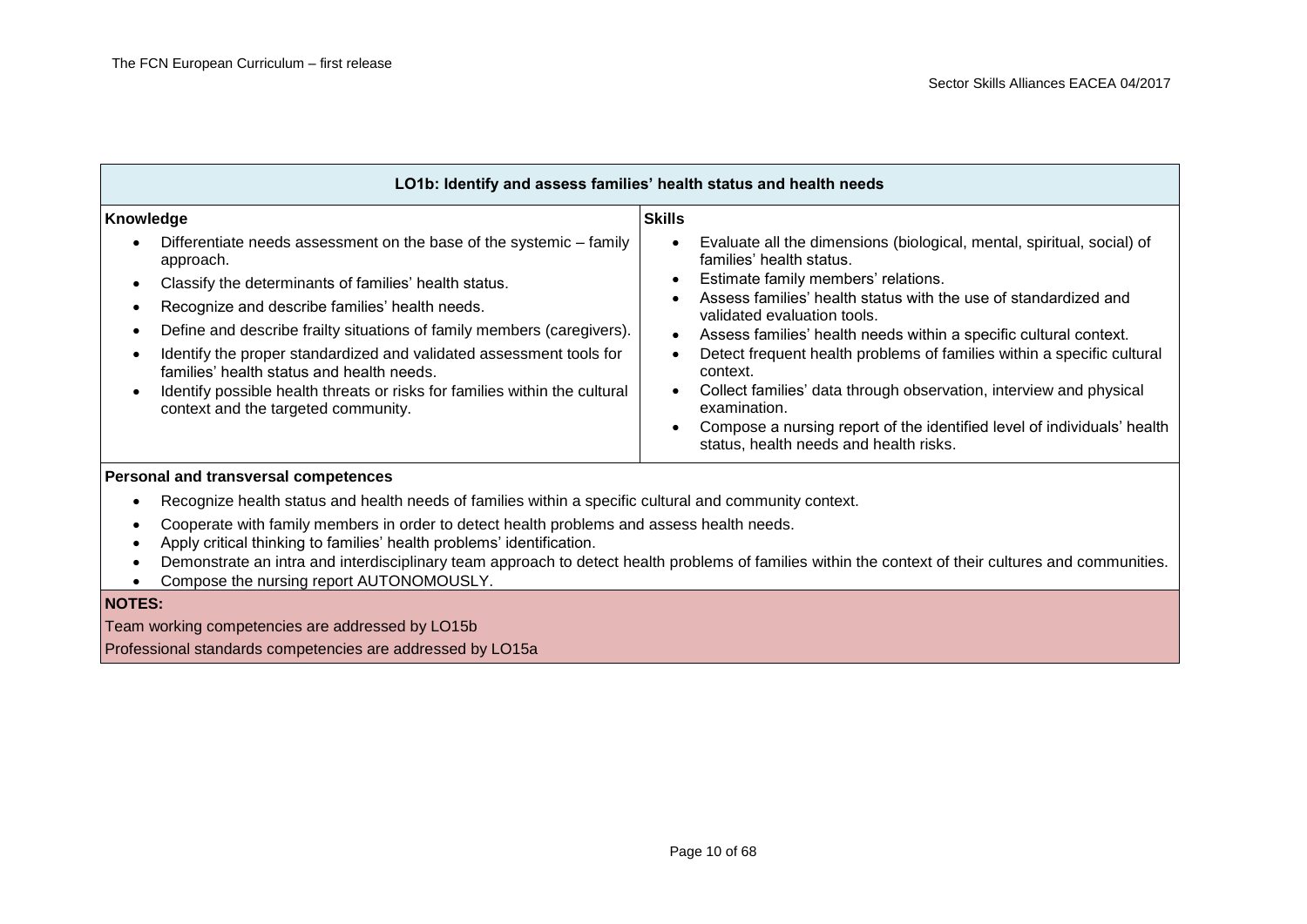| LO1b: Identify and assess families' health status and health needs | |
|---|---|
| **Knowledge**<br>• Differentiate needs assessment on the base of the systemic – family approach.<br>• Classify the determinants of families' health status.<br>• Recognize and describe families' health needs.<br>• Define and describe frailty situations of family members (caregivers).<br>• Identify the proper standardized and validated assessment tools for families' health status and health needs.<br>• Identify possible health threats or risks for families within the cultural context and the targeted community. | **Skills**<br>• Evaluate all the dimensions (biological, mental, spiritual, social) of families' health status.<br>• Estimate family members' relations.<br>• Assess families' health status with the use of standardized and validated evaluation tools.<br>• Assess families' health needs within a specific cultural context.<br>• Detect frequent health problems of families within a specific cultural context.<br>• Collect families' data through observation, interview and physical examination.<br>• Compose a nursing report of the identified level of individuals' health status, health needs and health risks. |
| **Personal and transversal competences**<br>• Recognize health status and health needs of families within a specific cultural and community context.<br>• Cooperate with family members in order to detect health problems and assess health needs.<br>• Apply critical thinking to families' health problems' identification.<br>• Demonstrate an intra and interdisciplinary team approach to detect health problems of families within the context of their cultures and communities.<br>• Compose the nursing report AUTONOMOUSLY. | |
| **NOTES:**<br>Team working competencies are addressed by LO15b<br>Professional standards competencies are addressed by LO15a | |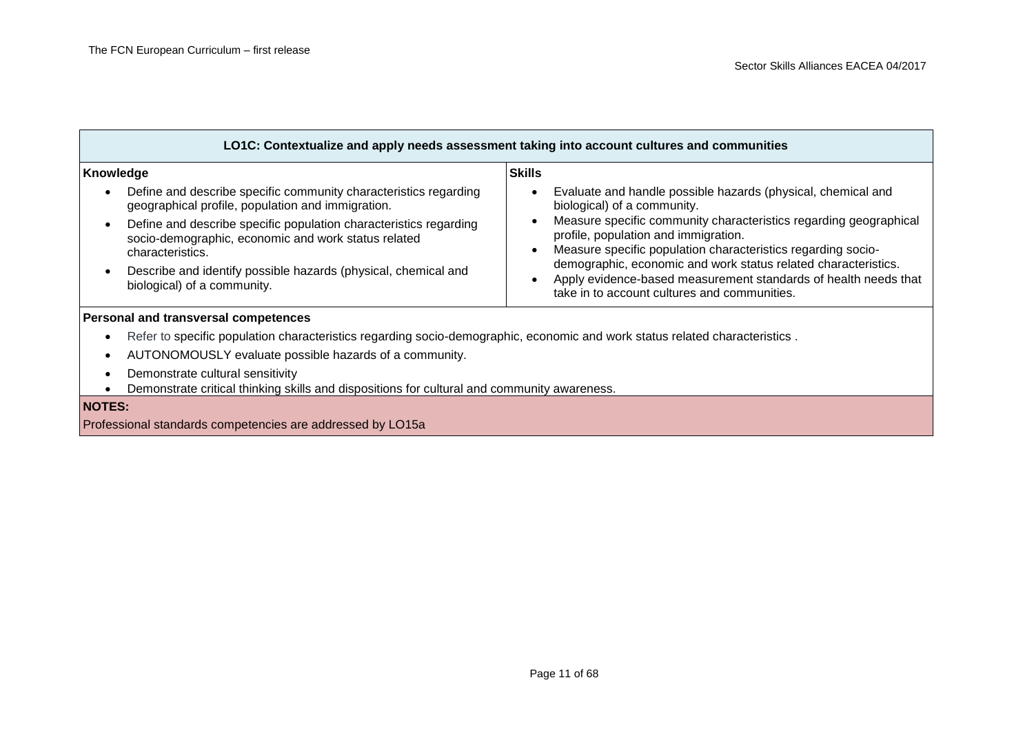| LO1C: Contextualize and apply needs assessment taking into account cultures and communities | |
|---|---|
| **Knowledge**<br>• Define and describe specific community characteristics regarding geographical profile, population and immigration.<br>• Define and describe specific population characteristics regarding socio-demographic, economic and work status related characteristics.<br>• Describe and identify possible hazards (physical, chemical and biological) of a community. | **Skills**<br>• Evaluate and handle possible hazards (physical, chemical and biological) of a community.<br>• Measure specific community characteristics regarding geographical profile, population and immigration.<br>• Measure specific population characteristics regarding socio-demographic, economic and work status related characteristics.<br>• Apply evidence-based measurement standards of health needs that take in to account cultures and communities. |
| **Personal and transversal competences**<br>• Refer to specific population characteristics regarding socio-demographic, economic and work status related characteristics .<br>• AUTONOMOUSLY evaluate possible hazards of a community.<br>• Demonstrate cultural sensitivity<br>• Demonstrate critical thinking skills and dispositions for cultural and community awareness. | |
| **NOTES:**<br>Professional standards competencies are addressed by LO15a | |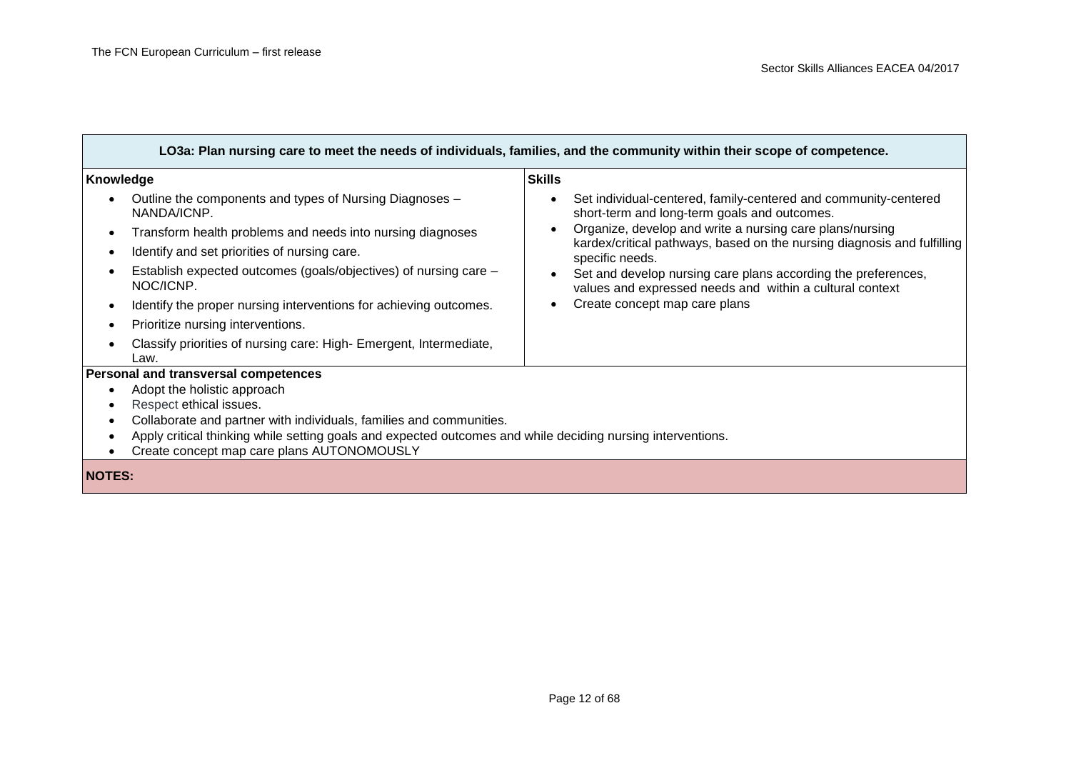| LO3a: Plan nursing care to meet the needs of individuals, families, and the community within their scope of competence. | |
|---|---|
| **Knowledge**<br>• Outline the components and types of Nursing Diagnoses – NANDA/ICNP.<br>• Transform health problems and needs into nursing diagnoses<br>• Identify and set priorities of nursing care.<br>• Establish expected outcomes (goals/objectives) of nursing care – NOC/ICNP.<br>• Identify the proper nursing interventions for achieving outcomes.<br>• Prioritize nursing interventions.<br>• Classify priorities of nursing care: High- Emergent, Intermediate, Law. | **Skills**<br>• Set individual-centered, family-centered and community-centered short-term and long-term goals and outcomes.<br>• Organize, develop and write a nursing care plans/nursing kardex/critical pathways, based on the nursing diagnosis and fulfilling specific needs.<br>• Set and develop nursing care plans according the preferences, values and expressed needs and within a cultural context<br>• Create concept map care plans |
| **Personal and transversal competences**<br>• Adopt the holistic approach<br>• Respect ethical issues.<br>• Collaborate and partner with individuals, families and communities.<br>• Apply critical thinking while setting goals and expected outcomes and while deciding nursing interventions.<br>• Create concept map care plans AUTONOMOUSLY | |
| **NOTES:** | |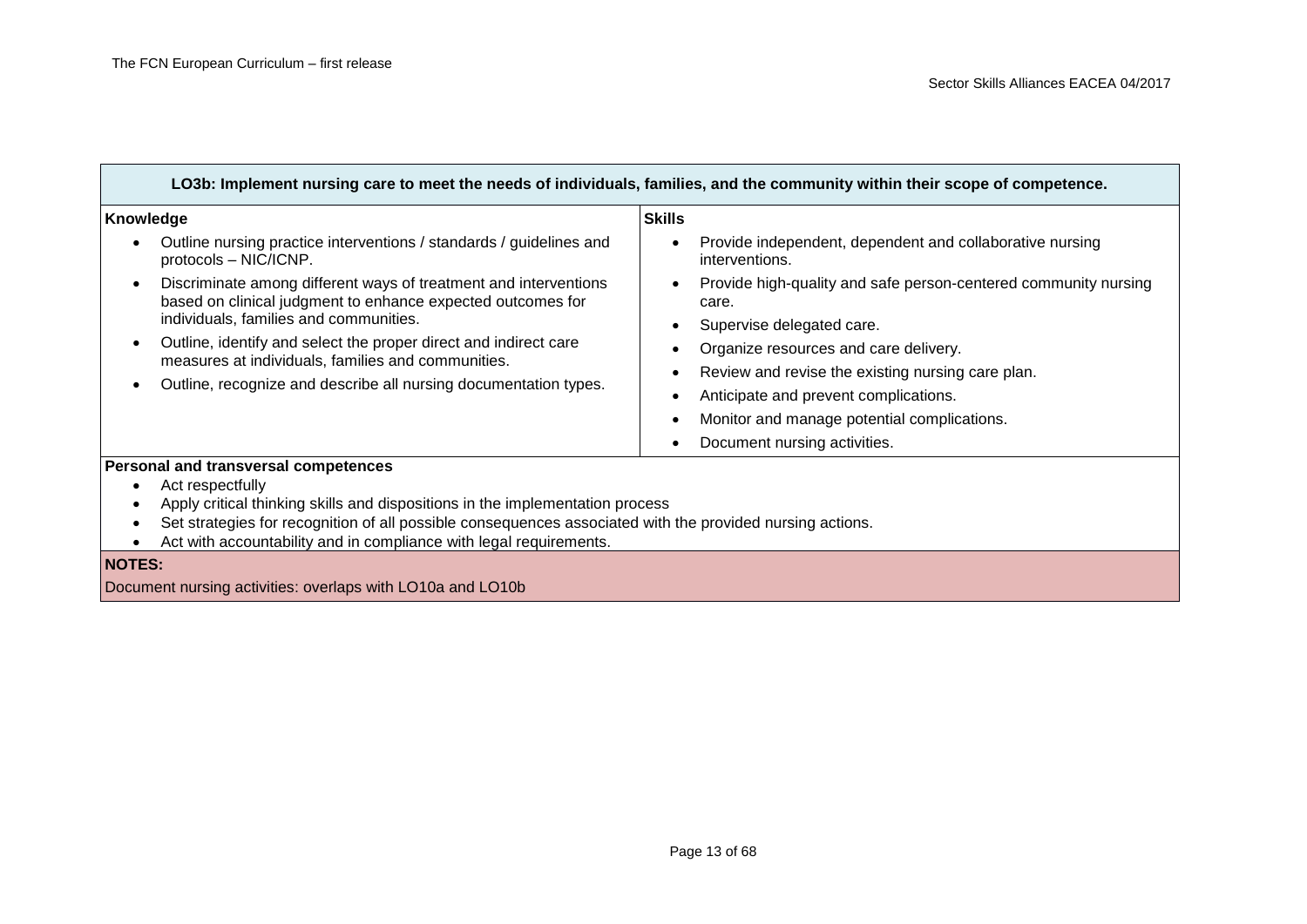| **LO3b: Implement nursing care to meet the needs of individuals, families, and the community within their scope of competence.** | |
|---|---|
| **Knowledge**<br>• Outline nursing practice interventions / standards / guidelines and protocols – NIC/ICNP.<br>• Discriminate among different ways of treatment and interventions based on clinical judgment to enhance expected outcomes for individuals, families and communities.<br>• Outline, identify and select the proper direct and indirect care measures at individuals, families and communities.<br>• Outline, recognize and describe all nursing documentation types. | **Skills**<br>• Provide independent, dependent and collaborative nursing interventions.<br>• Provide high-quality and safe person-centered community nursing care.<br>• Supervise delegated care.<br>• Organize resources and care delivery.<br>• Review and revise the existing nursing care plan.<br>• Anticipate and prevent complications.<br>• Monitor and manage potential complications.<br>• Document nursing activities. |
| **Personal and transversal competences**<br>• Act respectfully<br>• Apply critical thinking skills and dispositions in the implementation process<br>• Set strategies for recognition of all possible consequences associated with the provided nursing actions.<br>• Act with accountability and in compliance with legal requirements. | |
| **NOTES:**<br>Document nursing activities: overlaps with LO10a and LO10b | |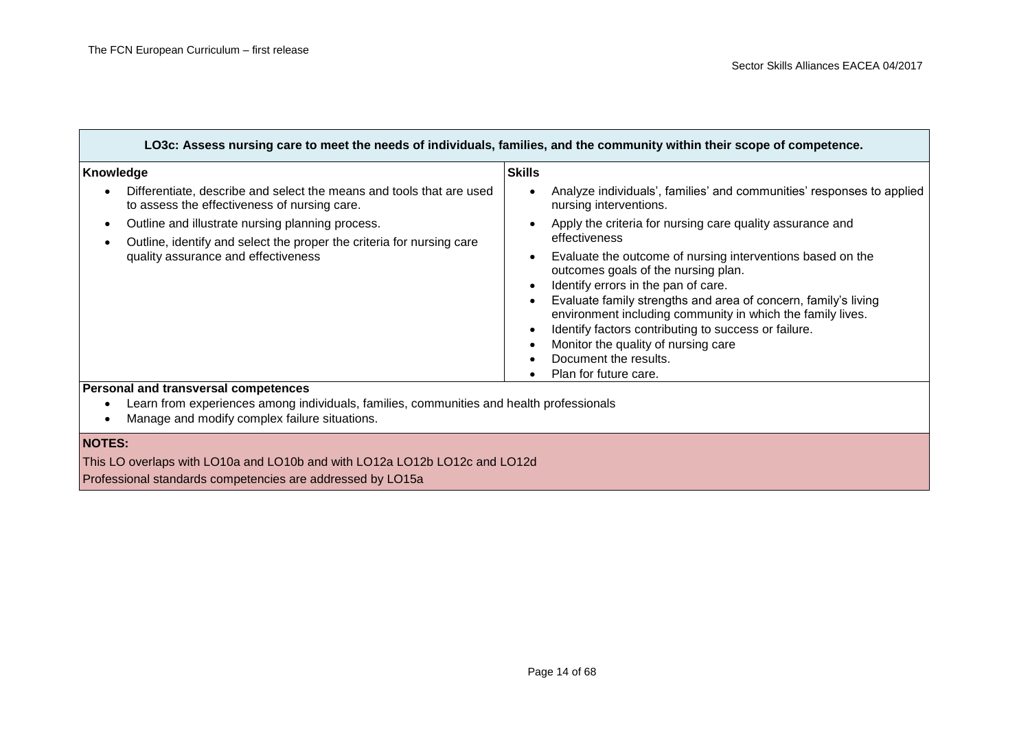| LO3c: Assess nursing care to meet the needs of individuals, families, and the community within their scope of competence. | |
|---|---|
| **Knowledge**<br>• Differentiate, describe and select the means and tools that are used to assess the effectiveness of nursing care.<br>• Outline and illustrate nursing planning process.<br>• Outline, identify and select the proper the criteria for nursing care quality assurance and effectiveness | **Skills**<br>• Analyze individuals', families' and communities' responses to applied nursing interventions.<br>• Apply the criteria for nursing care quality assurance and effectiveness<br>• Evaluate the outcome of nursing interventions based on the outcomes goals of the nursing plan.<br>• Identify errors in the pan of care.<br>• Evaluate family strengths and area of concern, family's living environment including community in which the family lives.<br>• Identify factors contributing to success or failure.<br>• Monitor the quality of nursing care<br>• Document the results.<br>• Plan for future care. |
| **Personal and transversal competences**<br>• Learn from experiences among individuals, families, communities and health professionals<br>• Manage and modify complex failure situations. | |
| **NOTES:**<br>This LO overlaps with LO10a and LO10b and with LO12a LO12b LO12c and LO12d<br>Professional standards competencies are addressed by LO15a | |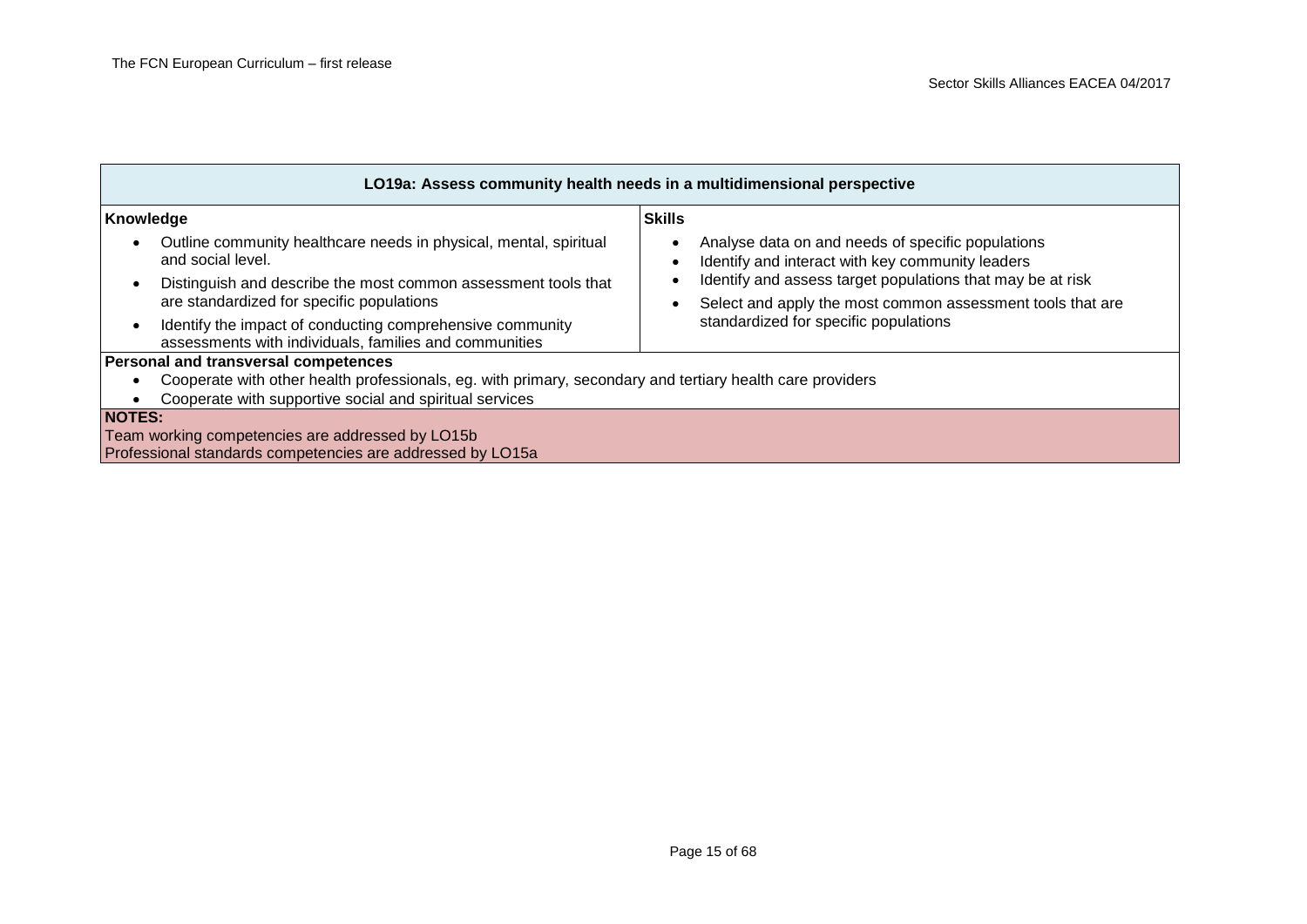| LO19a: Assess community health needs in a multidimensional perspective | |
|---|---|
| **Knowledge**<br>• Outline community healthcare needs in physical, mental, spiritual and social level.<br>• Distinguish and describe the most common assessment tools that are standardized for specific populations<br>• Identify the impact of conducting comprehensive community assessments with individuals, families and communities | **Skills**<br>• Analyse data on and needs of specific populations<br>• Identify and interact with key community leaders<br>• Identify and assess target populations that may be at risk<br>• Select and apply the most common assessment tools that are standardized for specific populations |
| **Personal and transversal competences**<br>• Cooperate with other health professionals, eg. with primary, secondary and tertiary health care providers<br>• Cooperate with supportive social and spiritual services | |
| **NOTES:**<br>Team working competencies are addressed by LO15b<br>Professional standards competencies are addressed by LO15a | |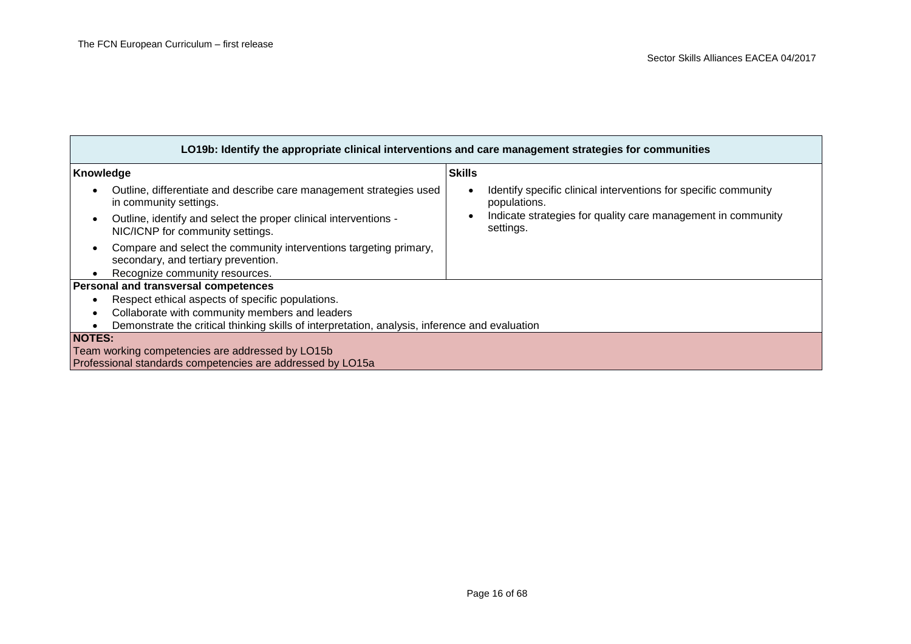| LO19b: Identify the appropriate clinical interventions and care management strategies for communities | |
|---|---|
| **Knowledge** | **Skills** |
| • Outline, differentiate and describe care management strategies used in community settings.<br>• Outline, identify and select the proper clinical interventions - NIC/ICNP for community settings.<br>• Compare and select the community interventions targeting primary, secondary, and tertiary prevention.<br>• Recognize community resources. | • Identify specific clinical interventions for specific community populations.<br>• Indicate strategies for quality care management in community settings. |
| **Personal and transversal competences**<br>• Respect ethical aspects of specific populations.<br>• Collaborate with community members and leaders<br>• Demonstrate the critical thinking skills of interpretation, analysis, inference and evaluation | |
| **NOTES:**<br>Team working competencies are addressed by LO15b<br>Professional standards competencies are addressed by LO15a | |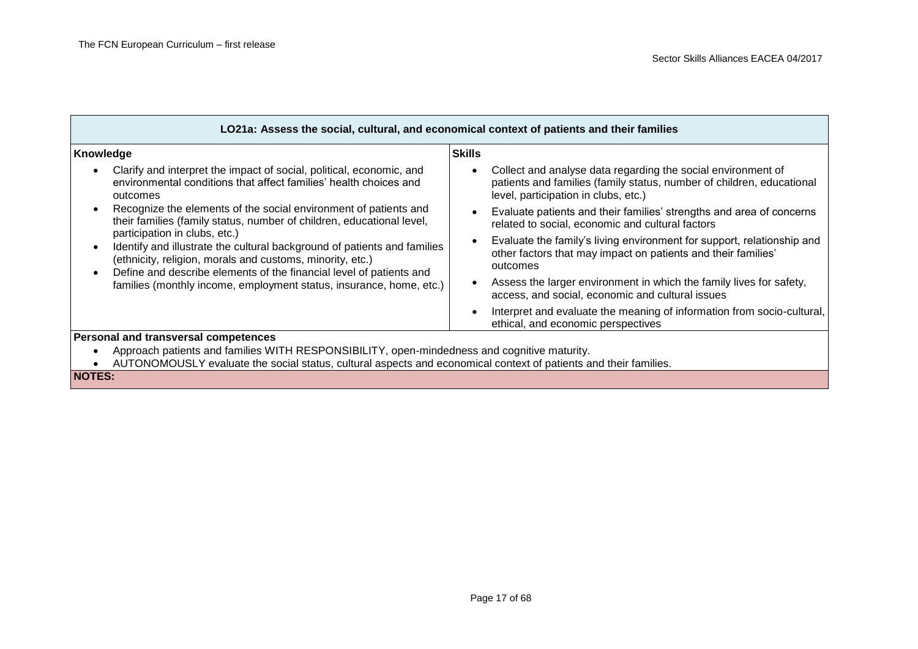| LO21a: Assess the social, cultural, and economical context of patients and their families | |
|---|---|
| **Knowledge** | **Skills** |
| • Clarify and interpret the impact of social, political, economic, and environmental conditions that affect families' health choices and outcomes<br>• Recognize the elements of the social environment of patients and their families (family status, number of children, educational level, participation in clubs, etc.)<br>• Identify and illustrate the cultural background of patients and families (ethnicity, religion, morals and customs, minority, etc.)<br>• Define and describe elements of the financial level of patients and families (monthly income, employment status, insurance, home, etc.) | • Collect and analyse data regarding the social environment of patients and families (family status, number of children, educational level, participation in clubs, etc.)<br>• Evaluate patients and their families' strengths and area of concerns related to social, economic and cultural factors<br>• Evaluate the family's living environment for support, relationship and other factors that may impact on patients and their families' outcomes<br>• Assess the larger environment in which the family lives for safety, access, and social, economic and cultural issues<br>• Interpret and evaluate the meaning of information from socio-cultural, ethical, and economic perspectives |
| **Personal and transversal competences**<br>• Approach patients and families WITH RESPONSIBILITY, open-mindedness and cognitive maturity.<br>• AUTONOMOUSLY evaluate the social status, cultural aspects and economical context of patients and their families. | |
| **NOTES:** | |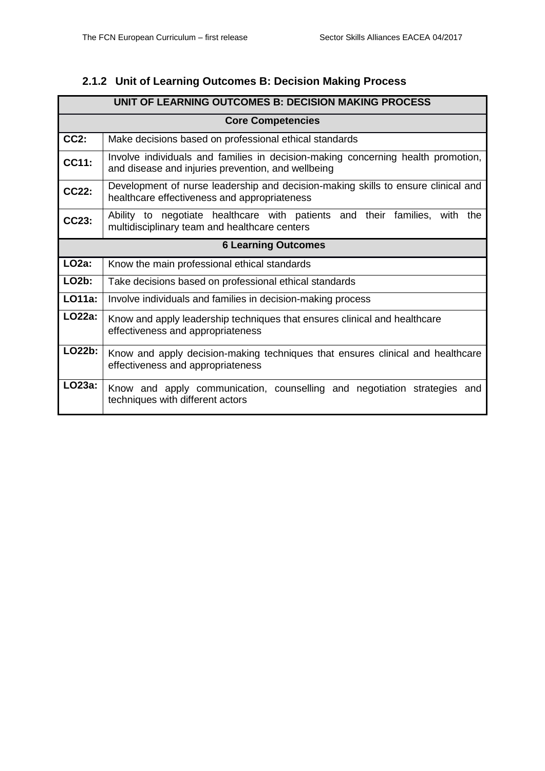### 2.1.2 Unit of Learning Outcomes B: Decision Making Process

| UNIT OF LEARNING OUTCOMES B: DECISION MAKING PROCESS | |
|---|---|
| **Core Competencies** | |
| **CC2:** | Make decisions based on professional ethical standards |
| **CC11:** | Involve individuals and families in decision-making concerning health promotion, and disease and injuries prevention, and wellbeing |
| **CC22:** | Development of nurse leadership and decision-making skills to ensure clinical and healthcare effectiveness and appropriateness |
| **CC23:** | Ability to negotiate healthcare with patients and their families, with the multidisciplinary team and healthcare centers |
| **6 Learning Outcomes** | |
| **LO2a:** | Know the main professional ethical standards |
| **LO2b:** | Take decisions based on professional ethical standards |
| **LO11a:** | Involve individuals and families in decision-making process |
| **LO22a:** | Know and apply leadership techniques that ensures clinical and healthcare effectiveness and appropriateness |
| **LO22b:** | Know and apply decision-making techniques that ensures clinical and healthcare effectiveness and appropriateness |
| **LO23a:** | Know and apply communication, counselling and negotiation strategies and techniques with different actors |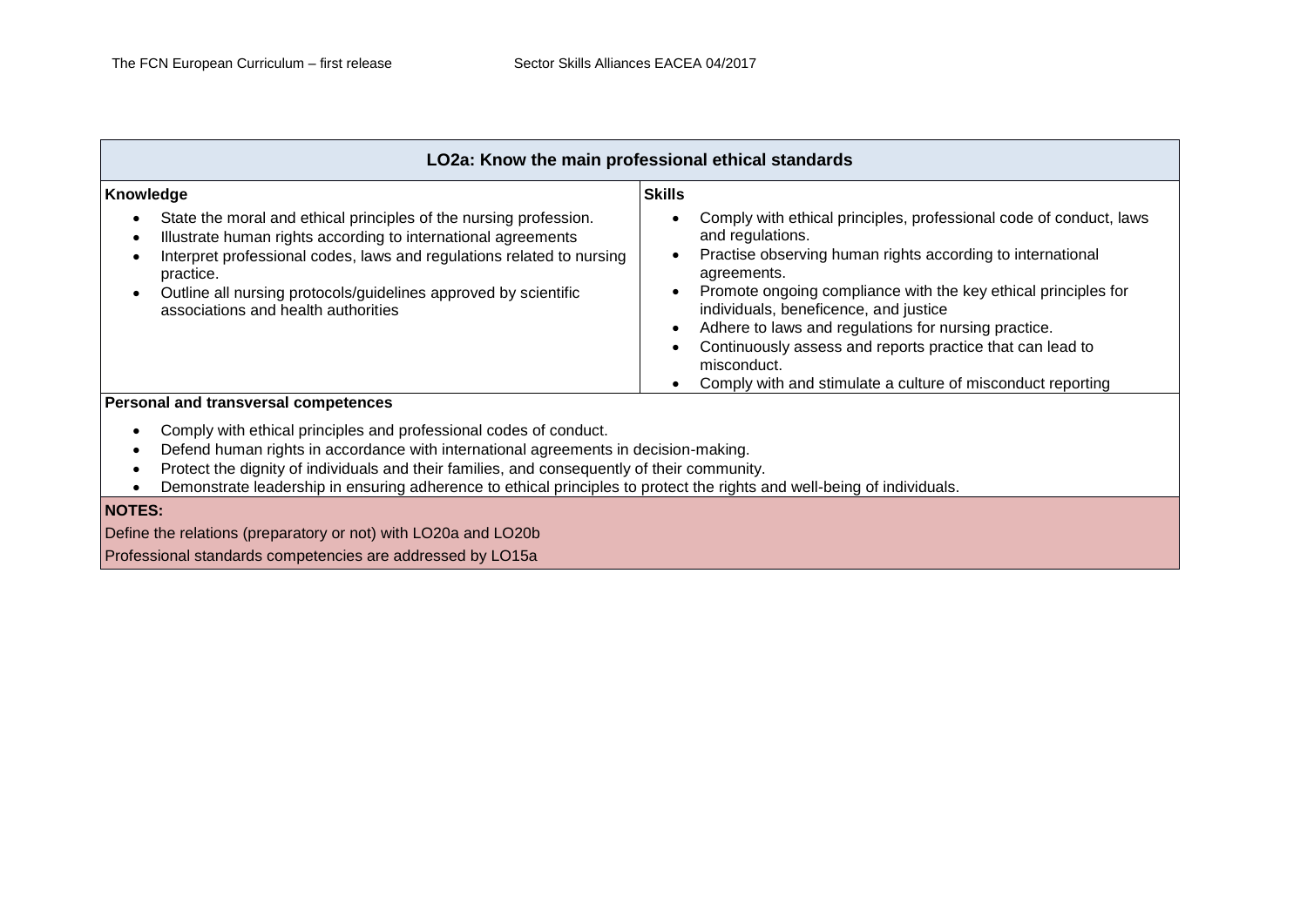| LO2a: Know the main professional ethical standards | |
|---|---|
| **Knowledge**<br>• State the moral and ethical principles of the nursing profession.<br>• Illustrate human rights according to international agreements<br>• Interpret professional codes, laws and regulations related to nursing practice.<br>• Outline all nursing protocols/guidelines approved by scientific associations and health authorities | **Skills**<br>• Comply with ethical principles, professional code of conduct, laws and regulations.<br>• Practise observing human rights according to international agreements.<br>• Promote ongoing compliance with the key ethical principles for individuals, beneficence, and justice<br>• Adhere to laws and regulations for nursing practice.<br>• Continuously assess and reports practice that can lead to misconduct.<br>• Comply with and stimulate a culture of misconduct reporting |
| **Personal and transversal competences**<br>• Comply with ethical principles and professional codes of conduct.<br>• Defend human rights in accordance with international agreements in decision-making.<br>• Protect the dignity of individuals and their families, and consequently of their community.<br>• Demonstrate leadership in ensuring adherence to ethical principles to protect the rights and well-being of individuals. | |
| **NOTES:**<br>Define the relations (preparatory or not) with LO20a and LO20b<br>Professional standards competencies are addressed by LO15a | |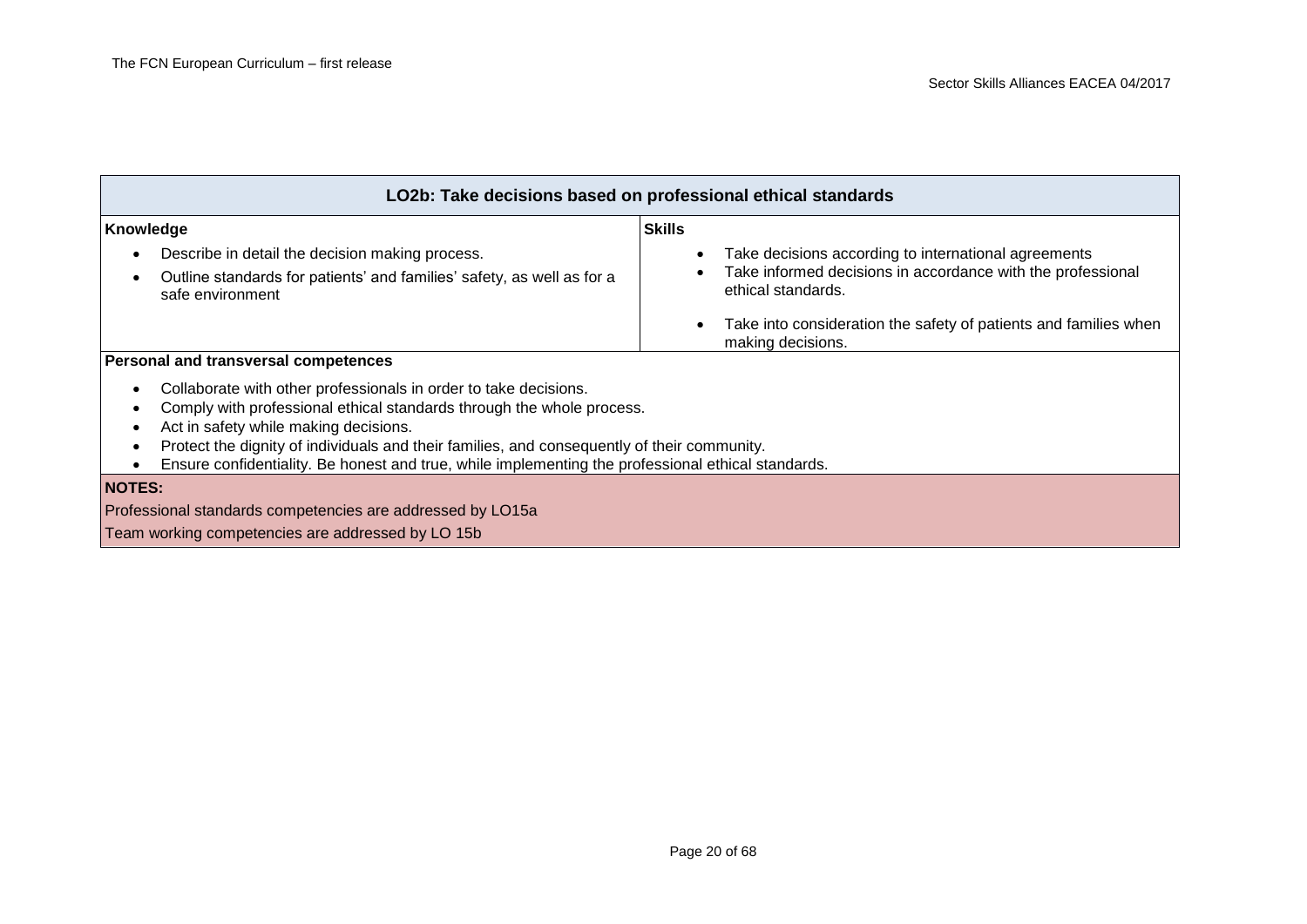| LO2b: Take decisions based on professional ethical standards | |
|---|---|
| **Knowledge**<br>• Describe in detail the decision making process.<br>• Outline standards for patients' and families' safety, as well as for a safe environment | **Skills**<br>• Take decisions according to international agreements<br>• Take informed decisions in accordance with the professional ethical standards.<br>• Take into consideration the safety of patients and families when making decisions. |
| **Personal and transversal competences**<br>• Collaborate with other professionals in order to take decisions.<br>• Comply with professional ethical standards through the whole process.<br>• Act in safety while making decisions.<br>• Protect the dignity of individuals and their families, and consequently of their community.<br>• Ensure confidentiality. Be honest and true, while implementing the professional ethical standards. | |
| **NOTES:**<br>Professional standards competencies are addressed by LO15a<br>Team working competencies are addressed by LO 15b | |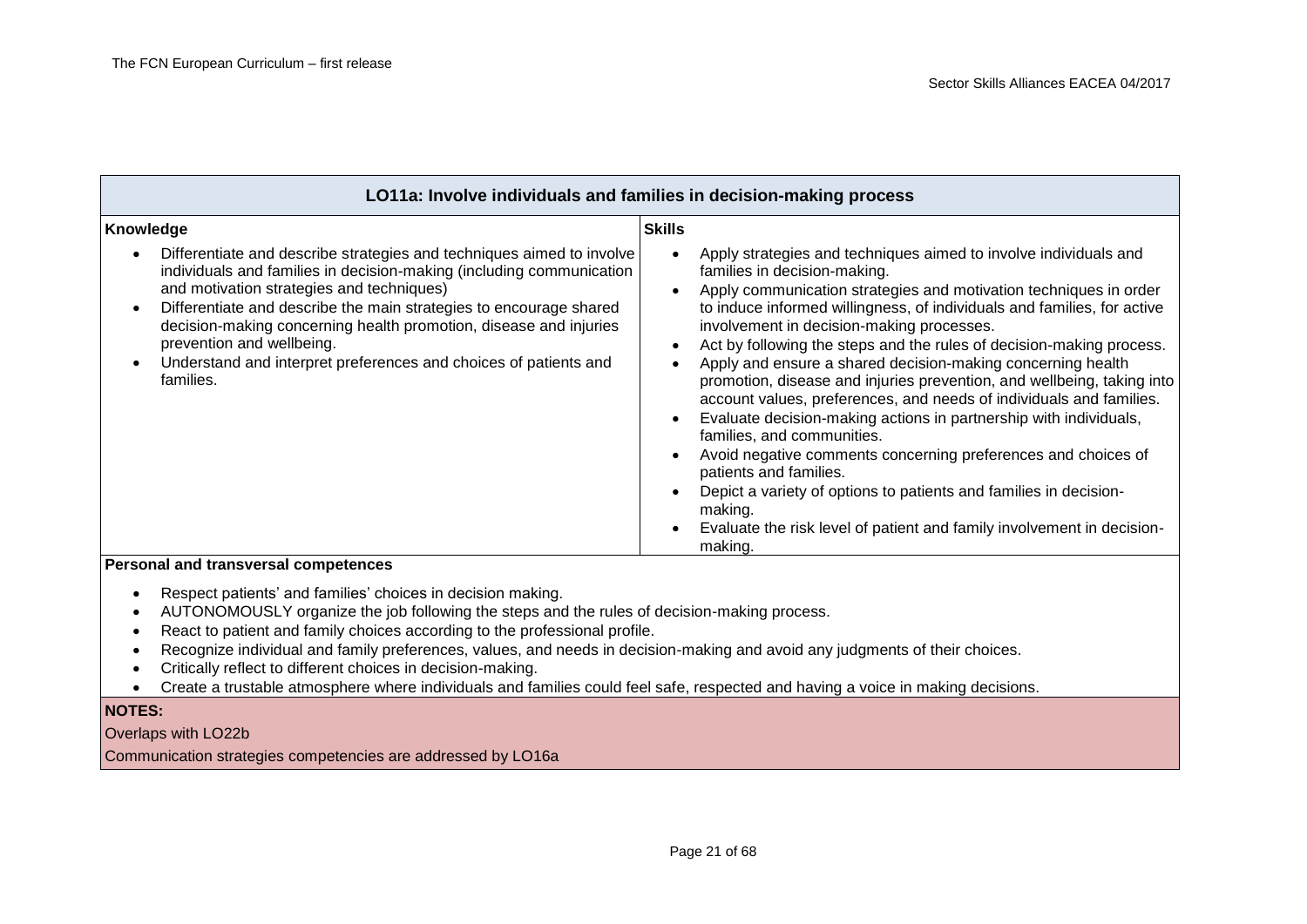## LO11a: Involve individuals and families in decision-making process

| Knowledge | Skills |
| --- | --- |
| • Differentiate and describe strategies and techniques aimed to involve individuals and families in decision-making (including communication and motivation strategies and techniques)<br>• Differentiate and describe the main strategies to encourage shared decision-making concerning health promotion, disease and injuries prevention and wellbeing.<br>• Understand and interpret preferences and choices of patients and families. | • Apply strategies and techniques aimed to involve individuals and families in decision-making.<br>• Apply communication strategies and motivation techniques in order to induce informed willingness, of individuals and families, for active involvement in decision-making processes.<br>• Act by following the steps and the rules of decision-making process.<br>• Apply and ensure a shared decision-making concerning health promotion, disease and injuries prevention, and wellbeing, taking into account values, preferences, and needs of individuals and families.<br>• Evaluate decision-making actions in partnership with individuals, families, and communities.<br>• Avoid negative comments concerning preferences and choices of patients and families.<br>• Depict a variety of options to patients and families in decision-making.<br>• Evaluate the risk level of patient and family involvement in decision-making. |

**Personal and transversal competences**

- Respect patients' and families' choices in decision making.
- AUTONOMOUSLY organize the job following the steps and the rules of decision-making process.
- React to patient and family choices according to the professional profile.
- Recognize individual and family preferences, values, and needs in decision-making and avoid any judgments of their choices.
- Critically reflect to different choices in decision-making.
- Create a trustable atmosphere where individuals and families could feel safe, respected and having a voice in making decisions.

**NOTES:**

Overlaps with LO22b

Communication strategies competencies are addressed by LO16a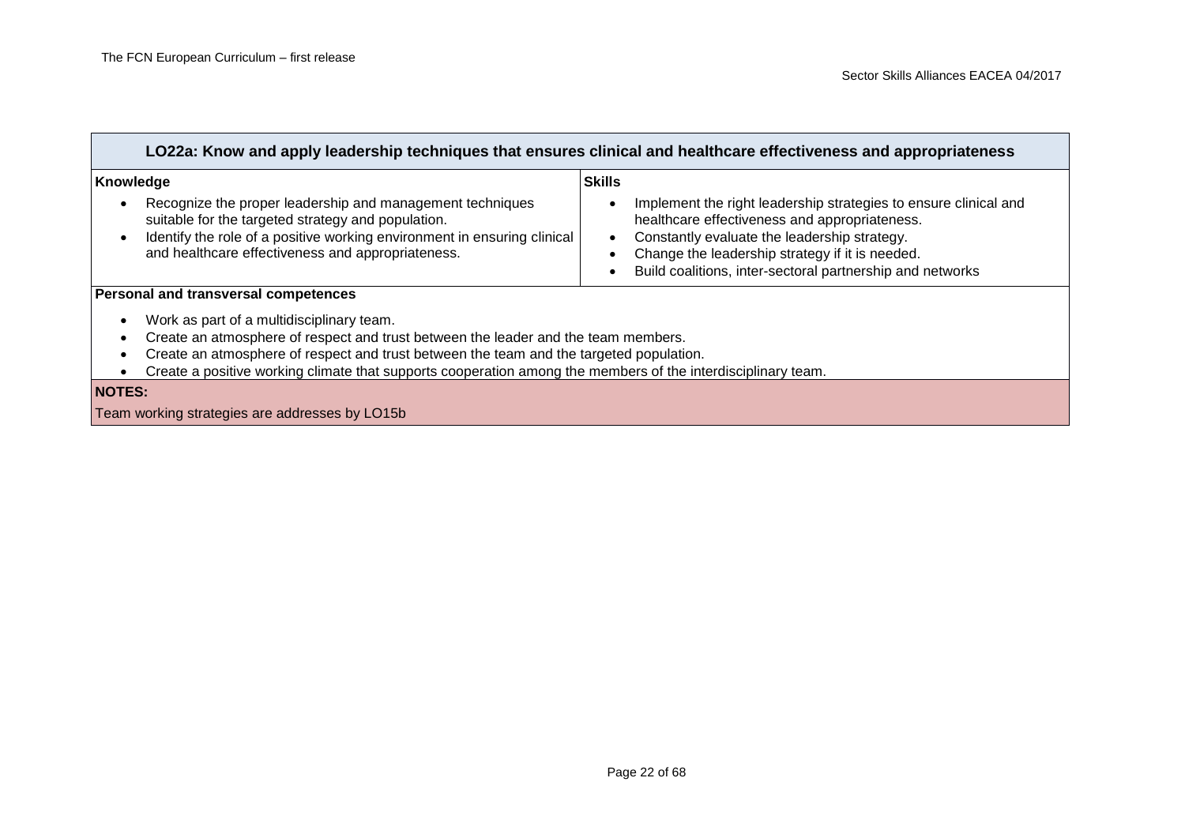| LO22a: Know and apply leadership techniques that ensures clinical and healthcare effectiveness and appropriateness | |
|---|---|
| **Knowledge**<br>• Recognize the proper leadership and management techniques suitable for the targeted strategy and population.<br>• Identify the role of a positive working environment in ensuring clinical and healthcare effectiveness and appropriateness. | **Skills**<br>• Implement the right leadership strategies to ensure clinical and healthcare effectiveness and appropriateness.<br>• Constantly evaluate the leadership strategy.<br>• Change the leadership strategy if it is needed.<br>• Build coalitions, inter-sectoral partnership and networks |
| **Personal and transversal competences**<br>• Work as part of a multidisciplinary team.<br>• Create an atmosphere of respect and trust between the leader and the team members.<br>• Create an atmosphere of respect and trust between the team and the targeted population.<br>• Create a positive working climate that supports cooperation among the members of the interdisciplinary team. | |
| **NOTES:**<br>Team working strategies are addresses by LO15b | |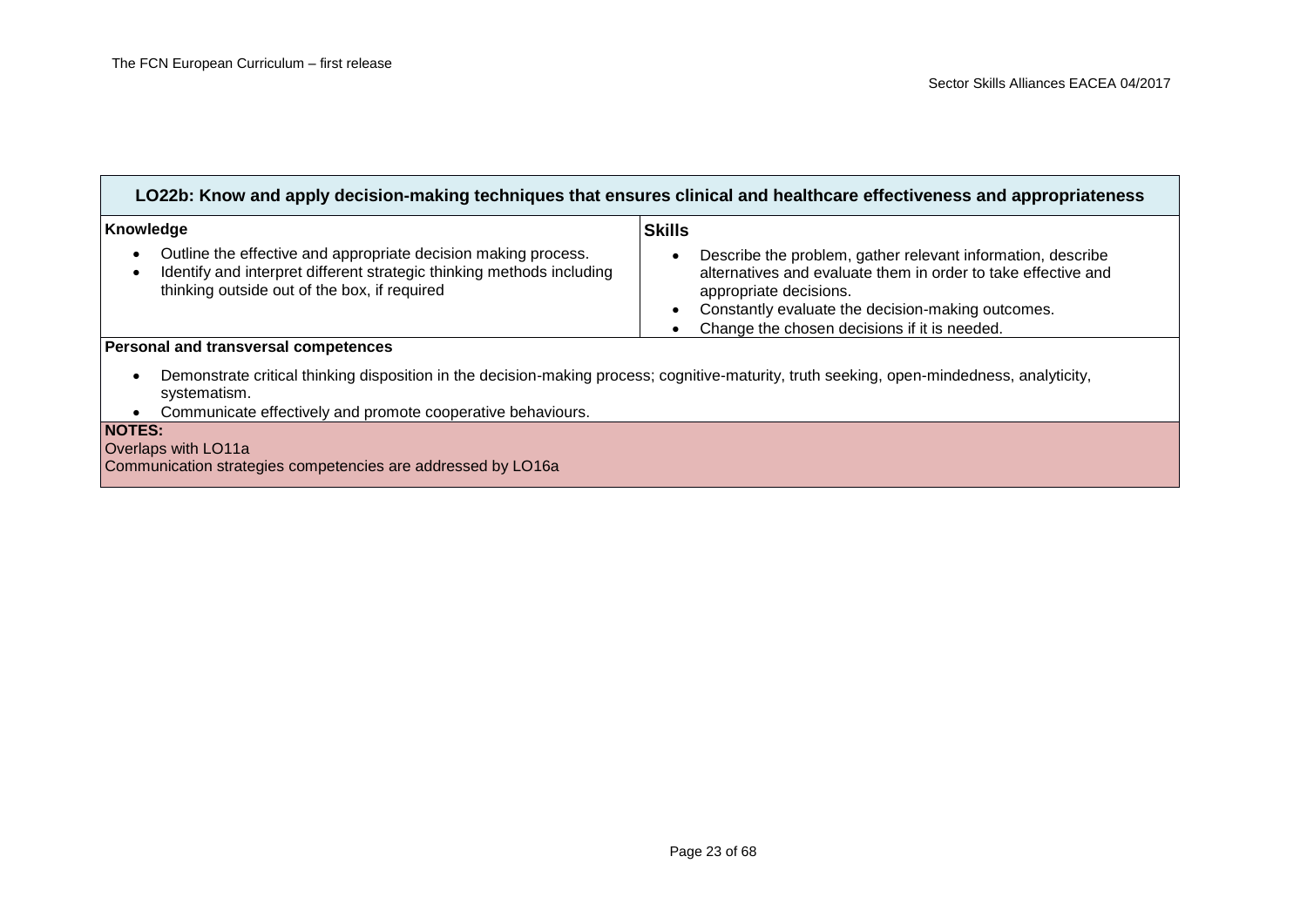| LO22b: Know and apply decision-making techniques that ensures clinical and healthcare effectiveness and appropriateness | |
|---|---|
| **Knowledge**<br>• Outline the effective and appropriate decision making process.<br>• Identify and interpret different strategic thinking methods including thinking outside out of the box, if required | **Skills**<br>• Describe the problem, gather relevant information, describe alternatives and evaluate them in order to take effective and appropriate decisions.<br>• Constantly evaluate the decision-making outcomes.<br>• Change the chosen decisions if it is needed. |
| **Personal and transversal competences**<br>• Demonstrate critical thinking disposition in the decision-making process; cognitive-maturity, truth seeking, open-mindedness, analyticity, systematism.<br>• Communicate effectively and promote cooperative behaviours. | |
| **NOTES:**<br>Overlaps with LO11a<br>Communication strategies competencies are addressed by LO16a | |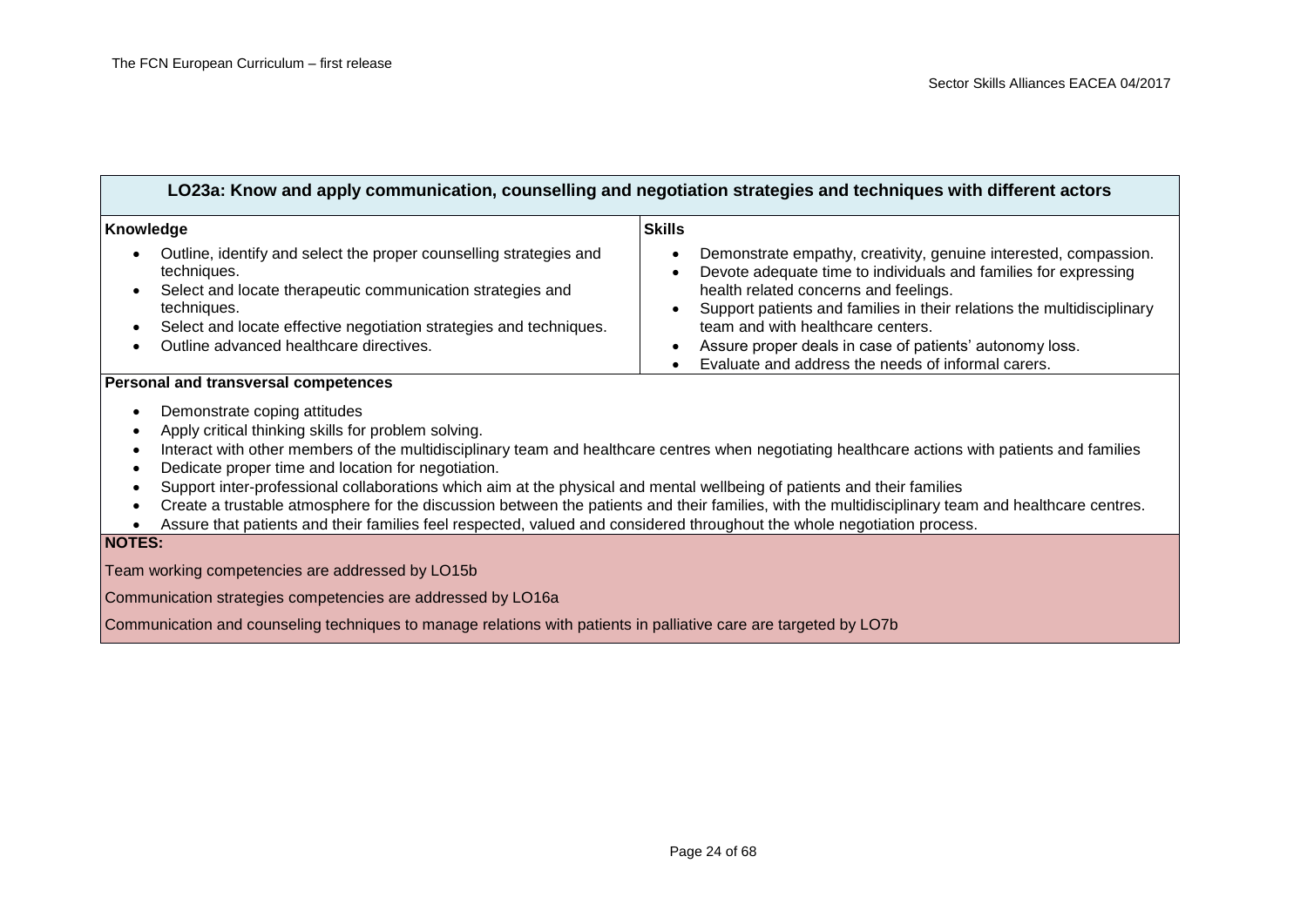| LO23a: Know and apply communication, counselling and negotiation strategies and techniques with different actors | |
|---|---|
| **Knowledge**<br>• Outline, identify and select the proper counselling strategies and techniques.<br>• Select and locate therapeutic communication strategies and techniques.<br>• Select and locate effective negotiation strategies and techniques.<br>• Outline advanced healthcare directives. | **Skills**<br>• Demonstrate empathy, creativity, genuine interested, compassion.<br>• Devote adequate time to individuals and families for expressing health related concerns and feelings.<br>• Support patients and families in their relations the multidisciplinary team and with healthcare centers.<br>• Assure proper deals in case of patients' autonomy loss.<br>• Evaluate and address the needs of informal carers. |
| **Personal and transversal competences**<br>• Demonstrate coping attitudes<br>• Apply critical thinking skills for problem solving.<br>• Interact with other members of the multidisciplinary team and healthcare centres when negotiating healthcare actions with patients and families<br>• Dedicate proper time and location for negotiation.<br>• Support inter-professional collaborations which aim at the physical and mental wellbeing of patients and their families<br>• Create a trustable atmosphere for the discussion between the patients and their families, with the multidisciplinary team and healthcare centres.<br>• Assure that patients and their families feel respected, valued and considered throughout the whole negotiation process. | |
| **NOTES:**<br>Team working competencies are addressed by LO15b<br>Communication strategies competencies are addressed by LO16a<br>Communication and counseling techniques to manage relations with patients in palliative care are targeted by LO7b | |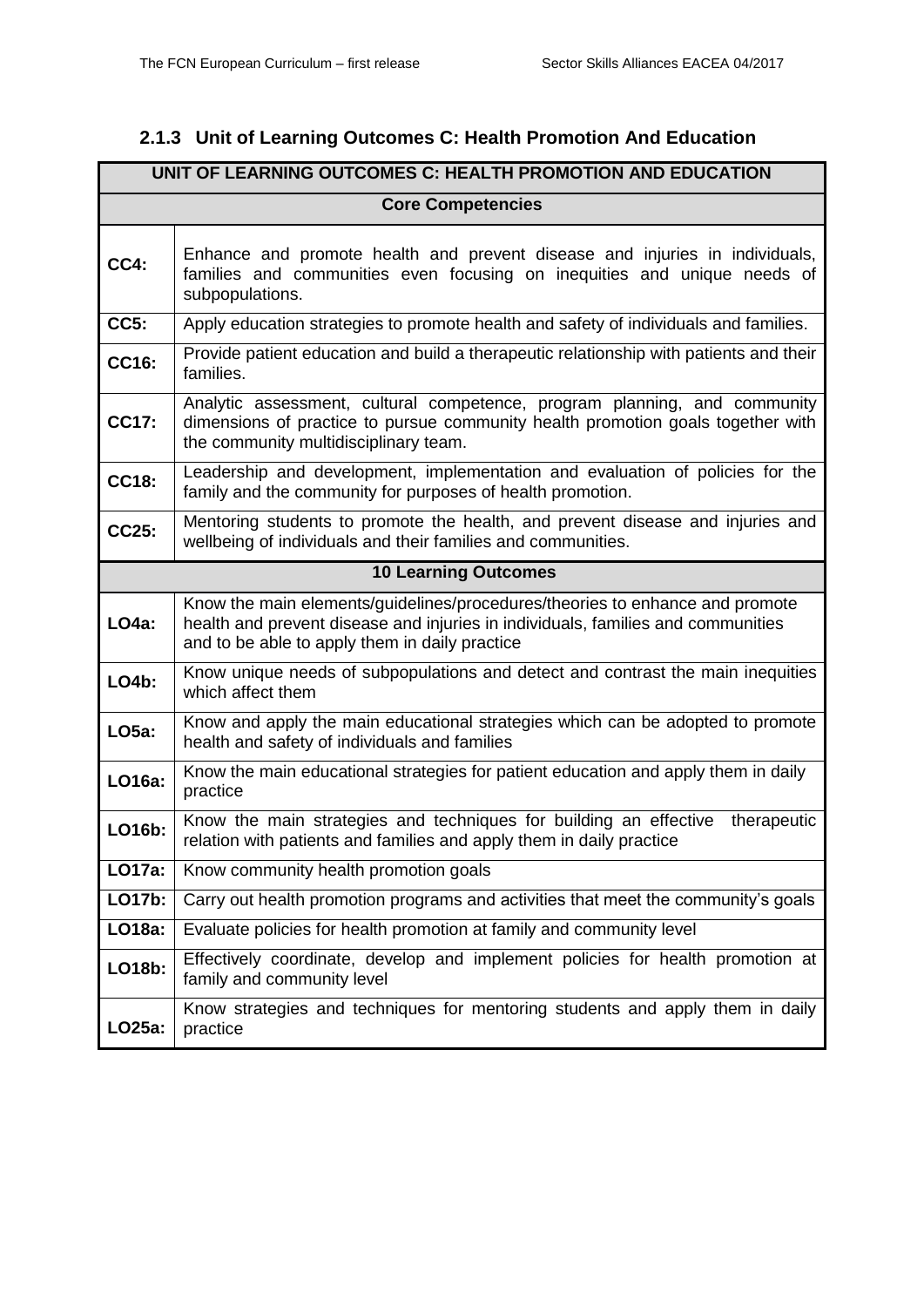### 2.1.3 Unit of Learning Outcomes C: Health Promotion And Education

| UNIT OF LEARNING OUTCOMES C: HEALTH PROMOTION AND EDUCATION | |
|---|---|
| **Core Competencies** | |
| **CC4:** | Enhance and promote health and prevent disease and injuries in individuals, families and communities even focusing on inequities and unique needs of subpopulations. |
| **CC5:** | Apply education strategies to promote health and safety of individuals and families. |
| **CC16:** | Provide patient education and build a therapeutic relationship with patients and their families. |
| **CC17:** | Analytic assessment, cultural competence, program planning, and community dimensions of practice to pursue community health promotion goals together with the community multidisciplinary team. |
| **CC18:** | Leadership and development, implementation and evaluation of policies for the family and the community for purposes of health promotion. |
| **CC25:** | Mentoring students to promote the health, and prevent disease and injuries and wellbeing of individuals and their families and communities. |
| **10 Learning Outcomes** | |
| **LO4a:** | Know the main elements/guidelines/procedures/theories to enhance and promote health and prevent disease and injuries in individuals, families and communities and to be able to apply them in daily practice |
| **LO4b:** | Know unique needs of subpopulations and detect and contrast the main inequities which affect them |
| **LO5a:** | Know and apply the main educational strategies which can be adopted to promote health and safety of individuals and families |
| **LO16a:** | Know the main educational strategies for patient education and apply them in daily practice |
| **LO16b:** | Know the main strategies and techniques for building an effective therapeutic relation with patients and families and apply them in daily practice |
| **LO17a:** | Know community health promotion goals |
| **LO17b:** | Carry out health promotion programs and activities that meet the community's goals |
| **LO18a:** | Evaluate policies for health promotion at family and community level |
| **LO18b:** | Effectively coordinate, develop and implement policies for health promotion at family and community level |
| **LO25a:** | Know strategies and techniques for mentoring students and apply them in daily practice |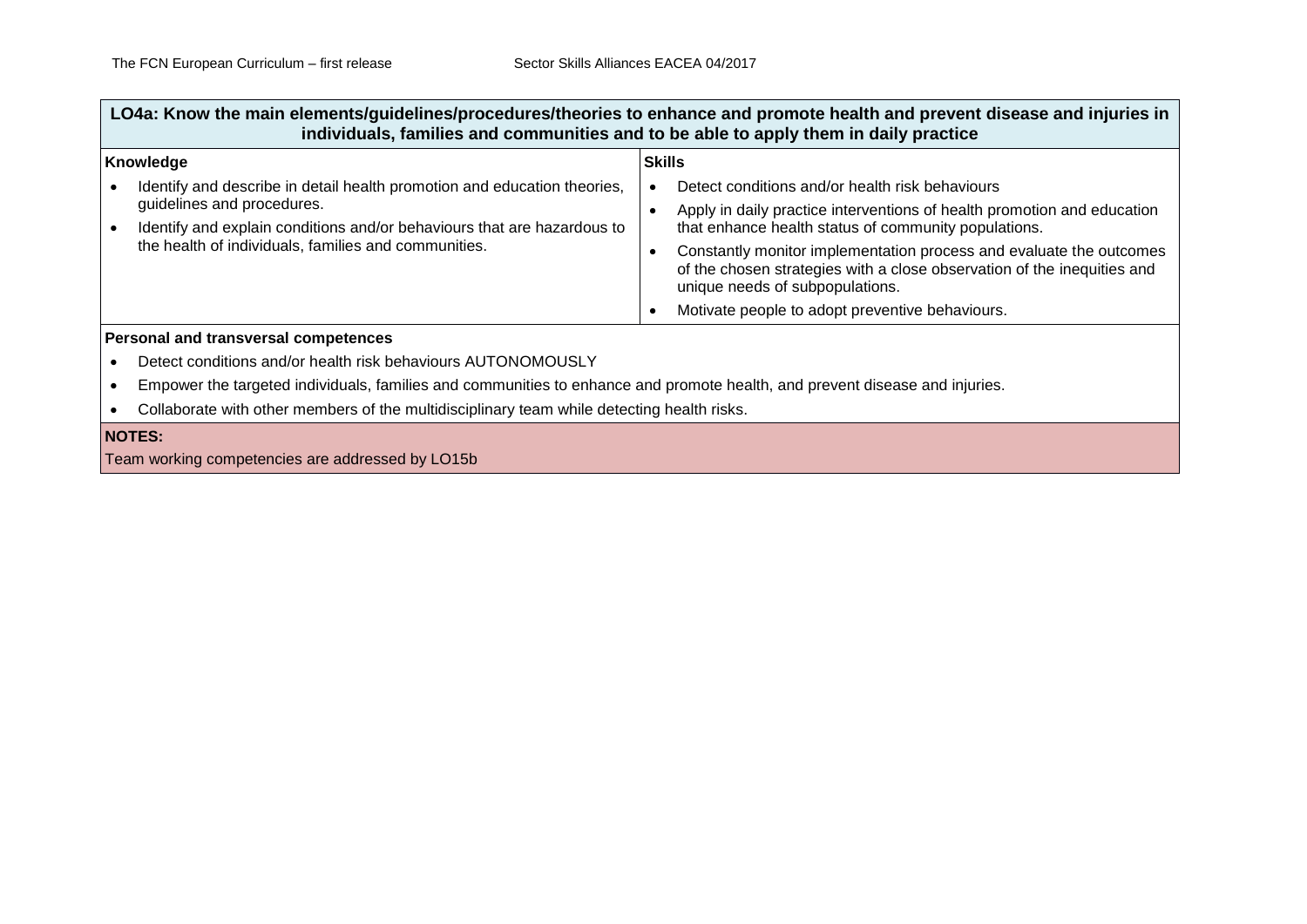| LO4a: Know the main elements/guidelines/procedures/theories to enhance and promote health and prevent disease and injuries in individuals, families and communities and to be able to apply them in daily practice | |
|---|---|
| **Knowledge**<br>• Identify and describe in detail health promotion and education theories, guidelines and procedures.<br>• Identify and explain conditions and/or behaviours that are hazardous to the health of individuals, families and communities. | **Skills**<br>• Detect conditions and/or health risk behaviours<br>• Apply in daily practice interventions of health promotion and education that enhance health status of community populations.<br>• Constantly monitor implementation process and evaluate the outcomes of the chosen strategies with a close observation of the inequities and unique needs of subpopulations.<br>• Motivate people to adopt preventive behaviours. |
| **Personal and transversal competences**<br>• Detect conditions and/or health risk behaviours AUTONOMOUSLY<br>• Empower the targeted individuals, families and communities to enhance and promote health, and prevent disease and injuries.<br>• Collaborate with other members of the multidisciplinary team while detecting health risks. | |
| **NOTES:**<br>Team working competencies are addressed by LO15b | |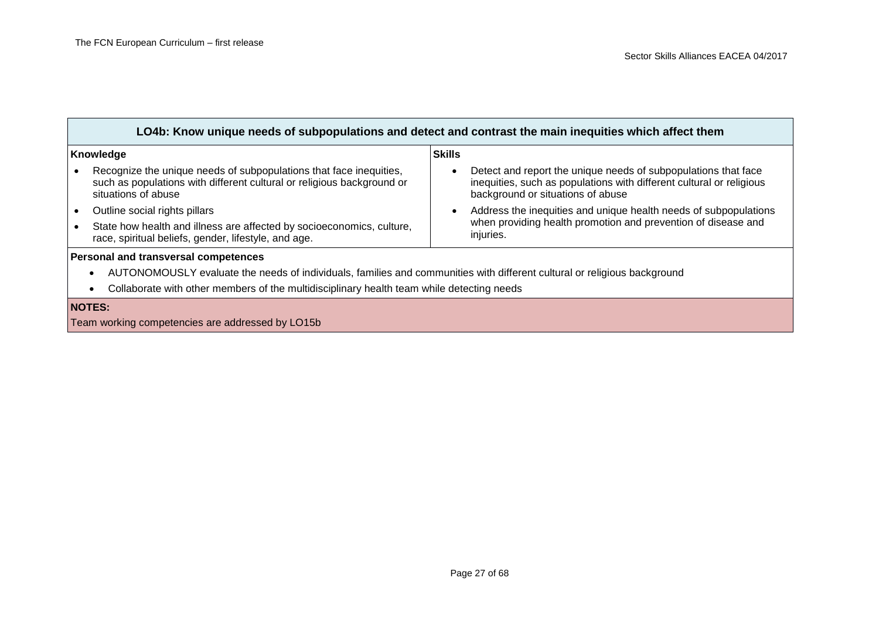| LO4b: Know unique needs of subpopulations and detect and contrast the main inequities which affect them | |
|---|---|
| **Knowledge** | **Skills** |
| • Recognize the unique needs of subpopulations that face inequities, such as populations with different cultural or religious background or situations of abuse<br>• Outline social rights pillars<br>• State how health and illness are affected by socioeconomics, culture, race, spiritual beliefs, gender, lifestyle, and age. | • Detect and report the unique needs of subpopulations that face inequities, such as populations with different cultural or religious background or situations of abuse<br>• Address the inequities and unique health needs of subpopulations when providing health promotion and prevention of disease and injuries. |
| **Personal and transversal competences**<br>• AUTONOMOUSLY evaluate the needs of individuals, families and communities with different cultural or religious background<br>• Collaborate with other members of the multidisciplinary health team while detecting needs | |
| **NOTES:**<br>Team working competencies are addressed by LO15b | |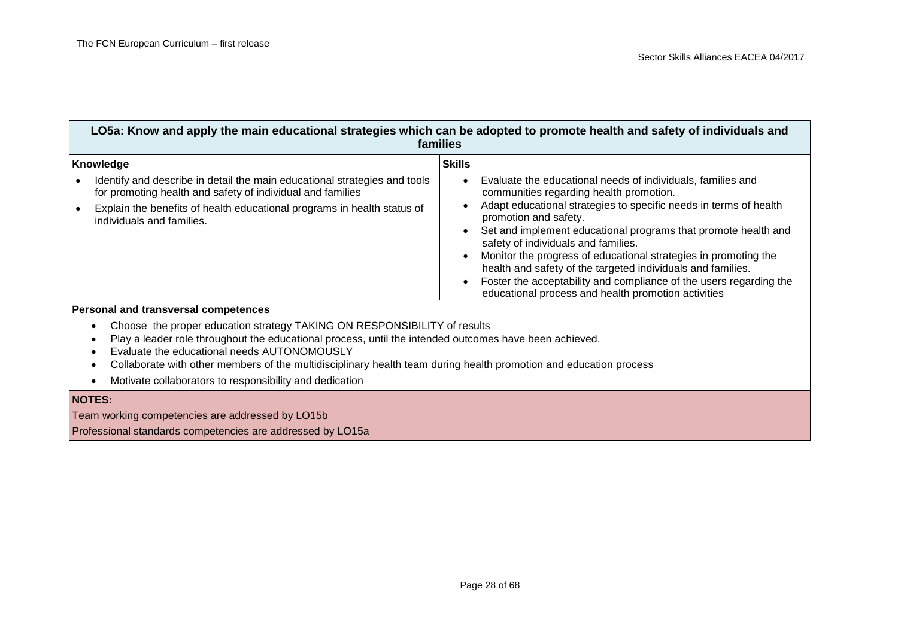| LO5a: Know and apply the main educational strategies which can be adopted to promote health and safety of individuals and families | |
|---|---|
| **Knowledge**<br>• Identify and describe in detail the main educational strategies and tools for promoting health and safety of individual and families<br>• Explain the benefits of health educational programs in health status of individuals and families. | **Skills**<br>• Evaluate the educational needs of individuals, families and communities regarding health promotion.<br>• Adapt educational strategies to specific needs in terms of health promotion and safety.<br>• Set and implement educational programs that promote health and safety of individuals and families.<br>• Monitor the progress of educational strategies in promoting the health and safety of the targeted individuals and families.<br>• Foster the acceptability and compliance of the users regarding the educational process and health promotion activities |
| **Personal and transversal competences**<br>• Choose the proper education strategy TAKING ON RESPONSIBILITY of results<br>• Play a leader role throughout the educational process, until the intended outcomes have been achieved.<br>• Evaluate the educational needs AUTONOMOUSLY<br>• Collaborate with other members of the multidisciplinary health team during health promotion and education process<br>• Motivate collaborators to responsibility and dedication | |
| **NOTES:**<br>Team working competencies are addressed by LO15b<br>Professional standards competencies are addressed by LO15a | |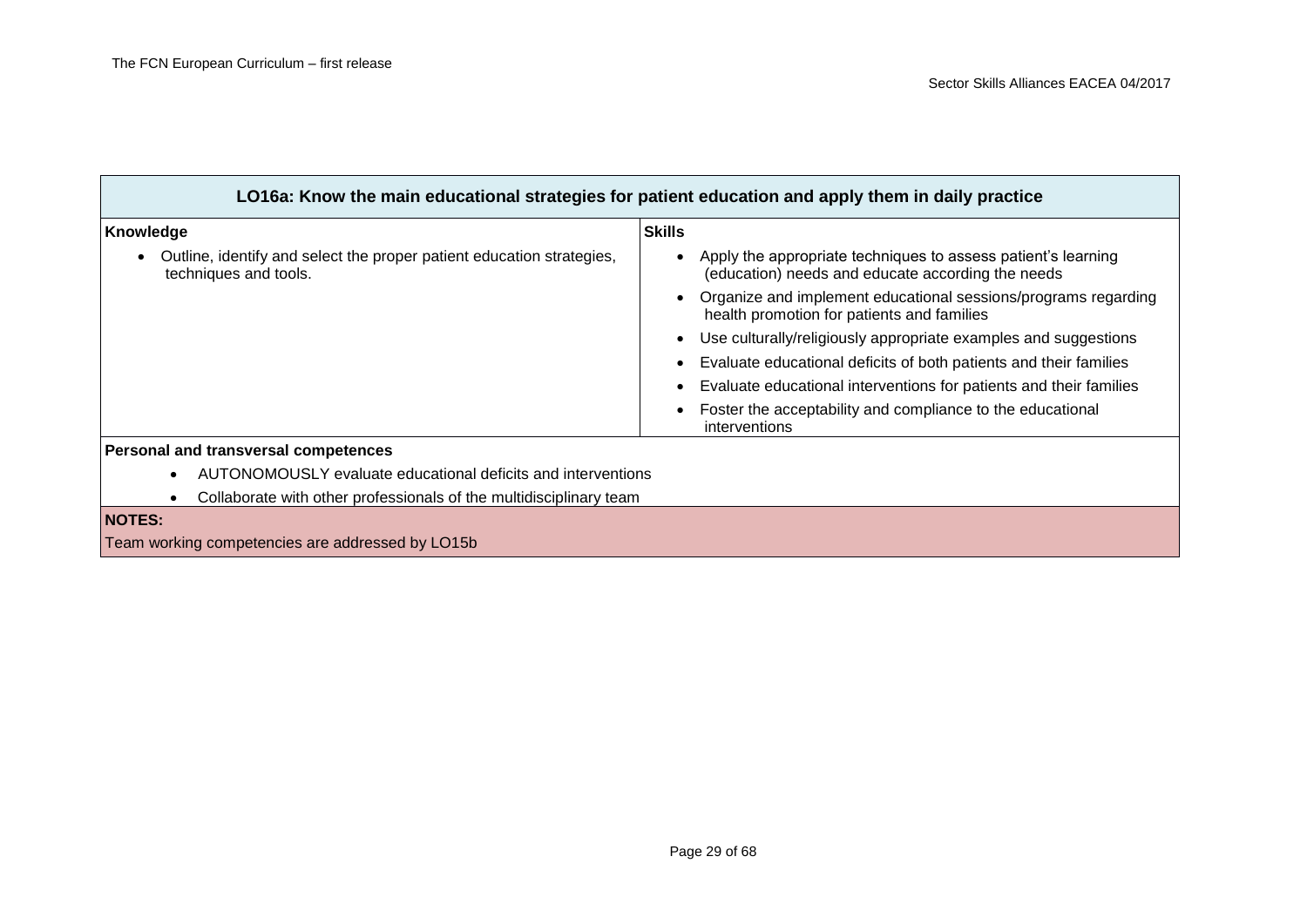## LO16a: Know the main educational strategies for patient education and apply them in daily practice

| **Knowledge** | **Skills** |
| --- | --- |
| • Outline, identify and select the proper patient education strategies, techniques and tools. | • Apply the appropriate techniques to assess patient's learning (education) needs and educate according the needs<br>• Organize and implement educational sessions/programs regarding health promotion for patients and families<br>• Use culturally/religiously appropriate examples and suggestions<br>• Evaluate educational deficits of both patients and their families<br>• Evaluate educational interventions for patients and their families<br>• Foster the acceptability and compliance to the educational interventions |

**Personal and transversal competences**

- AUTONOMOUSLY evaluate educational deficits and interventions
- Collaborate with other professionals of the multidisciplinary team

**NOTES:**

Team working competencies are addressed by LO15b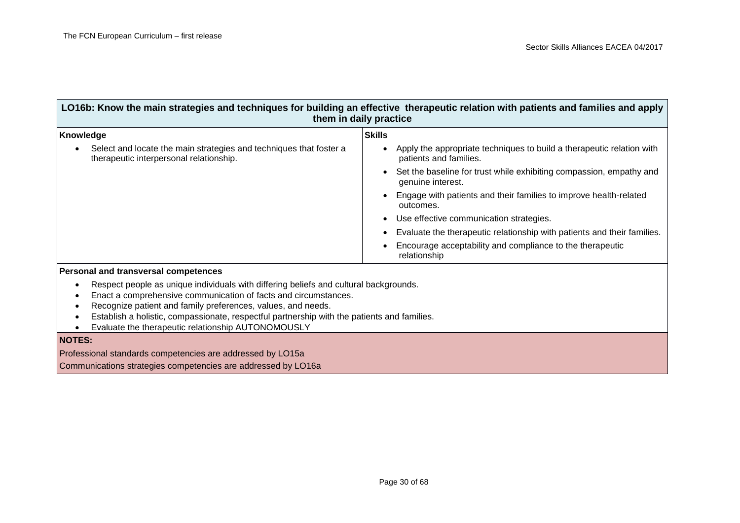| LO16b: Know the main strategies and techniques for building an effective therapeutic relation with patients and families and apply them in daily practice | |
|---|---|
| **Knowledge** | **Skills** |
| • Select and locate the main strategies and techniques that foster a therapeutic interpersonal relationship. | • Apply the appropriate techniques to build a therapeutic relation with patients and families.<br>• Set the baseline for trust while exhibiting compassion, empathy and genuine interest.<br>• Engage with patients and their families to improve health-related outcomes.<br>• Use effective communication strategies.<br>• Evaluate the therapeutic relationship with patients and their families.<br>• Encourage acceptability and compliance to the therapeutic relationship |
| **Personal and transversal competences**<br>• Respect people as unique individuals with differing beliefs and cultural backgrounds.<br>• Enact a comprehensive communication of facts and circumstances.<br>• Recognize patient and family preferences, values, and needs.<br>• Establish a holistic, compassionate, respectful partnership with the patients and families.<br>• Evaluate the therapeutic relationship AUTONOMOUSLY | |
| **NOTES:**<br>Professional standards competencies are addressed by LO15a<br>Communications strategies competencies are addressed by LO16a | |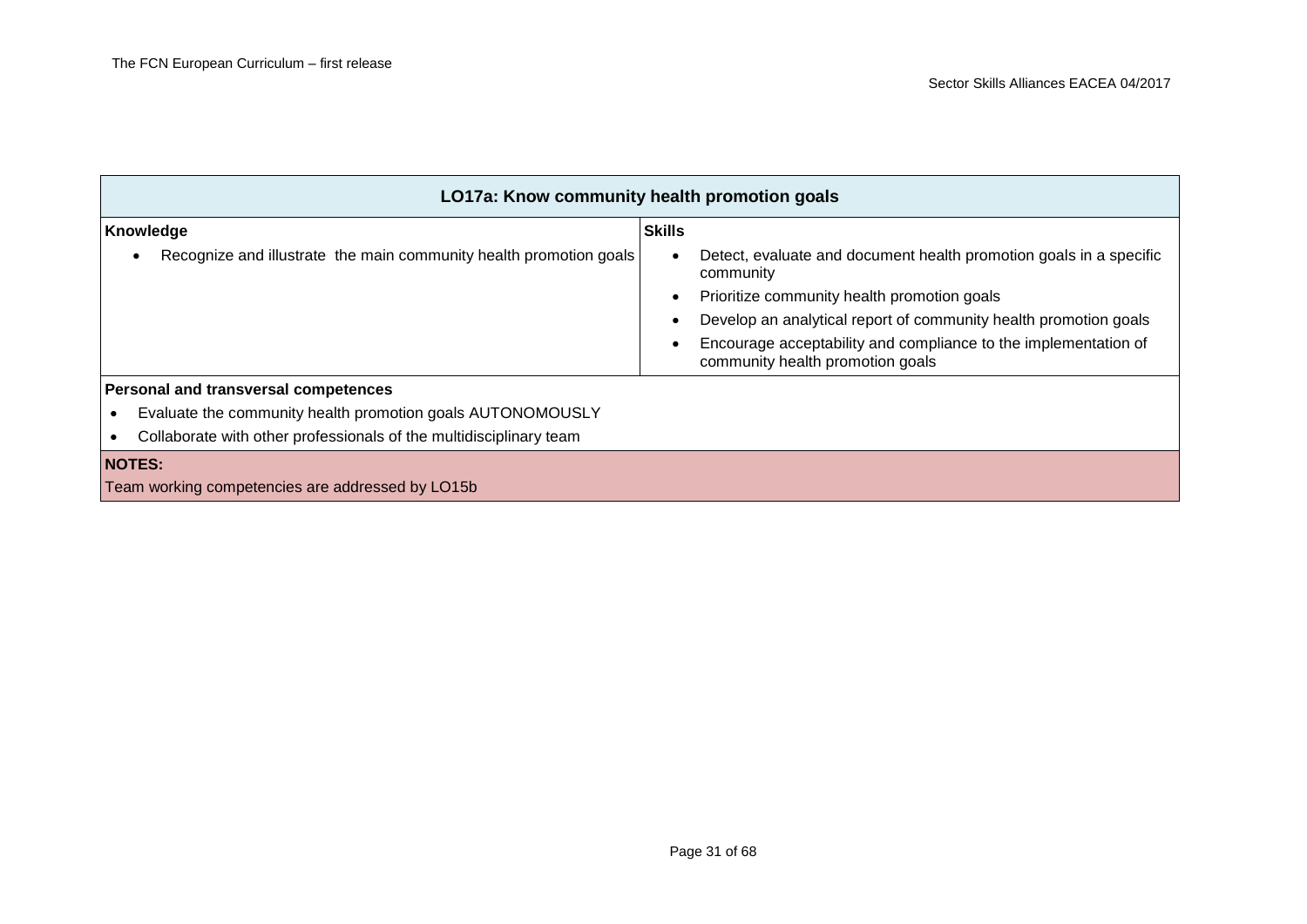| LO17a: Know community health promotion goals | |
|---|---|
| **Knowledge** | **Skills** |
| • Recognize and illustrate the main community health promotion goals | • Detect, evaluate and document health promotion goals in a specific community<br>• Prioritize community health promotion goals<br>• Develop an analytical report of community health promotion goals<br>• Encourage acceptability and compliance to the implementation of community health promotion goals |
| **Personal and transversal competences**<br>• Evaluate the community health promotion goals AUTONOMOUSLY<br>• Collaborate with other professionals of the multidisciplinary team | |
| **NOTES:**<br>Team working competencies are addressed by LO15b | |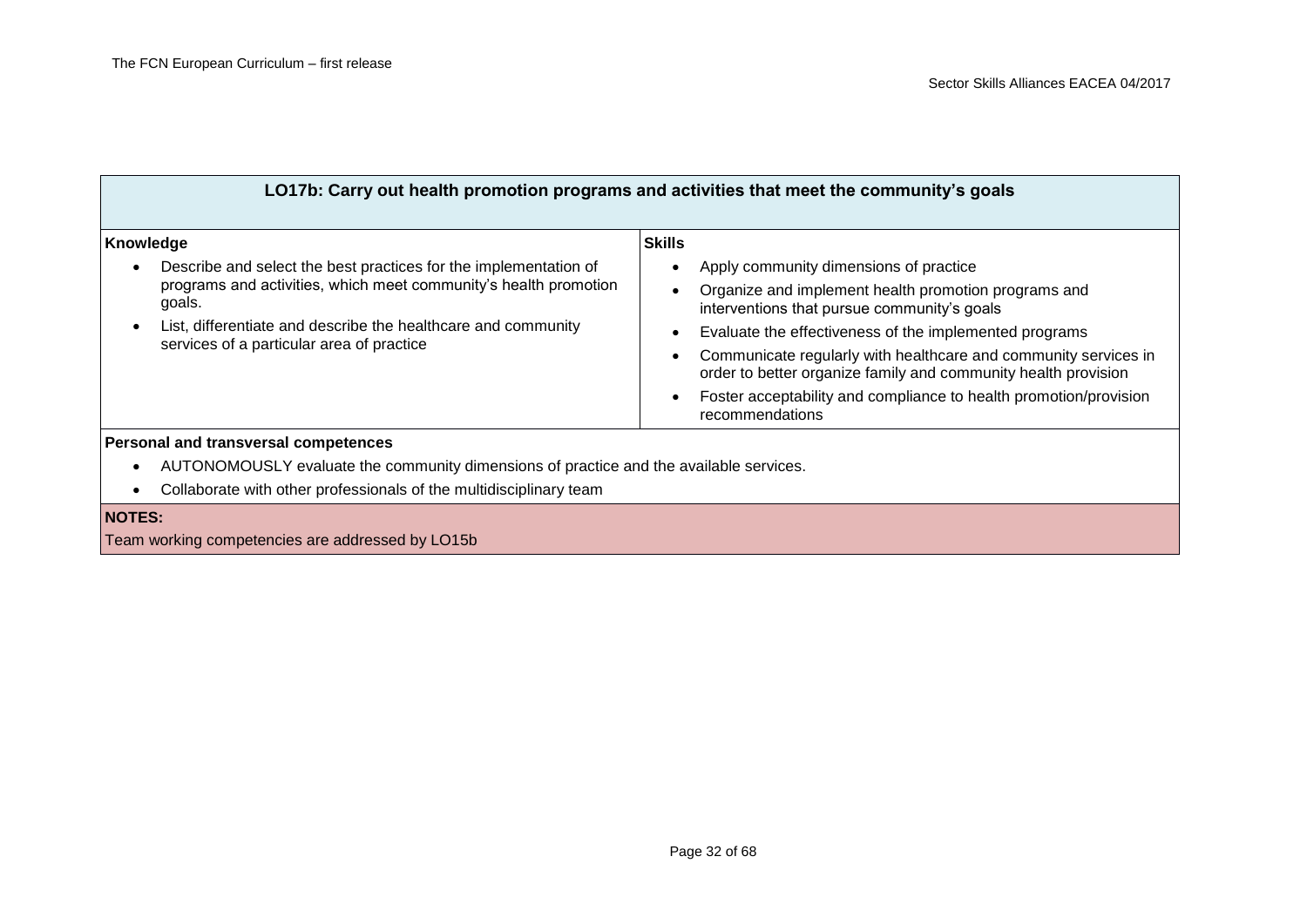## LO17b: Carry out health promotion programs and activities that meet the community's goals

| Knowledge | Skills |
|---|---|
| • Describe and select the best practices for the implementation of programs and activities, which meet community's health promotion goals.<br>• List, differentiate and describe the healthcare and community services of a particular area of practice | • Apply community dimensions of practice<br>• Organize and implement health promotion programs and interventions that pursue community's goals<br>• Evaluate the effectiveness of the implemented programs<br>• Communicate regularly with healthcare and community services in order to better organize family and community health provision<br>• Foster acceptability and compliance to health promotion/provision recommendations |

**Personal and transversal competences**

- AUTONOMOUSLY evaluate the community dimensions of practice and the available services.
- Collaborate with other professionals of the multidisciplinary team

**NOTES:**

Team working competencies are addressed by LO15b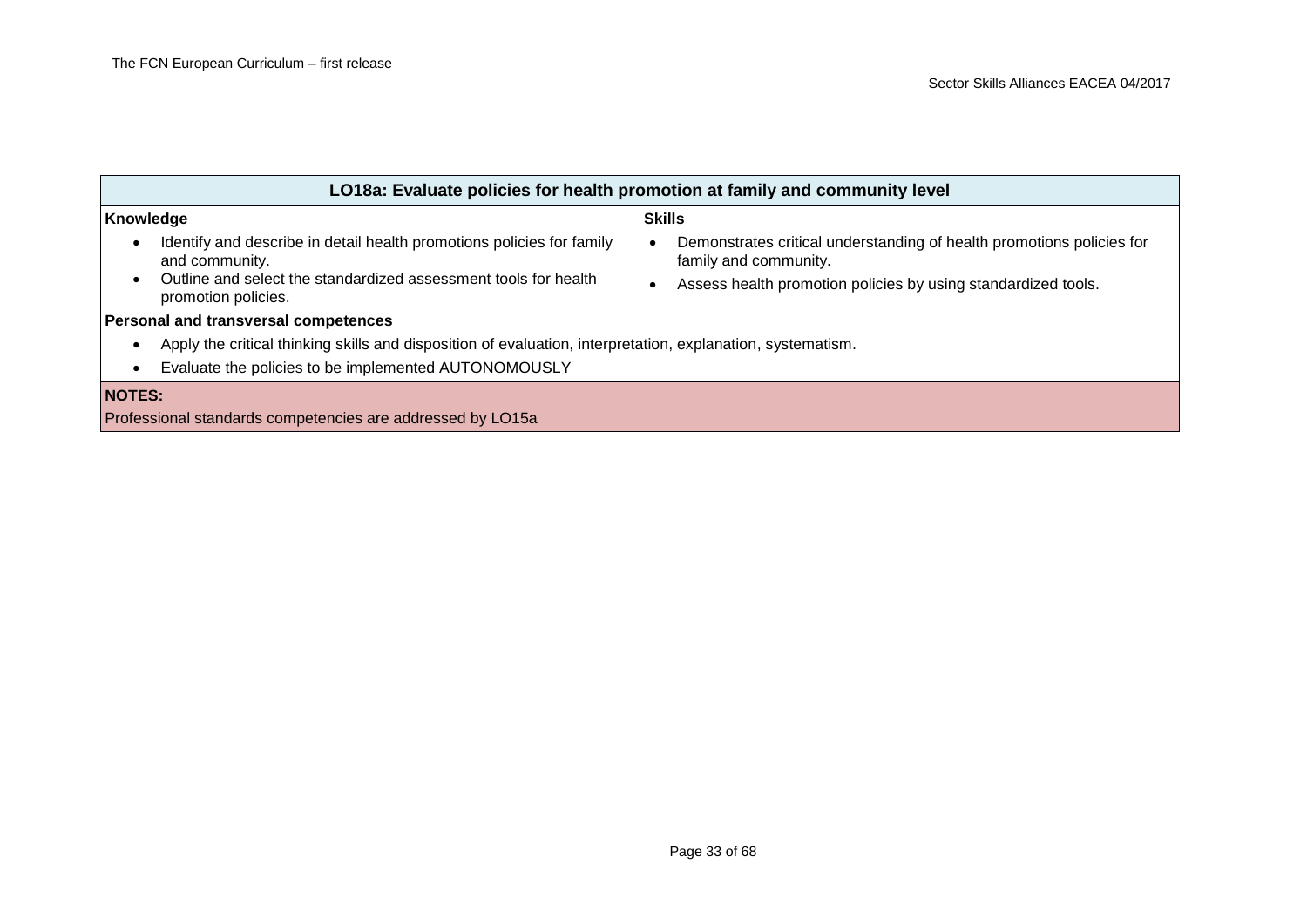| LO18a: Evaluate policies for health promotion at family and community level | |
|---|---|
| **Knowledge**<br>• Identify and describe in detail health promotions policies for family and community.<br>• Outline and select the standardized assessment tools for health promotion policies. | **Skills**<br>• Demonstrates critical understanding of health promotions policies for family and community.<br>• Assess health promotion policies by using standardized tools. |
| **Personal and transversal competences**<br>• Apply the critical thinking skills and disposition of evaluation, interpretation, explanation, systematism.<br>• Evaluate the policies to be implemented AUTONOMOUSLY | |
| **NOTES:**<br>Professional standards competencies are addressed by LO15a | |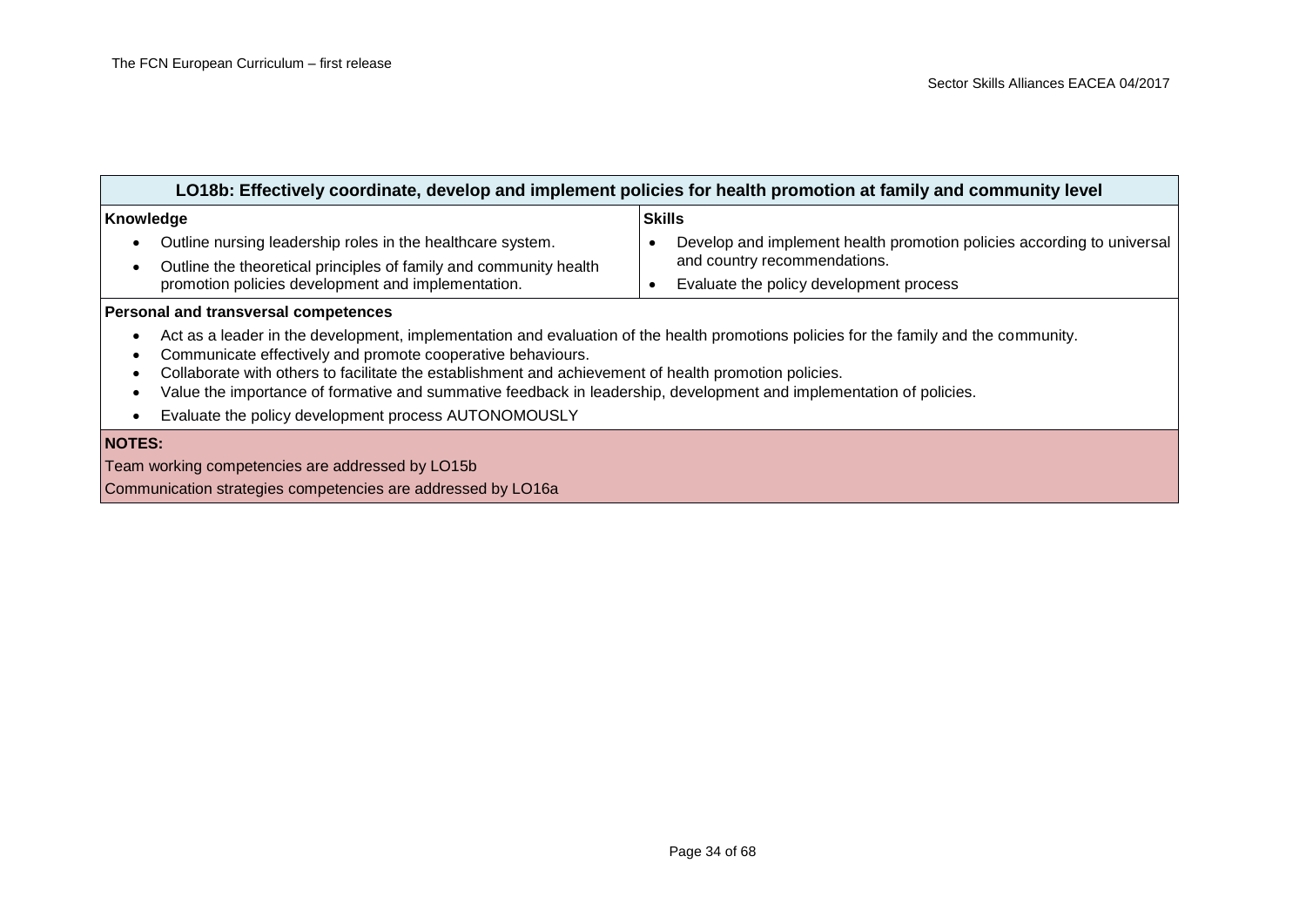| LO18b: Effectively coordinate, develop and implement policies for health promotion at family and community level | |
|---|---|
| **Knowledge** | **Skills** |
| • Outline nursing leadership roles in the healthcare system.<br>• Outline the theoretical principles of family and community health promotion policies development and implementation. | • Develop and implement health promotion policies according to universal and country recommendations.<br>• Evaluate the policy development process |
| **Personal and transversal competences** | |
| • Act as a leader in the development, implementation and evaluation of the health promotions policies for the family and the community.<br>• Communicate effectively and promote cooperative behaviours.<br>• Collaborate with others to facilitate the establishment and achievement of health promotion policies.<br>• Value the importance of formative and summative feedback in leadership, development and implementation of policies.<br>• Evaluate the policy development process AUTONOMOUSLY | |
| **NOTES:**<br>Team working competencies are addressed by LO15b<br>Communication strategies competencies are addressed by LO16a | |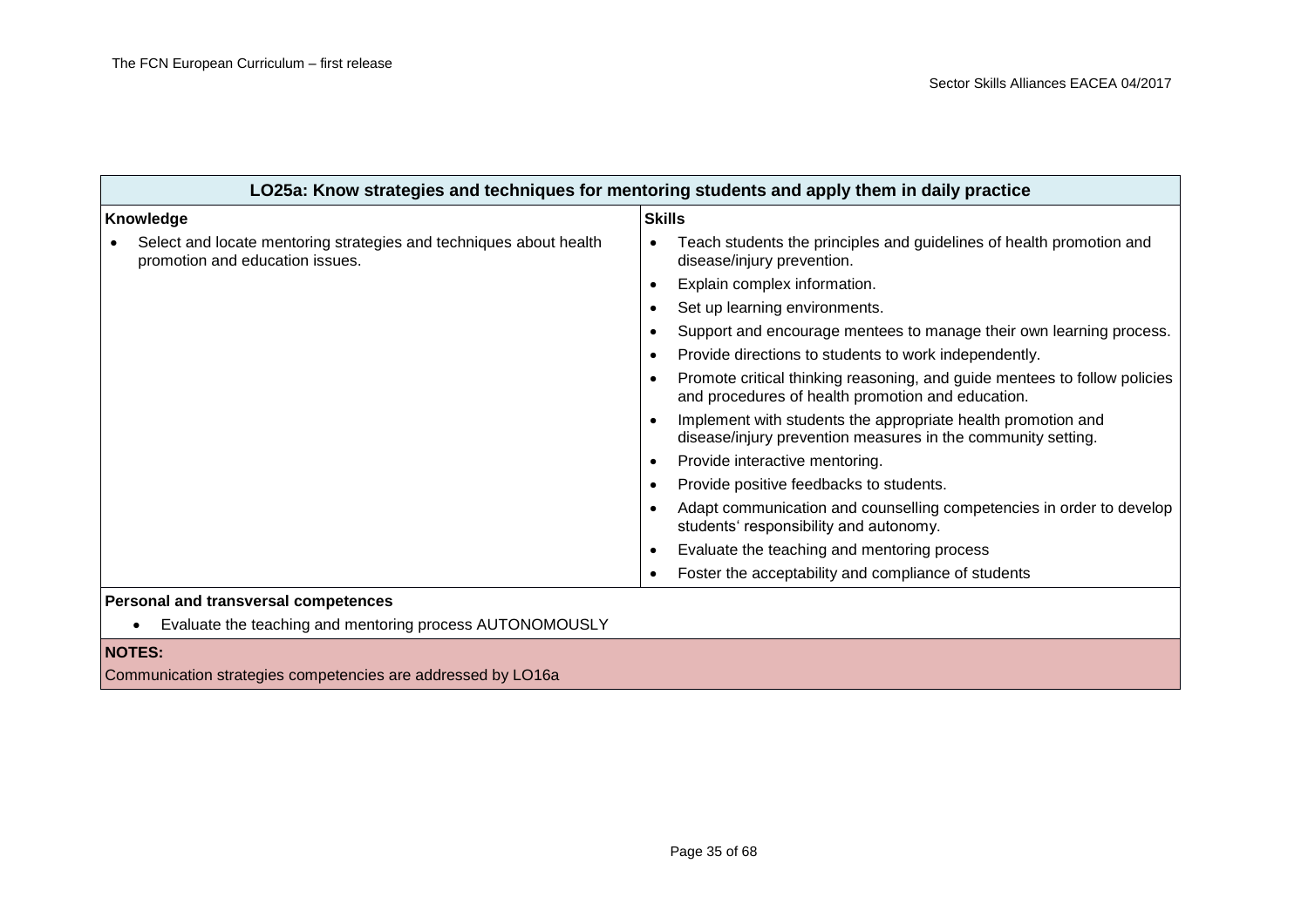| LO25a: Know strategies and techniques for mentoring students and apply them in daily practice | |
|---|---|
| **Knowledge** | **Skills** |
| • Select and locate mentoring strategies and techniques about health promotion and education issues. | • Teach students the principles and guidelines of health promotion and disease/injury prevention.<br>• Explain complex information.<br>• Set up learning environments.<br>• Support and encourage mentees to manage their own learning process.<br>• Provide directions to students to work independently.<br>• Promote critical thinking reasoning, and guide mentees to follow policies and procedures of health promotion and education.<br>• Implement with students the appropriate health promotion and disease/injury prevention measures in the community setting.<br>• Provide interactive mentoring.<br>• Provide positive feedbacks to students.<br>• Adapt communication and counselling competencies in order to develop students' responsibility and autonomy.<br>• Evaluate the teaching and mentoring process<br>• Foster the acceptability and compliance of students |
| **Personal and transversal competences**<br>• Evaluate the teaching and mentoring process AUTONOMOUSLY | |
| **NOTES:**<br>Communication strategies competencies are addressed by LO16a | |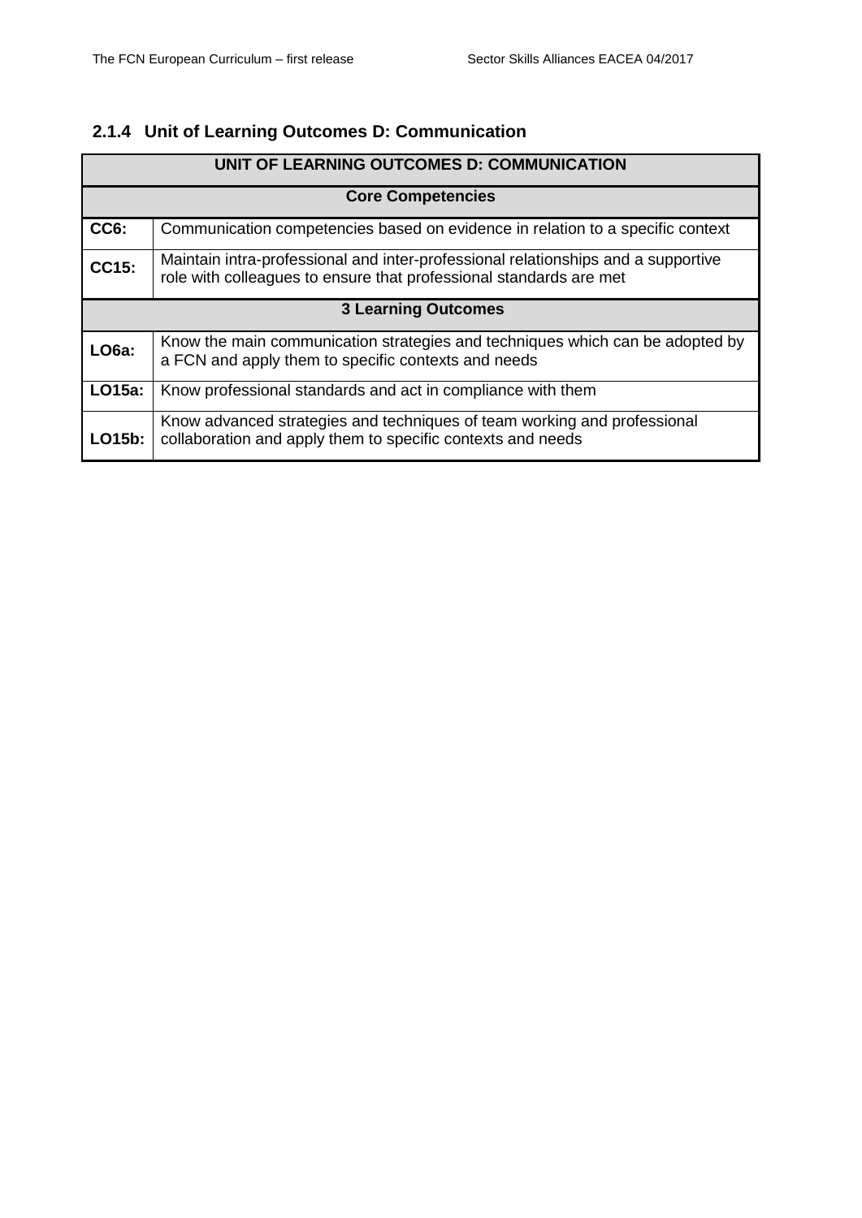### 2.1.4 Unit of Learning Outcomes D: Communication

| UNIT OF LEARNING OUTCOMES D: COMMUNICATION | |
|---|---|
| **Core Competencies** | |
| **CC6:** | Communication competencies based on evidence in relation to a specific context |
| **CC15:** | Maintain intra-professional and inter-professional relationships and a supportive role with colleagues to ensure that professional standards are met |
| **3 Learning Outcomes** | |
| **LO6a:** | Know the main communication strategies and techniques which can be adopted by a FCN and apply them to specific contexts and needs |
| **LO15a:** | Know professional standards and act in compliance with them |
| **LO15b:** | Know advanced strategies and techniques of team working and professional collaboration and apply them to specific contexts and needs |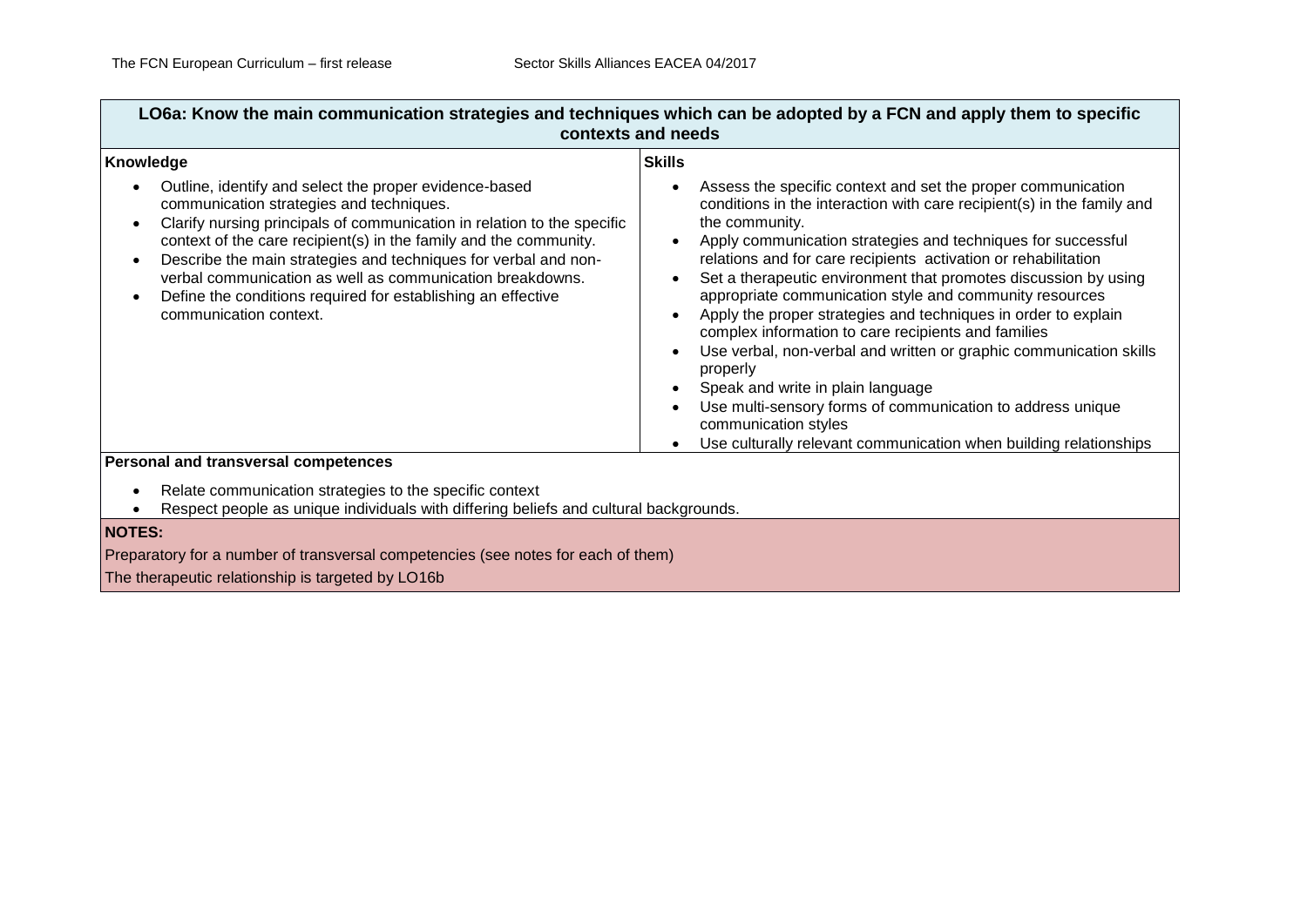## LO6a: Know the main communication strategies and techniques which can be adopted by a FCN and apply them to specific contexts and needs

| Knowledge | Skills |
|---|---|
| • Outline, identify and select the proper evidence-based communication strategies and techniques.<br>• Clarify nursing principals of communication in relation to the specific context of the care recipient(s) in the family and the community.<br>• Describe the main strategies and techniques for verbal and non-verbal communication as well as communication breakdowns.<br>• Define the conditions required for establishing an effective communication context. | • Assess the specific context and set the proper communication conditions in the interaction with care recipient(s) in the family and the community.<br>• Apply communication strategies and techniques for successful relations and for care recipients activation or rehabilitation<br>• Set a therapeutic environment that promotes discussion by using appropriate communication style and community resources<br>• Apply the proper strategies and techniques in order to explain complex information to care recipients and families<br>• Use verbal, non-verbal and written or graphic communication skills properly<br>• Speak and write in plain language<br>• Use multi-sensory forms of communication to address unique communication styles<br>• Use culturally relevant communication when building relationships |

**Personal and transversal competences**

- Relate communication strategies to the specific context
- Respect people as unique individuals with differing beliefs and cultural backgrounds.

**NOTES:**

Preparatory for a number of transversal competencies (see notes for each of them)

The therapeutic relationship is targeted by LO16b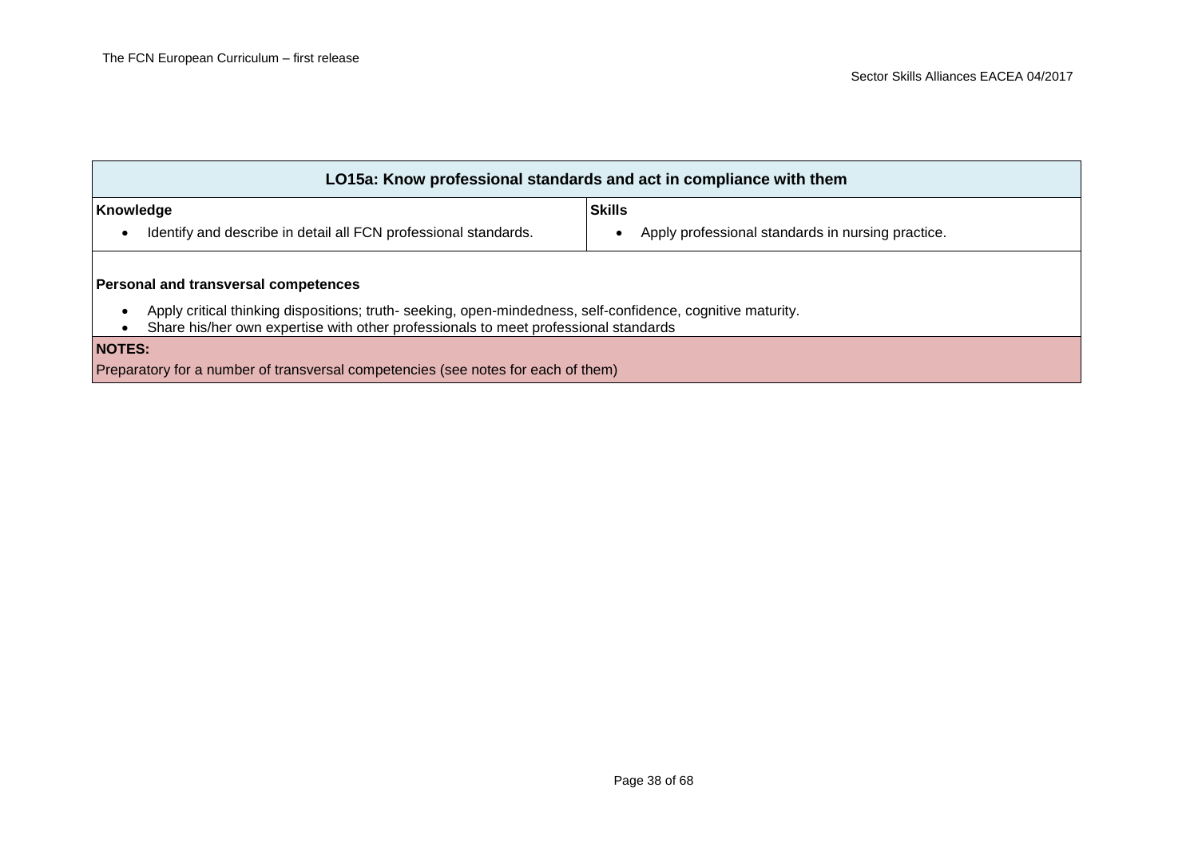| LO15a: Know professional standards and act in compliance with them | |
|---|---|
| **Knowledge**<br>• Identify and describe in detail all FCN professional standards. | **Skills**<br>• Apply professional standards in nursing practice. |
| **Personal and transversal competences**<br>• Apply critical thinking dispositions; truth- seeking, open-mindedness, self-confidence, cognitive maturity.<br>• Share his/her own expertise with other professionals to meet professional standards | |
| **NOTES:**<br>Preparatory for a number of transversal competencies (see notes for each of them) | |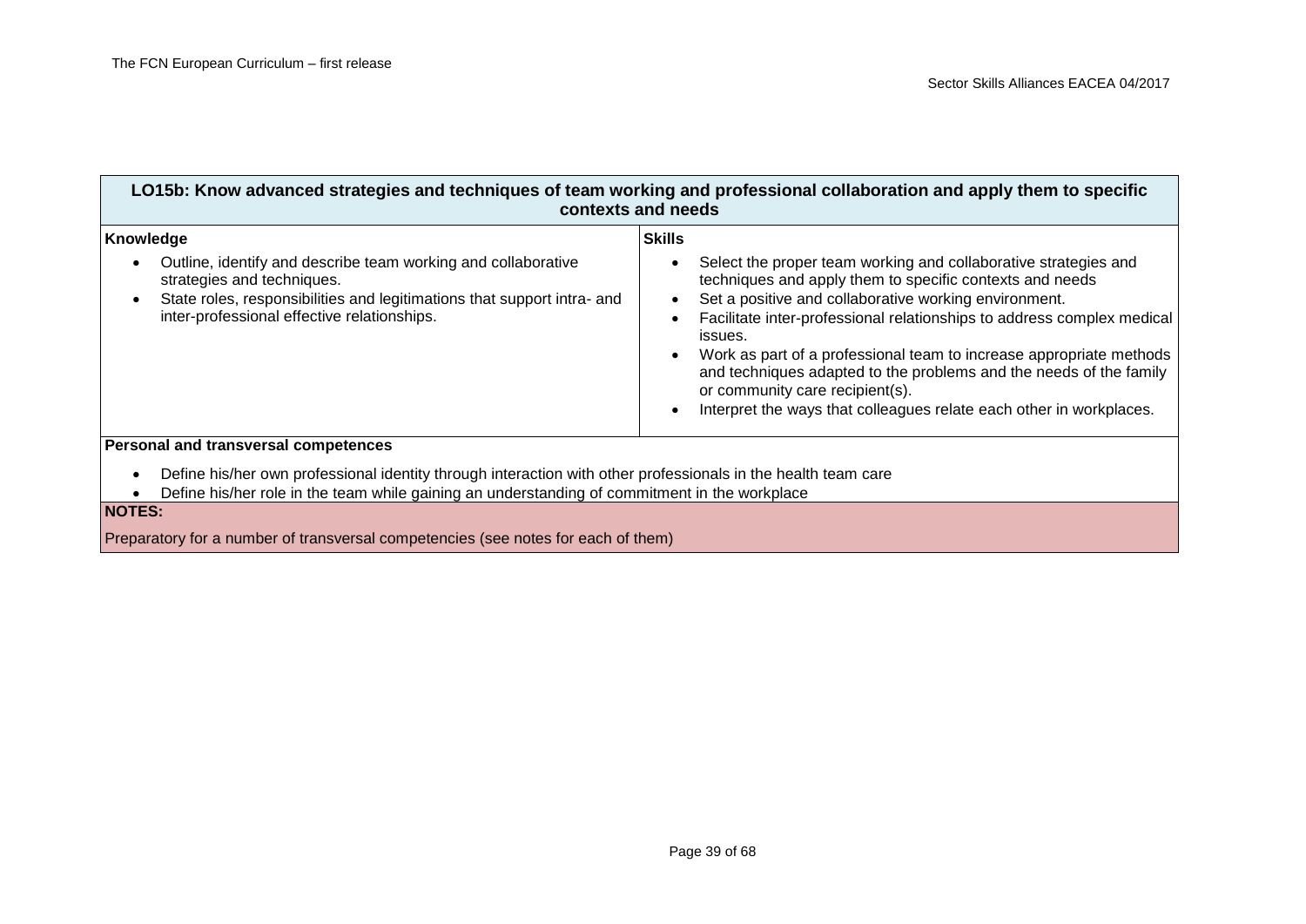| LO15b: Know advanced strategies and techniques of team working and professional collaboration and apply them to specific contexts and needs | |
|---|---|
| **Knowledge**<br>• Outline, identify and describe team working and collaborative strategies and techniques.<br>• State roles, responsibilities and legitimations that support intra- and inter-professional effective relationships. | **Skills**<br>• Select the proper team working and collaborative strategies and techniques and apply them to specific contexts and needs<br>• Set a positive and collaborative working environment.<br>• Facilitate inter-professional relationships to address complex medical issues.<br>• Work as part of a professional team to increase appropriate methods and techniques adapted to the problems and the needs of the family or community care recipient(s).<br>• Interpret the ways that colleagues relate each other in workplaces. |
| **Personal and transversal competences**<br>• Define his/her own professional identity through interaction with other professionals in the health team care<br>• Define his/her role in the team while gaining an understanding of commitment in the workplace | |
| **NOTES:**<br>Preparatory for a number of transversal competencies (see notes for each of them) | |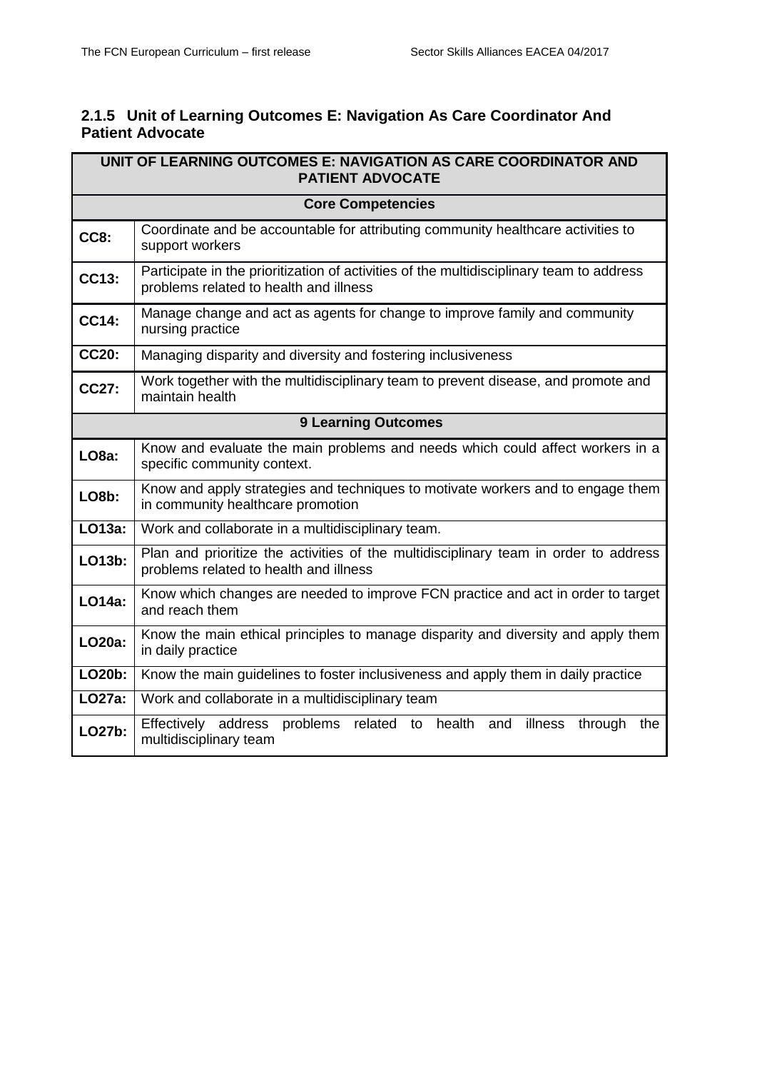### 2.1.5 Unit of Learning Outcomes E: Navigation As Care Coordinator And Patient Advocate

| UNIT OF LEARNING OUTCOMES E: NAVIGATION AS CARE COORDINATOR AND PATIENT ADVOCATE | |
|---|---|
| **Core Competencies** | |
| **CC8:** | Coordinate and be accountable for attributing community healthcare activities to support workers |
| **CC13:** | Participate in the prioritization of activities of the multidisciplinary team to address problems related to health and illness |
| **CC14:** | Manage change and act as agents for change to improve family and community nursing practice |
| **CC20:** | Managing disparity and diversity and fostering inclusiveness |
| **CC27:** | Work together with the multidisciplinary team to prevent disease, and promote and maintain health |
| **9 Learning Outcomes** | |
| **LO8a:** | Know and evaluate the main problems and needs which could affect workers in a specific community context. |
| **LO8b:** | Know and apply strategies and techniques to motivate workers and to engage them in community healthcare promotion |
| **LO13a:** | Work and collaborate in a multidisciplinary team. |
| **LO13b:** | Plan and prioritize the activities of the multidisciplinary team in order to address problems related to health and illness |
| **LO14a:** | Know which changes are needed to improve FCN practice and act in order to target and reach them |
| **LO20a:** | Know the main ethical principles to manage disparity and diversity and apply them in daily practice |
| **LO20b:** | Know the main guidelines to foster inclusiveness and apply them in daily practice |
| **LO27a:** | Work and collaborate in a multidisciplinary team |
| **LO27b:** | Effectively address problems related to health and illness through the multidisciplinary team |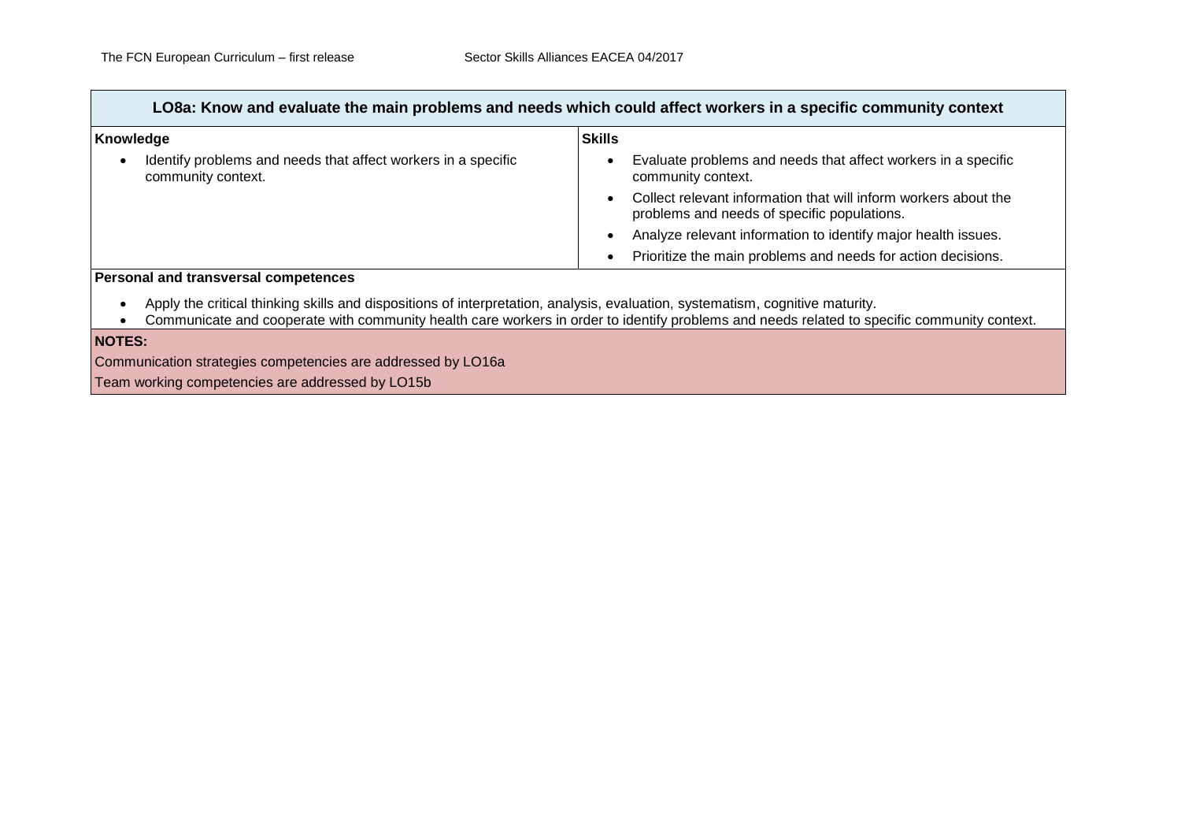## LO8a: Know and evaluate the main problems and needs which could affect workers in a specific community context

| Knowledge | Skills |
|---|---|
| • Identify problems and needs that affect workers in a specific community context. | • Evaluate problems and needs that affect workers in a specific community context.<br>• Collect relevant information that will inform workers about the problems and needs of specific populations.<br>• Analyze relevant information to identify major health issues.<br>• Prioritize the main problems and needs for action decisions. |

**Personal and transversal competences**

- Apply the critical thinking skills and dispositions of interpretation, analysis, evaluation, systematism, cognitive maturity.
- Communicate and cooperate with community health care workers in order to identify problems and needs related to specific community context.

**NOTES:**

Communication strategies competencies are addressed by LO16a

Team working competencies are addressed by LO15b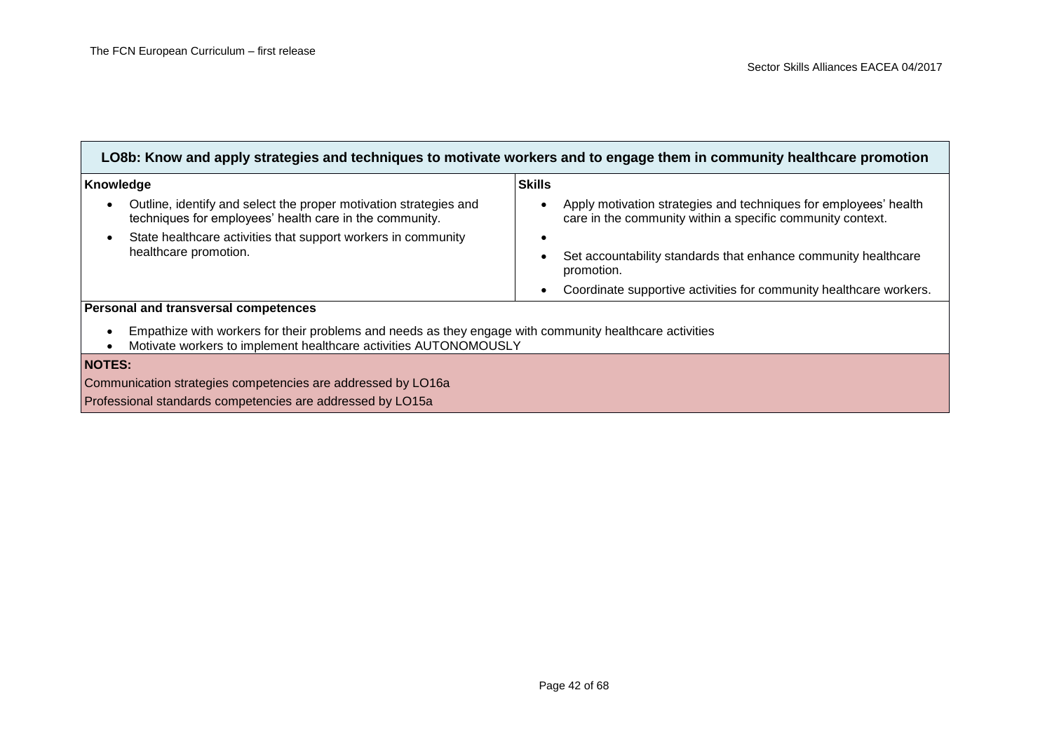| LO8b: Know and apply strategies and techniques to motivate workers and to engage them in community healthcare promotion | |
|---|---|
| **Knowledge**<br>• Outline, identify and select the proper motivation strategies and techniques for employees' health care in the community.<br>• State healthcare activities that support workers in community healthcare promotion. | **Skills**<br>• Apply motivation strategies and techniques for employees' health care in the community within a specific community context.<br>•<br>• Set accountability standards that enhance community healthcare promotion.<br>• Coordinate supportive activities for community healthcare workers. |
| **Personal and transversal competences**<br>• Empathize with workers for their problems and needs as they engage with community healthcare activities<br>• Motivate workers to implement healthcare activities AUTONOMOUSLY | |
| **NOTES:**<br>Communication strategies competencies are addressed by LO16a<br>Professional standards competencies are addressed by LO15a | |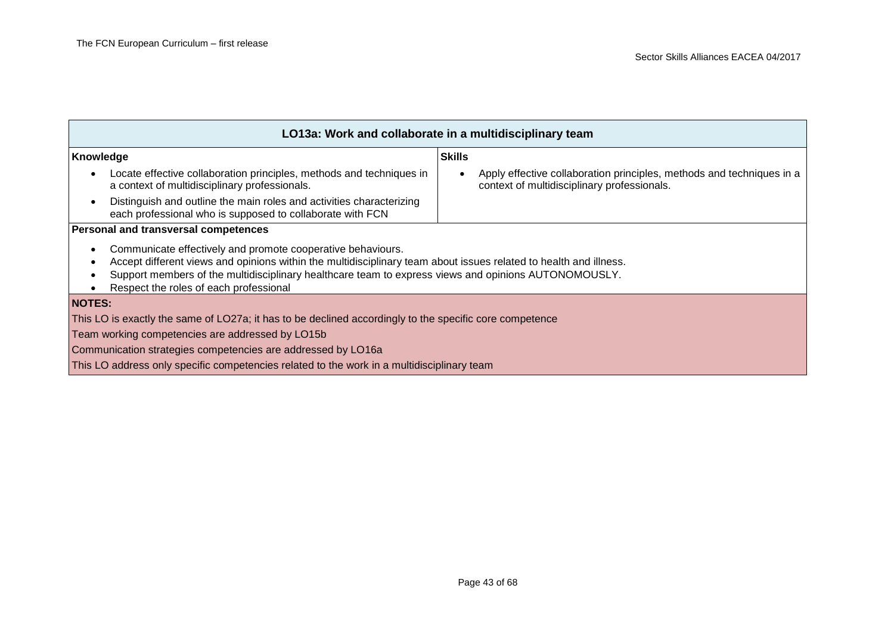| LO13a: Work and collaborate in a multidisciplinary team | |
|---|---|
| **Knowledge** | **Skills** |
| • Locate effective collaboration principles, methods and techniques in a context of multidisciplinary professionals.<br>• Distinguish and outline the main roles and activities characterizing each professional who is supposed to collaborate with FCN | • Apply effective collaboration principles, methods and techniques in a context of multidisciplinary professionals. |
| **Personal and transversal competences** | |
| • Communicate effectively and promote cooperative behaviours.<br>• Accept different views and opinions within the multidisciplinary team about issues related to health and illness.<br>• Support members of the multidisciplinary healthcare team to express views and opinions AUTONOMOUSLY.<br>• Respect the roles of each professional | |
| **NOTES:** | |
| This LO is exactly the same of LO27a; it has to be declined accordingly to the specific core competence<br>Team working competencies are addressed by LO15b<br>Communication strategies competencies are addressed by LO16a<br>This LO address only specific competencies related to the work in a multidisciplinary team | |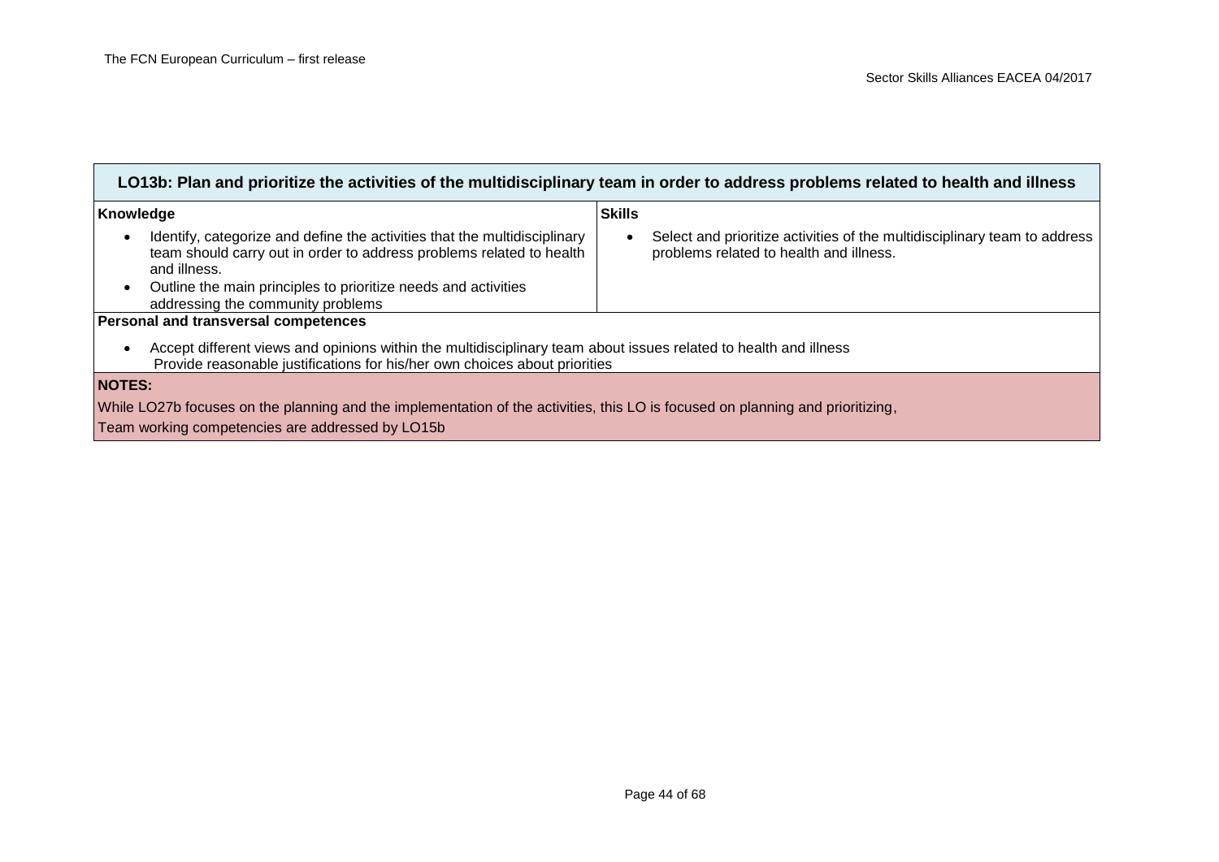| LO13b: Plan and prioritize the activities of the multidisciplinary team in order to address problems related to health and illness | |
|---|---|
| **Knowledge**<br>• Identify, categorize and define the activities that the multidisciplinary team should carry out in order to address problems related to health and illness.<br>• Outline the main principles to prioritize needs and activities addressing the community problems | **Skills**<br>• Select and prioritize activities of the multidisciplinary team to address problems related to health and illness. |
| **Personal and transversal competences**<br>• Accept different views and opinions within the multidisciplinary team about issues related to health and illness<br>Provide reasonable justifications for his/her own choices about priorities | |
| **NOTES:**<br>While LO27b focuses on the planning and the implementation of the activities, this LO is focused on planning and prioritizing,<br>Team working competencies are addressed by LO15b | |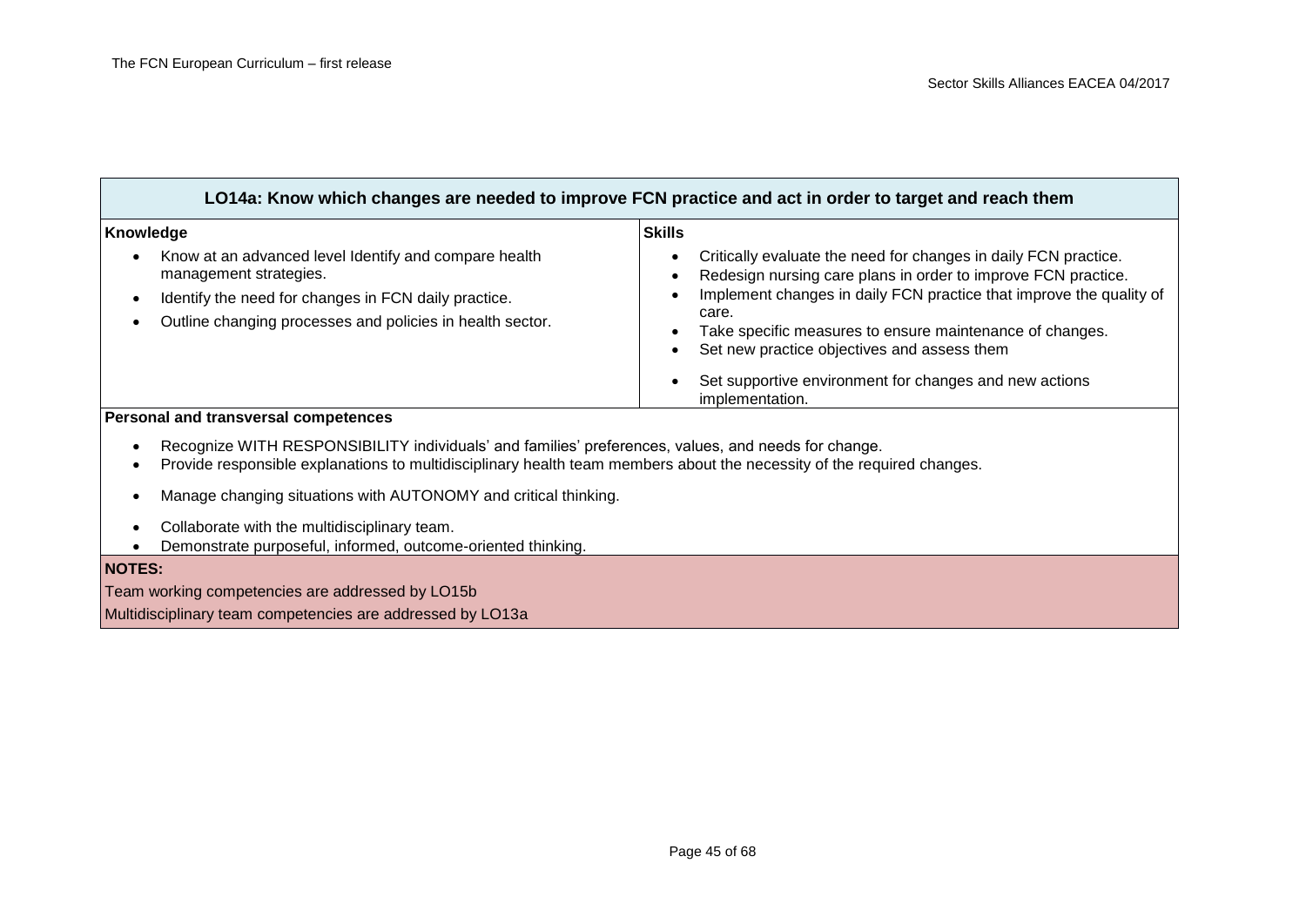## LO14a: Know which changes are needed to improve FCN practice and act in order to target and reach them

| Knowledge | Skills |
|---|---|
| • Know at an advanced level Identify and compare health management strategies.<br>• Identify the need for changes in FCN daily practice.<br>• Outline changing processes and policies in health sector. | • Critically evaluate the need for changes in daily FCN practice.<br>• Redesign nursing care plans in order to improve FCN practice.<br>• Implement changes in daily FCN practice that improve the quality of care.<br>• Take specific measures to ensure maintenance of changes.<br>• Set new practice objectives and assess them<br>• Set supportive environment for changes and new actions implementation. |

**Personal and transversal competences**

- Recognize WITH RESPONSIBILITY individuals' and families' preferences, values, and needs for change.
- Provide responsible explanations to multidisciplinary health team members about the necessity of the required changes.
- Manage changing situations with AUTONOMY and critical thinking.
- Collaborate with the multidisciplinary team.
- Demonstrate purposeful, informed, outcome-oriented thinking.

**NOTES:**

Team working competencies are addressed by LO15b

Multidisciplinary team competencies are addressed by LO13a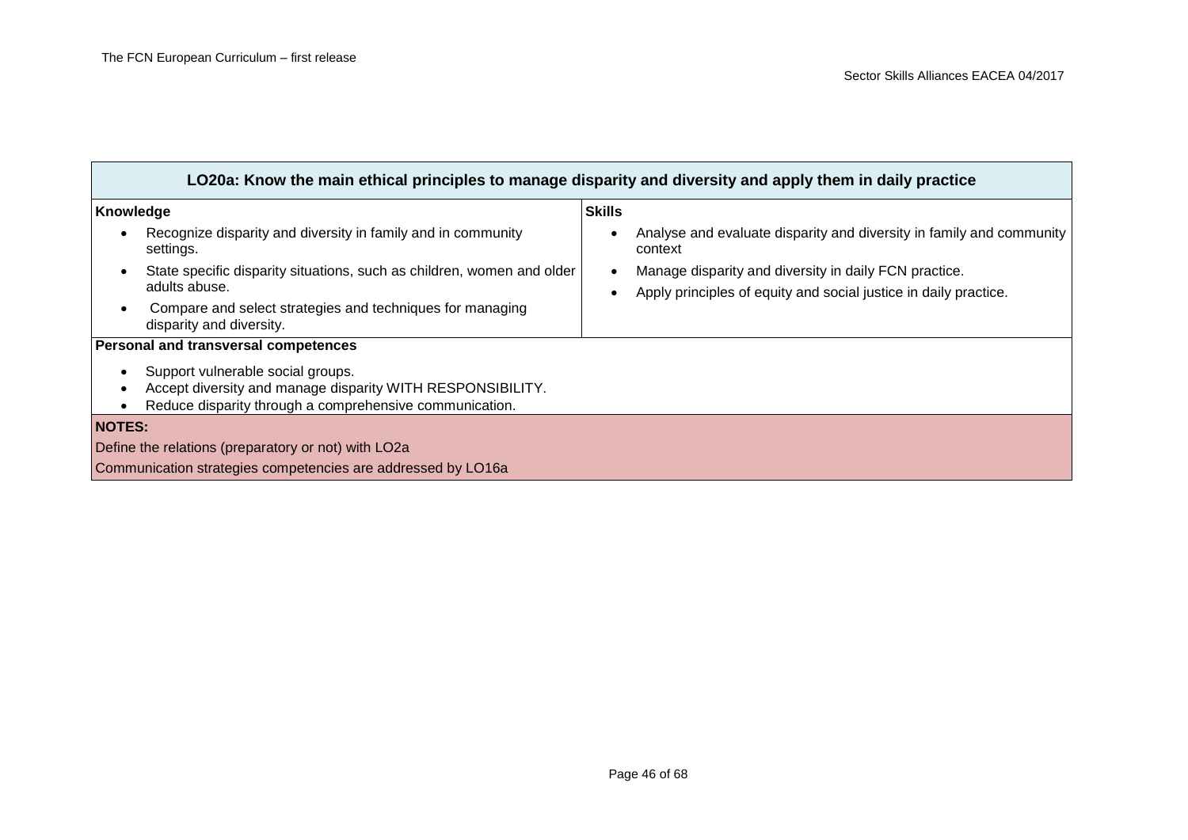| LO20a: Know the main ethical principles to manage disparity and diversity and apply them in daily practice | |
|---|---|
| **Knowledge**<br>• Recognize disparity and diversity in family and in community settings.<br>• State specific disparity situations, such as children, women and older adults abuse.<br>• Compare and select strategies and techniques for managing disparity and diversity. | **Skills**<br>• Analyse and evaluate disparity and diversity in family and community context<br>• Manage disparity and diversity in daily FCN practice.<br>• Apply principles of equity and social justice in daily practice. |
| **Personal and transversal competences**<br>• Support vulnerable social groups.<br>• Accept diversity and manage disparity WITH RESPONSIBILITY.<br>• Reduce disparity through a comprehensive communication. | |
| **NOTES:**<br>Define the relations (preparatory or not) with LO2a<br>Communication strategies competencies are addressed by LO16a | |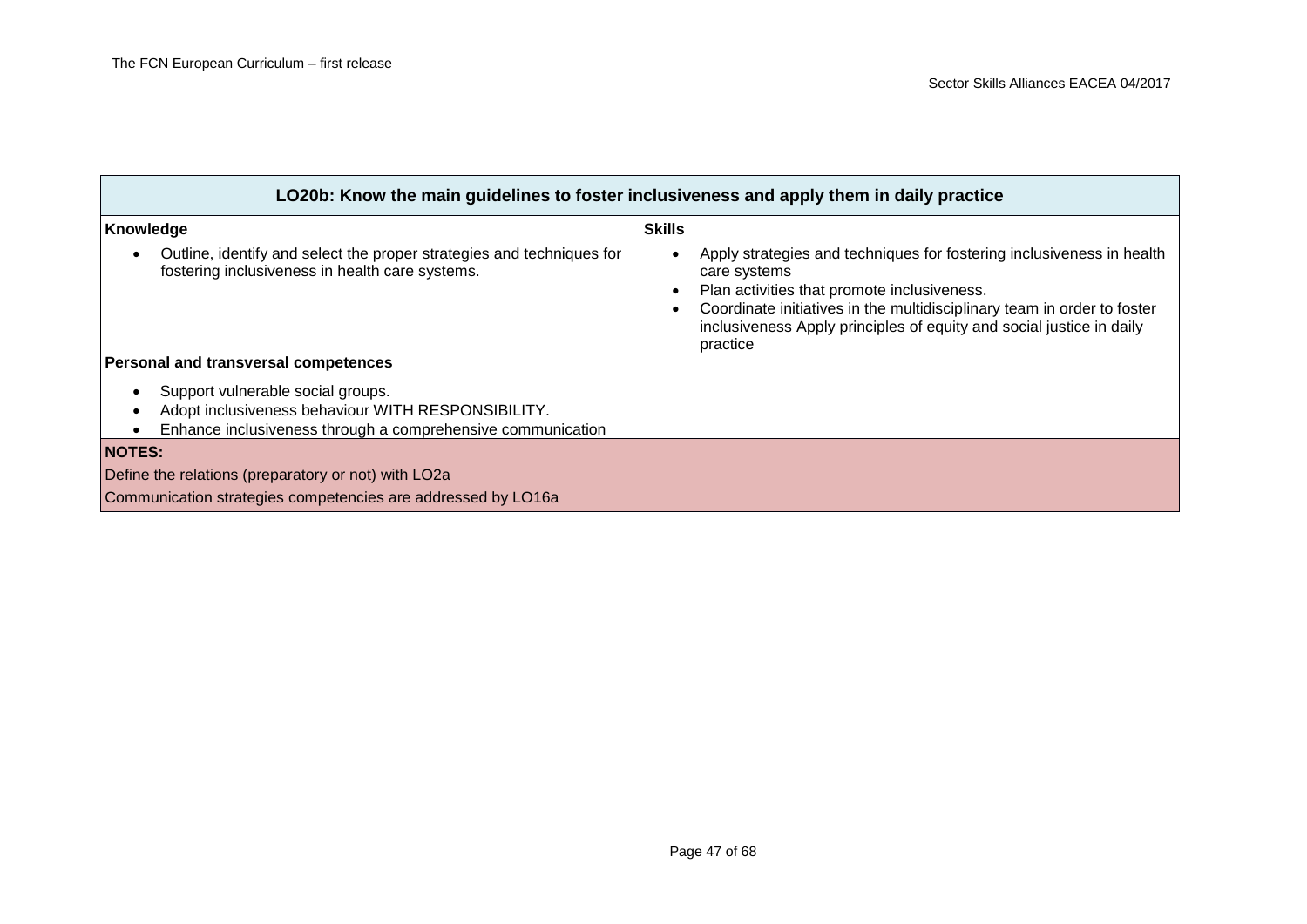| LO20b: Know the main guidelines to foster inclusiveness and apply them in daily practice | |
|---|---|
| **Knowledge**<br>• Outline, identify and select the proper strategies and techniques for fostering inclusiveness in health care systems. | **Skills**<br>• Apply strategies and techniques for fostering inclusiveness in health care systems<br>• Plan activities that promote inclusiveness.<br>• Coordinate initiatives in the multidisciplinary team in order to foster inclusiveness Apply principles of equity and social justice in daily practice |
| **Personal and transversal competences**<br>• Support vulnerable social groups.<br>• Adopt inclusiveness behaviour WITH RESPONSIBILITY.<br>• Enhance inclusiveness through a comprehensive communication | |
| **NOTES:**<br>Define the relations (preparatory or not) with LO2a<br>Communication strategies competencies are addressed by LO16a | |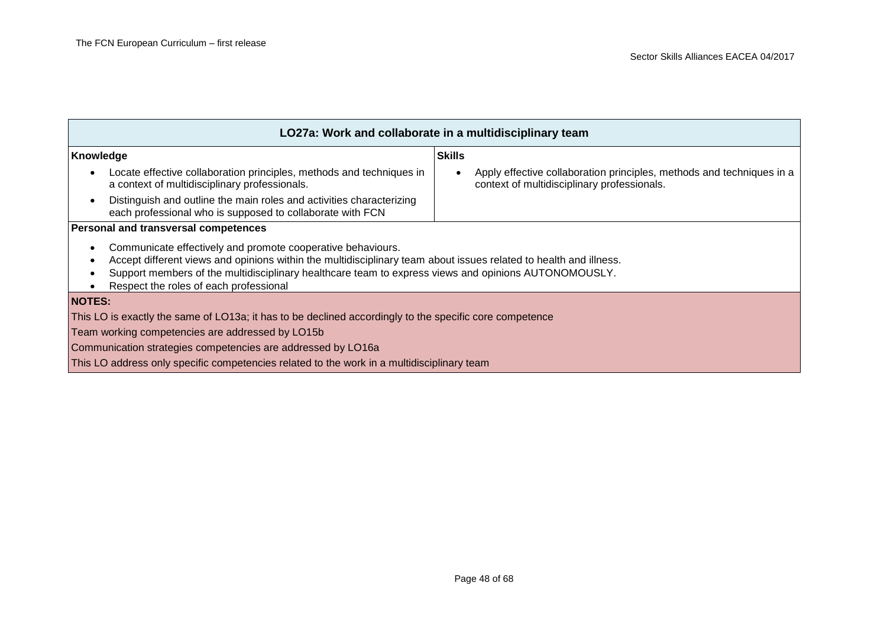| LO27a: Work and collaborate in a multidisciplinary team | |
|---|---|
| **Knowledge**<br>• Locate effective collaboration principles, methods and techniques in a context of multidisciplinary professionals.<br>• Distinguish and outline the main roles and activities characterizing each professional who is supposed to collaborate with FCN | **Skills**<br>• Apply effective collaboration principles, methods and techniques in a context of multidisciplinary professionals. |
| **Personal and transversal competences**<br>• Communicate effectively and promote cooperative behaviours.<br>• Accept different views and opinions within the multidisciplinary team about issues related to health and illness.<br>• Support members of the multidisciplinary healthcare team to express views and opinions AUTONOMOUSLY.<br>• Respect the roles of each professional | |
| **NOTES:**<br>This LO is exactly the same of LO13a; it has to be declined accordingly to the specific core competence<br>Team working competencies are addressed by LO15b<br>Communication strategies competencies are addressed by LO16a<br>This LO address only specific competencies related to the work in a multidisciplinary team | |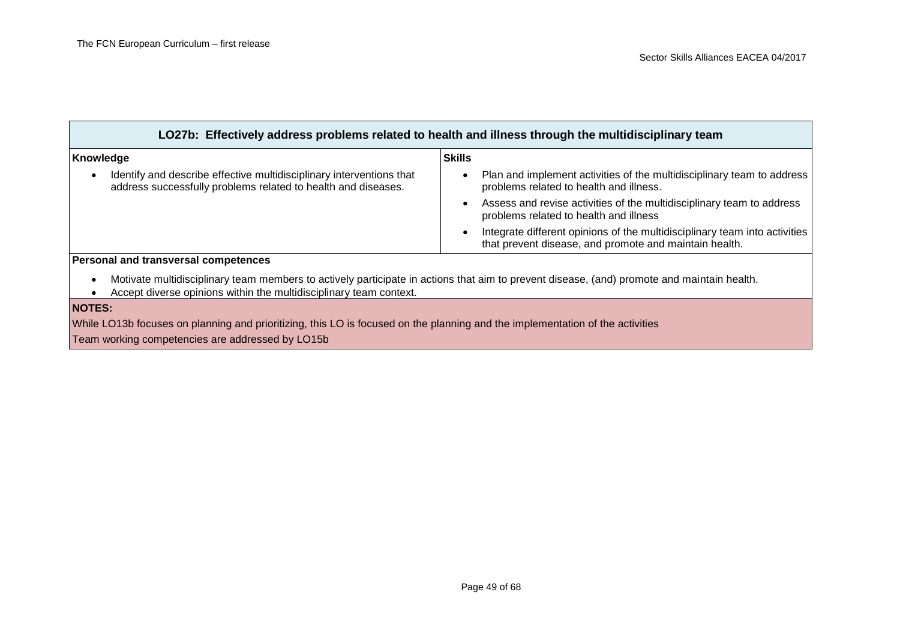| LO27b: Effectively address problems related to health and illness through the multidisciplinary team | |
|---|---|
| **Knowledge** | **Skills** |
| • Identify and describe effective multidisciplinary interventions that address successfully problems related to health and diseases. | • Plan and implement activities of the multidisciplinary team to address problems related to health and illness. <br> • Assess and revise activities of the multidisciplinary team to address problems related to health and illness <br> • Integrate different opinions of the multidisciplinary team into activities that prevent disease, and promote and maintain health. |
| **Personal and transversal competences** | |
| • Motivate multidisciplinary team members to actively participate in actions that aim to prevent disease, (and) promote and maintain health. <br> • Accept diverse opinions within the multidisciplinary team context. | |
| **NOTES:** | |
| While LO13b focuses on planning and prioritizing, this LO is focused on the planning and the implementation of the activities <br> Team working competencies are addressed by LO15b | |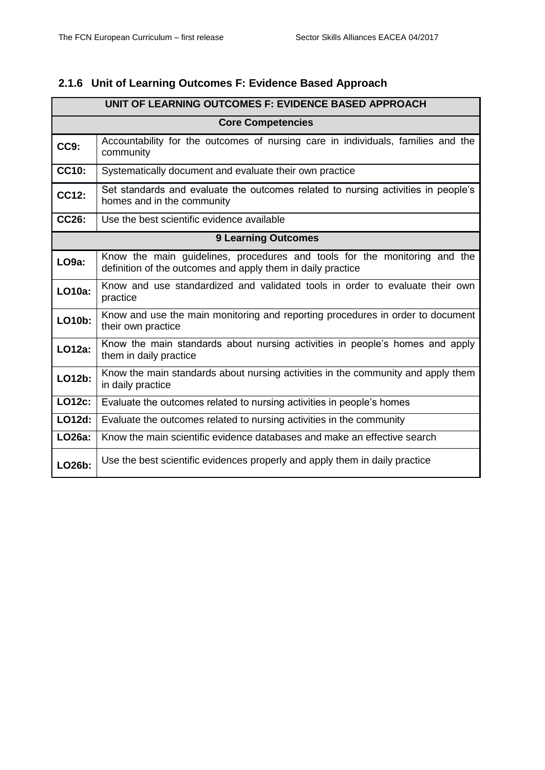### 2.1.6 Unit of Learning Outcomes F: Evidence Based Approach

| UNIT OF LEARNING OUTCOMES F: EVIDENCE BASED APPROACH | |
|---|---|
| **Core Competencies** | |
| **CC9:** | Accountability for the outcomes of nursing care in individuals, families and the community |
| **CC10:** | Systematically document and evaluate their own practice |
| **CC12:** | Set standards and evaluate the outcomes related to nursing activities in people's homes and in the community |
| **CC26:** | Use the best scientific evidence available |
| **9 Learning Outcomes** | |
| **LO9a:** | Know the main guidelines, procedures and tools for the monitoring and the definition of the outcomes and apply them in daily practice |
| **LO10a:** | Know and use standardized and validated tools in order to evaluate their own practice |
| **LO10b:** | Know and use the main monitoring and reporting procedures in order to document their own practice |
| **LO12a:** | Know the main standards about nursing activities in people's homes and apply them in daily practice |
| **LO12b:** | Know the main standards about nursing activities in the community and apply them in daily practice |
| **LO12c:** | Evaluate the outcomes related to nursing activities in people's homes |
| **LO12d:** | Evaluate the outcomes related to nursing activities in the community |
| **LO26a:** | Know the main scientific evidence databases and make an effective search |
| **LO26b:** | Use the best scientific evidences properly and apply them in daily practice |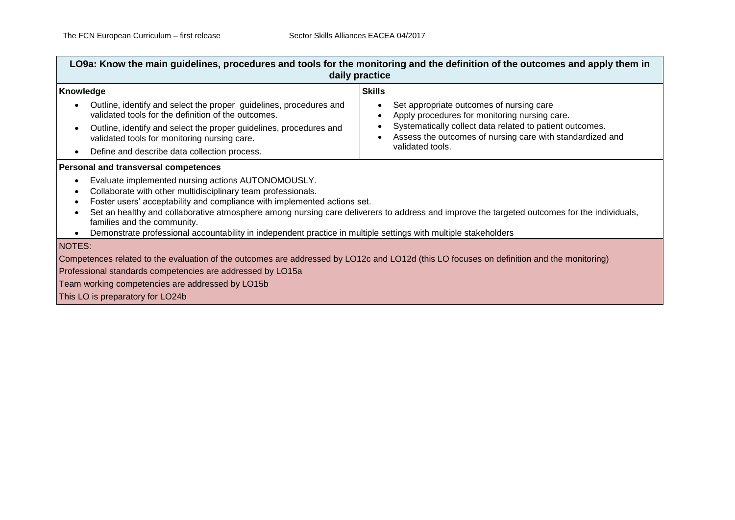| LO9a: Know the main guidelines, procedures and tools for the monitoring and the definition of the outcomes and apply them in daily practice | |
|---|---|
| **Knowledge**<br>• Outline, identify and select the proper guidelines, procedures and validated tools for the definition of the outcomes.<br>• Outline, identify and select the proper guidelines, procedures and validated tools for monitoring nursing care.<br>• Define and describe data collection process. | **Skills**<br>• Set appropriate outcomes of nursing care<br>• Apply procedures for monitoring nursing care.<br>• Systematically collect data related to patient outcomes.<br>• Assess the outcomes of nursing care with standardized and validated tools. |
| **Personal and transversal competences**<br>• Evaluate implemented nursing actions AUTONOMOUSLY.<br>• Collaborate with other multidisciplinary team professionals.<br>• Foster users' acceptability and compliance with implemented actions set.<br>• Set an healthy and collaborative atmosphere among nursing care deliverers to address and improve the targeted outcomes for the individuals, families and the community.<br>• Demonstrate professional accountability in independent practice in multiple settings with multiple stakeholders | |
| NOTES:<br>Competences related to the evaluation of the outcomes are addressed by LO12c and LO12d (this LO focuses on definition and the monitoring)<br>Professional standards competencies are addressed by LO15a<br>Team working competencies are addressed by LO15b<br>This LO is preparatory for LO24b | |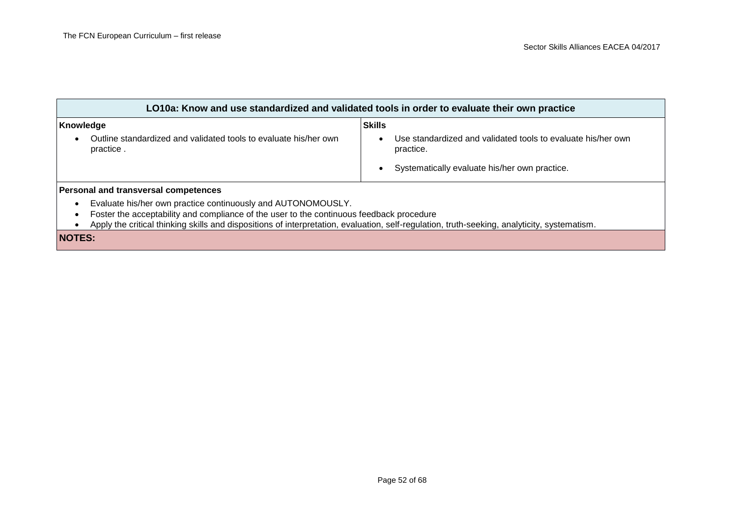| LO10a: Know and use standardized and validated tools in order to evaluate their own practice | |
|---|---|
| **Knowledge**<br>• Outline standardized and validated tools to evaluate his/her own practice . | **Skills**<br>• Use standardized and validated tools to evaluate his/her own practice.<br>• Systematically evaluate his/her own practice. |
| **Personal and transversal competences**<br>• Evaluate his/her own practice continuously and AUTONOMOUSLY.<br>• Foster the acceptability and compliance of the user to the continuous feedback procedure<br>• Apply the critical thinking skills and dispositions of interpretation, evaluation, self-regulation, truth-seeking, analyticity, systematism. | |
| **NOTES:** | |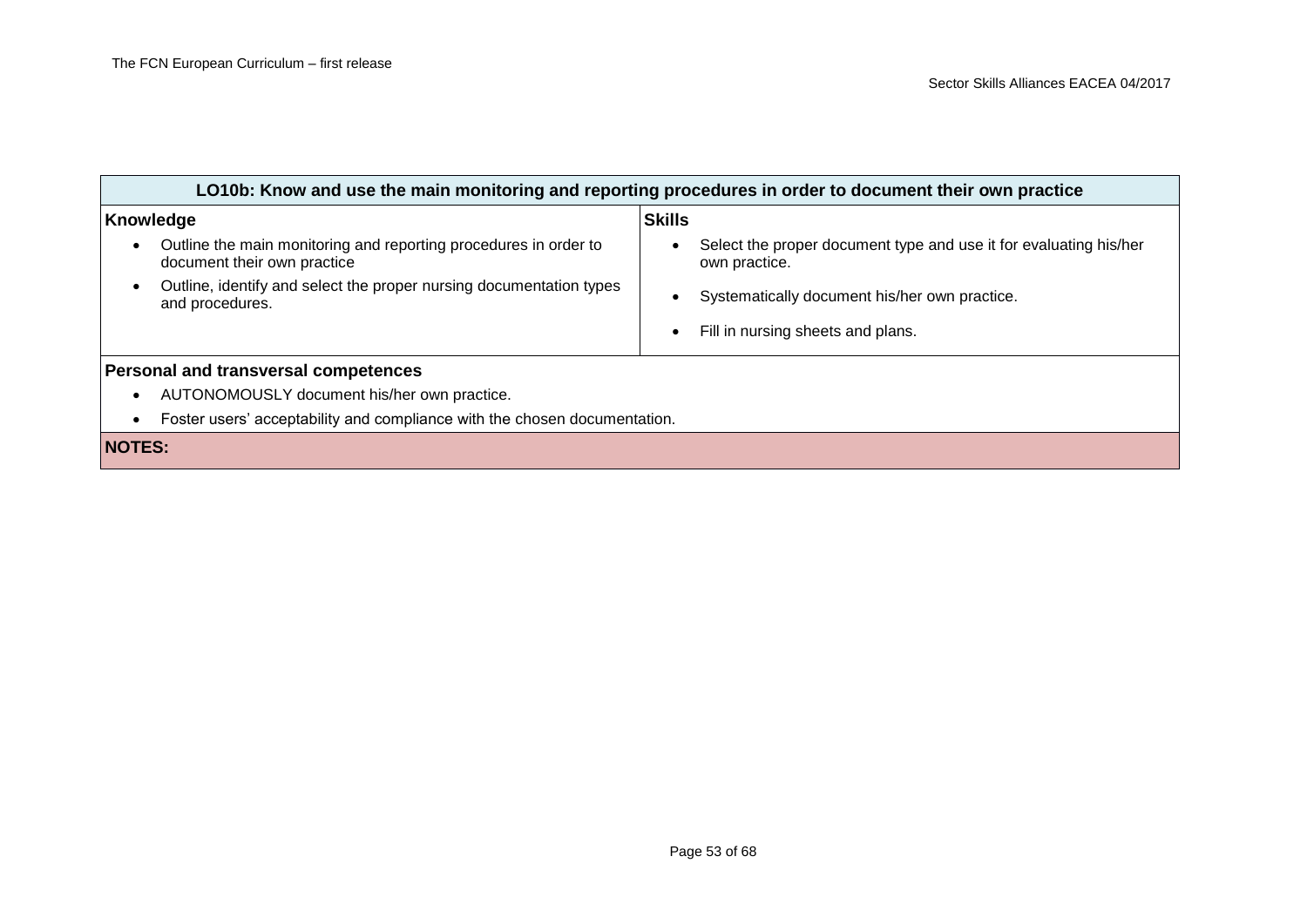| LO10b: Know and use the main monitoring and reporting procedures in order to document their own practice | |
|---|---|
| **Knowledge**<br>• Outline the main monitoring and reporting procedures in order to document their own practice<br>• Outline, identify and select the proper nursing documentation types and procedures. | **Skills**<br>• Select the proper document type and use it for evaluating his/her own practice.<br>• Systematically document his/her own practice.<br>• Fill in nursing sheets and plans. |
| **Personal and transversal competences**<br>• AUTONOMOUSLY document his/her own practice.<br>• Foster users' acceptability and compliance with the chosen documentation. | |
| **NOTES:** | |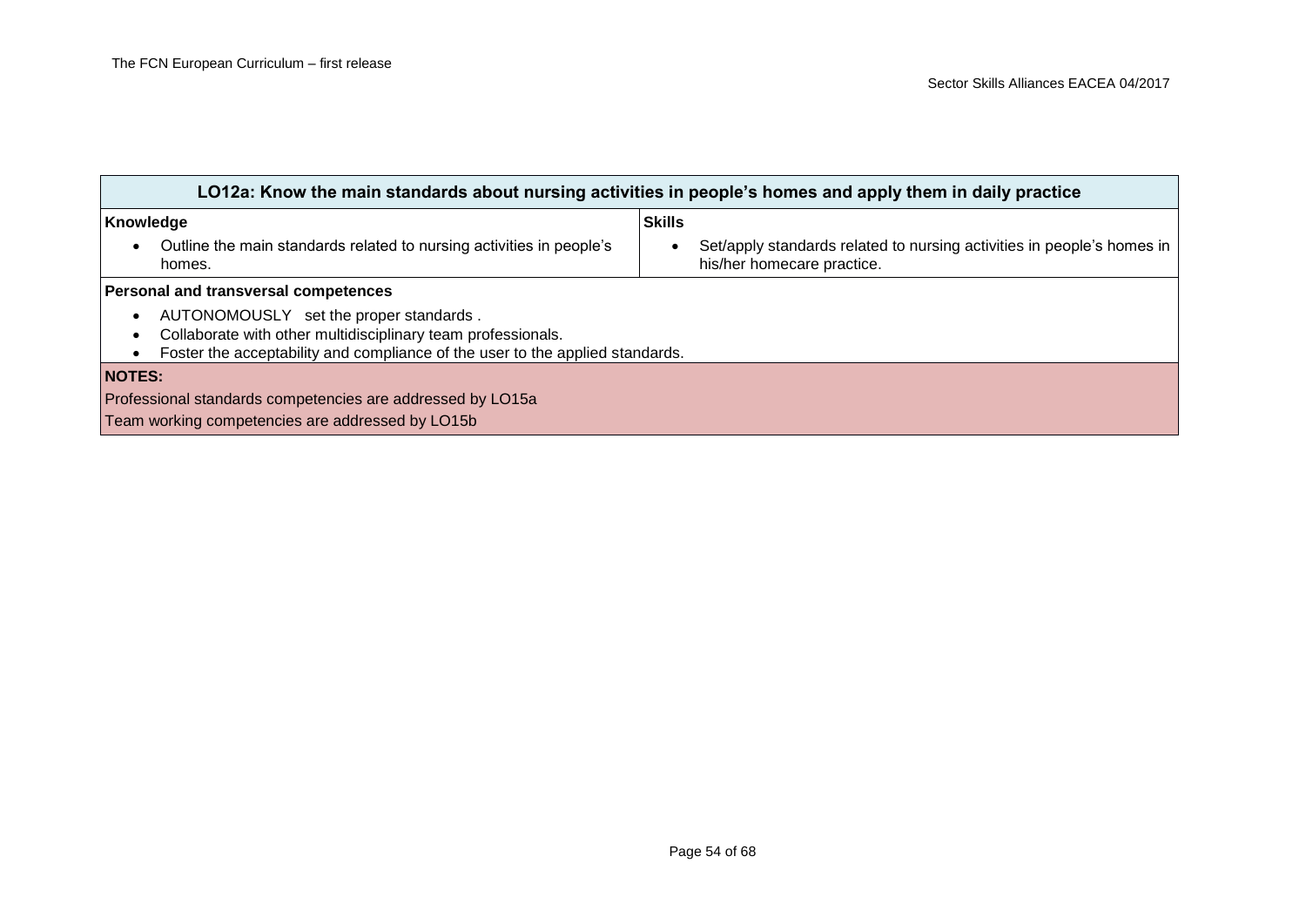| LO12a: Know the main standards about nursing activities in people's homes and apply them in daily practice | |
|---|---|
| **Knowledge**<br>• Outline the main standards related to nursing activities in people's homes. | **Skills**<br>• Set/apply standards related to nursing activities in people's homes in his/her homecare practice. |
| **Personal and transversal competences**<br>• AUTONOMOUSLY set the proper standards .<br>• Collaborate with other multidisciplinary team professionals.<br>• Foster the acceptability and compliance of the user to the applied standards. | |
| **NOTES:**<br>Professional standards competencies are addressed by LO15a<br>Team working competencies are addressed by LO15b | |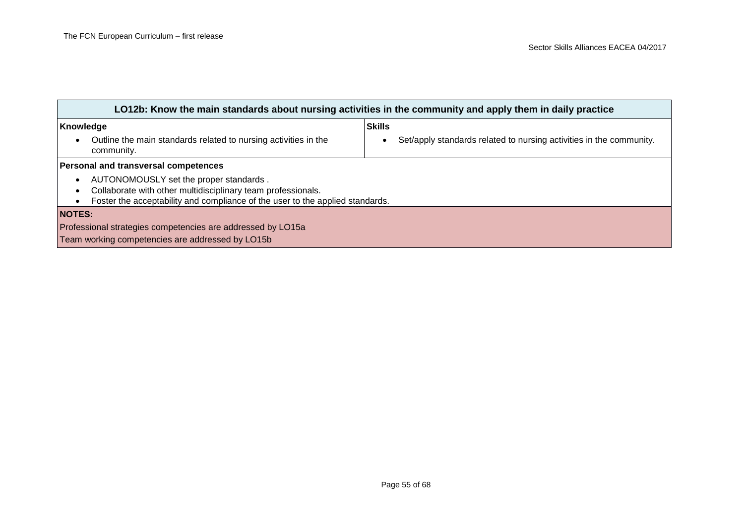| LO12b: Know the main standards about nursing activities in the community and apply them in daily practice | |
|---|---|
| **Knowledge**<br>• Outline the main standards related to nursing activities in the community. | **Skills**<br>• Set/apply standards related to nursing activities in the community. |
| **Personal and transversal competences**<br>• AUTONOMOUSLY set the proper standards .<br>• Collaborate with other multidisciplinary team professionals.<br>• Foster the acceptability and compliance of the user to the applied standards. | |
| **NOTES:**<br>Professional strategies competencies are addressed by LO15a<br>Team working competencies are addressed by LO15b | |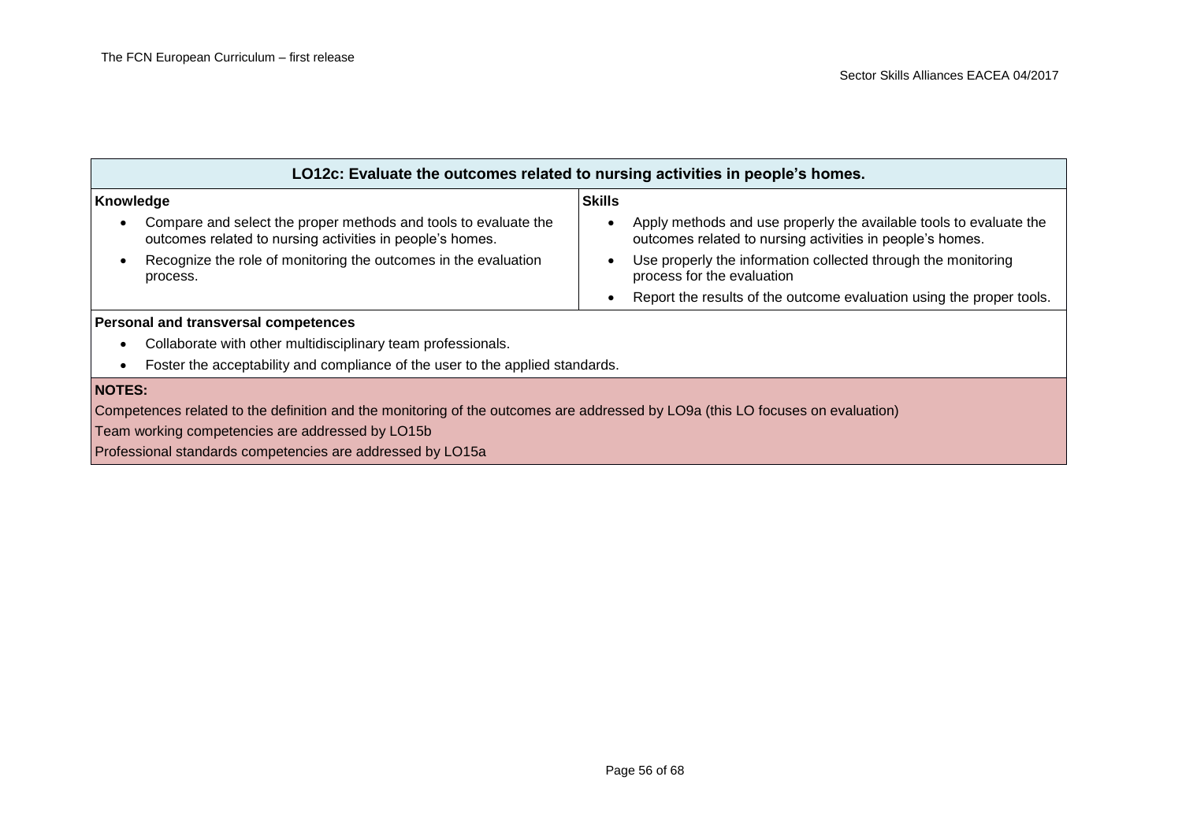| LO12c: Evaluate the outcomes related to nursing activities in people's homes. | |
|---|---|
| **Knowledge**<br>• Compare and select the proper methods and tools to evaluate the outcomes related to nursing activities in people's homes.<br>• Recognize the role of monitoring the outcomes in the evaluation process. | **Skills**<br>• Apply methods and use properly the available tools to evaluate the outcomes related to nursing activities in people's homes.<br>• Use properly the information collected through the monitoring process for the evaluation<br>• Report the results of the outcome evaluation using the proper tools. |
| **Personal and transversal competences**<br>• Collaborate with other multidisciplinary team professionals.<br>• Foster the acceptability and compliance of the user to the applied standards. | |
| **NOTES:**<br>Competences related to the definition and the monitoring of the outcomes are addressed by LO9a (this LO focuses on evaluation)<br>Team working competencies are addressed by LO15b<br>Professional standards competencies are addressed by LO15a | |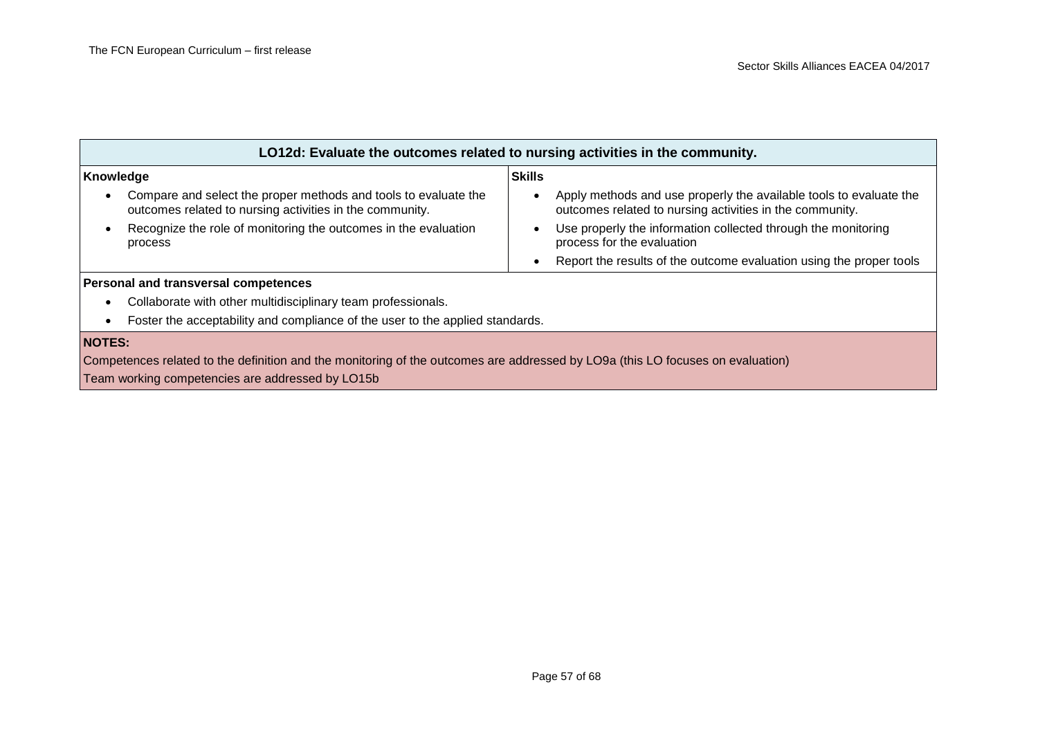| LO12d: Evaluate the outcomes related to nursing activities in the community. | |
|---|---|
| **Knowledge**<br>• Compare and select the proper methods and tools to evaluate the outcomes related to nursing activities in the community.<br>• Recognize the role of monitoring the outcomes in the evaluation process | **Skills**<br>• Apply methods and use properly the available tools to evaluate the outcomes related to nursing activities in the community.<br>• Use properly the information collected through the monitoring process for the evaluation<br>• Report the results of the outcome evaluation using the proper tools |
| **Personal and transversal competences**<br>• Collaborate with other multidisciplinary team professionals.<br>• Foster the acceptability and compliance of the user to the applied standards. | |
| **NOTES:**<br>Competences related to the definition and the monitoring of the outcomes are addressed by LO9a (this LO focuses on evaluation)<br>Team working competencies are addressed by LO15b | |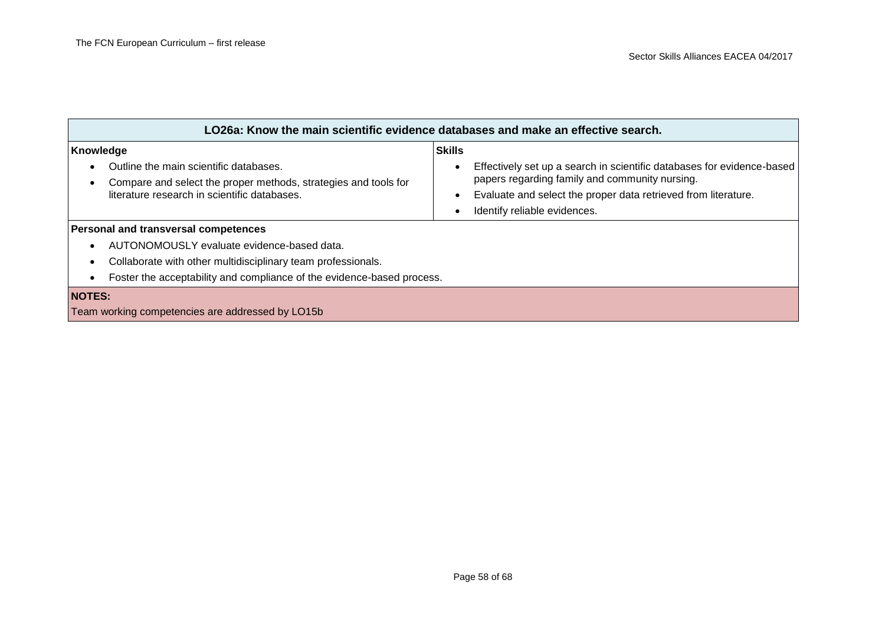| LO26a: Know the main scientific evidence databases and make an effective search. | |
|---|---|
| **Knowledge**<br>• Outline the main scientific databases.<br>• Compare and select the proper methods, strategies and tools for literature research in scientific databases. | **Skills**<br>• Effectively set up a search in scientific databases for evidence-based papers regarding family and community nursing.<br>• Evaluate and select the proper data retrieved from literature.<br>• Identify reliable evidences. |
| **Personal and transversal competences**<br>• AUTONOMOUSLY evaluate evidence-based data.<br>• Collaborate with other multidisciplinary team professionals.<br>• Foster the acceptability and compliance of the evidence-based process. | |
| **NOTES:**<br>Team working competencies are addressed by LO15b | |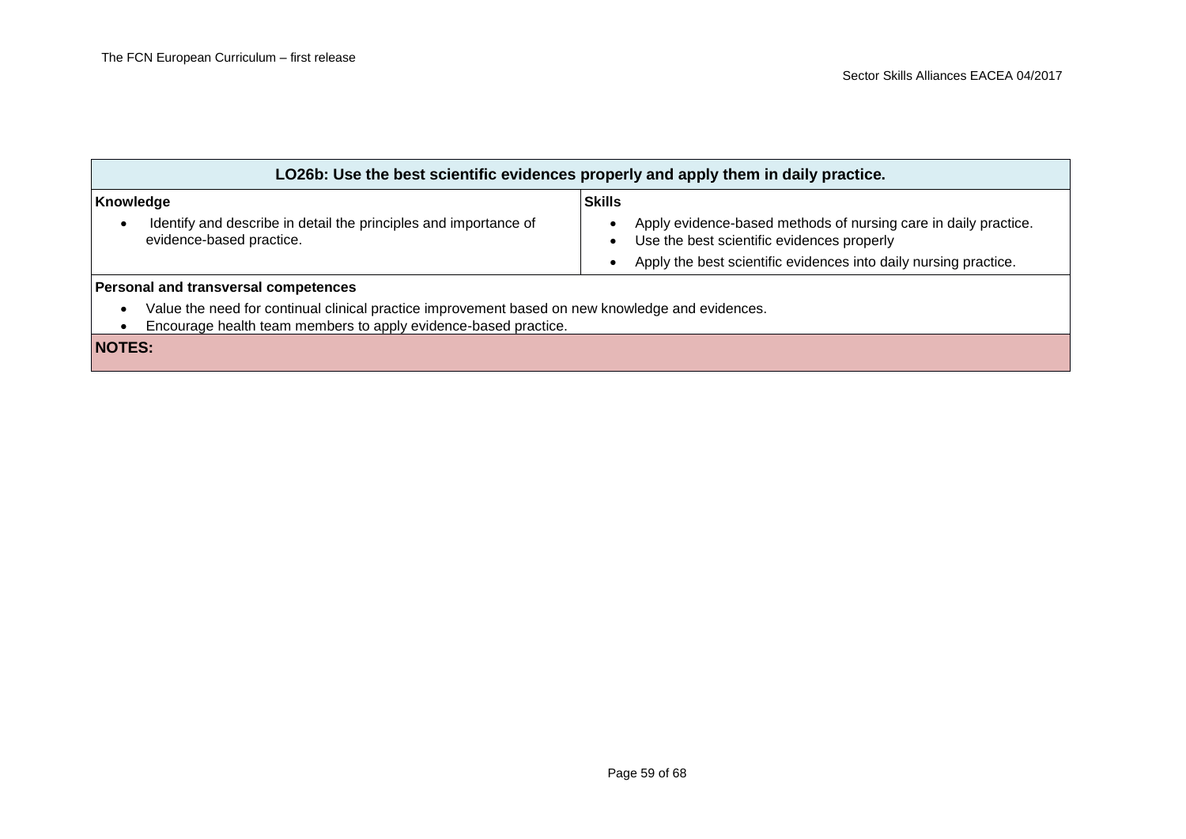| LO26b: Use the best scientific evidences properly and apply them in daily practice. | |
|---|---|
| **Knowledge**<br>• Identify and describe in detail the principles and importance of evidence-based practice. | **Skills**<br>• Apply evidence-based methods of nursing care in daily practice.<br>• Use the best scientific evidences properly<br>• Apply the best scientific evidences into daily nursing practice. |
| **Personal and transversal competences**<br>• Value the need for continual clinical practice improvement based on new knowledge and evidences.<br>• Encourage health team members to apply evidence-based practice. | |
| **NOTES:** | |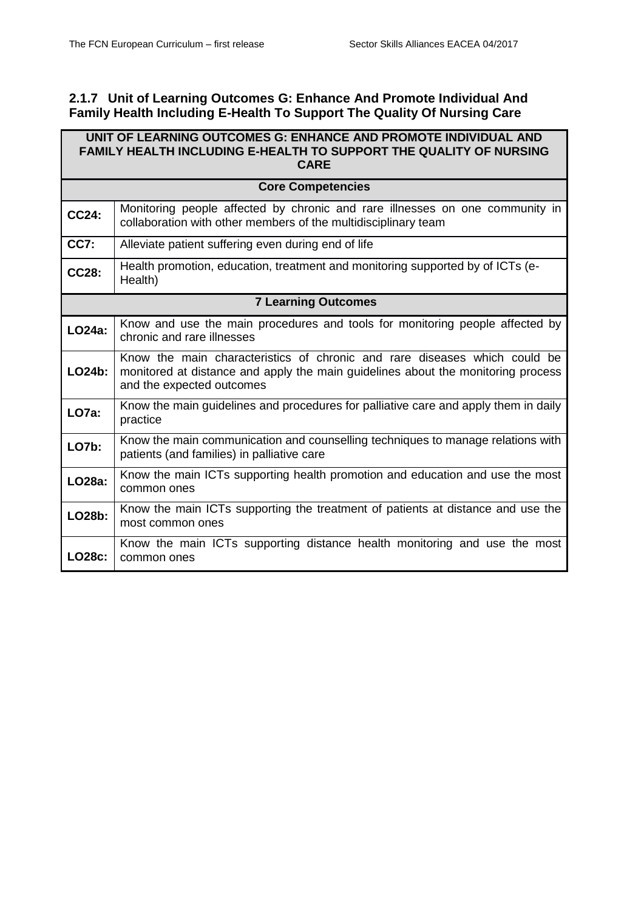### 2.1.7 Unit of Learning Outcomes G: Enhance And Promote Individual And Family Health Including E-Health To Support The Quality Of Nursing Care

| UNIT OF LEARNING OUTCOMES G: ENHANCE AND PROMOTE INDIVIDUAL AND FAMILY HEALTH INCLUDING E-HEALTH TO SUPPORT THE QUALITY OF NURSING CARE | |
|---|---|
| **Core Competencies** | |
| **CC24:** | Monitoring people affected by chronic and rare illnesses on one community in collaboration with other members of the multidisciplinary team |
| **CC7:** | Alleviate patient suffering even during end of life |
| **CC28:** | Health promotion, education, treatment and monitoring supported by of ICTs (e-Health) |
| **7 Learning Outcomes** | |
| **LO24a:** | Know and use the main procedures and tools for monitoring people affected by chronic and rare illnesses |
| **LO24b:** | Know the main characteristics of chronic and rare diseases which could be monitored at distance and apply the main guidelines about the monitoring process and the expected outcomes |
| **LO7a:** | Know the main guidelines and procedures for palliative care and apply them in daily practice |
| **LO7b:** | Know the main communication and counselling techniques to manage relations with patients (and families) in palliative care |
| **LO28a:** | Know the main ICTs supporting health promotion and education and use the most common ones |
| **LO28b:** | Know the main ICTs supporting the treatment of patients at distance and use the most common ones |
| **LO28c:** | Know the main ICTs supporting distance health monitoring and use the most common ones |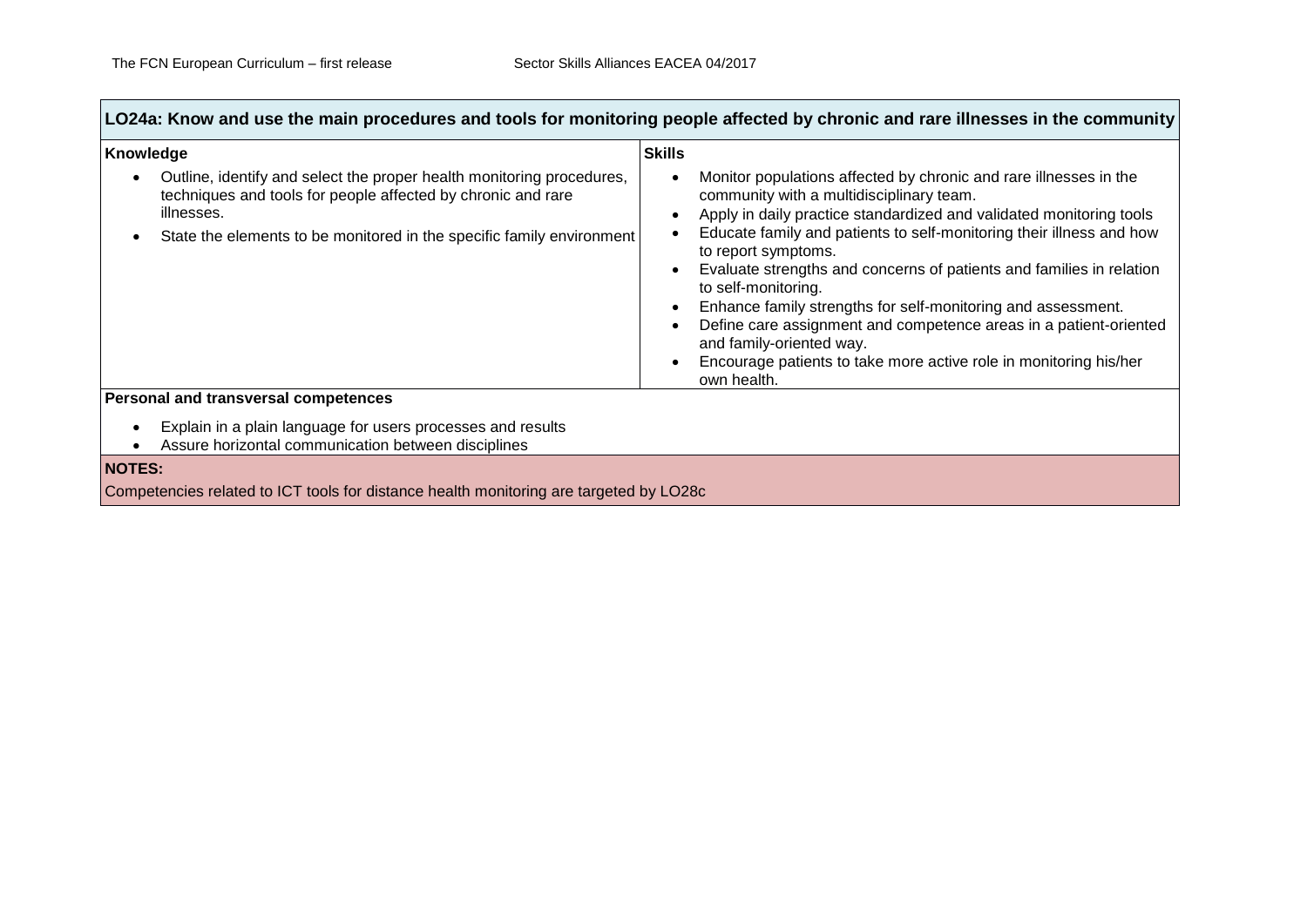| LO24a: Know and use the main procedures and tools for monitoring people affected by chronic and rare illnesses in the community | |
|---|---|
| **Knowledge**<br>• Outline, identify and select the proper health monitoring procedures, techniques and tools for people affected by chronic and rare illnesses.<br>• State the elements to be monitored in the specific family environment | **Skills**<br>• Monitor populations affected by chronic and rare illnesses in the community with a multidisciplinary team.<br>• Apply in daily practice standardized and validated monitoring tools<br>• Educate family and patients to self-monitoring their illness and how to report symptoms.<br>• Evaluate strengths and concerns of patients and families in relation to self-monitoring.<br>• Enhance family strengths for self-monitoring and assessment.<br>• Define care assignment and competence areas in a patient-oriented and family-oriented way.<br>• Encourage patients to take more active role in monitoring his/her own health. |
| **Personal and transversal competences**<br>• Explain in a plain language for users processes and results<br>• Assure horizontal communication between disciplines | |
| **NOTES:**<br>Competencies related to ICT tools for distance health monitoring are targeted by LO28c | |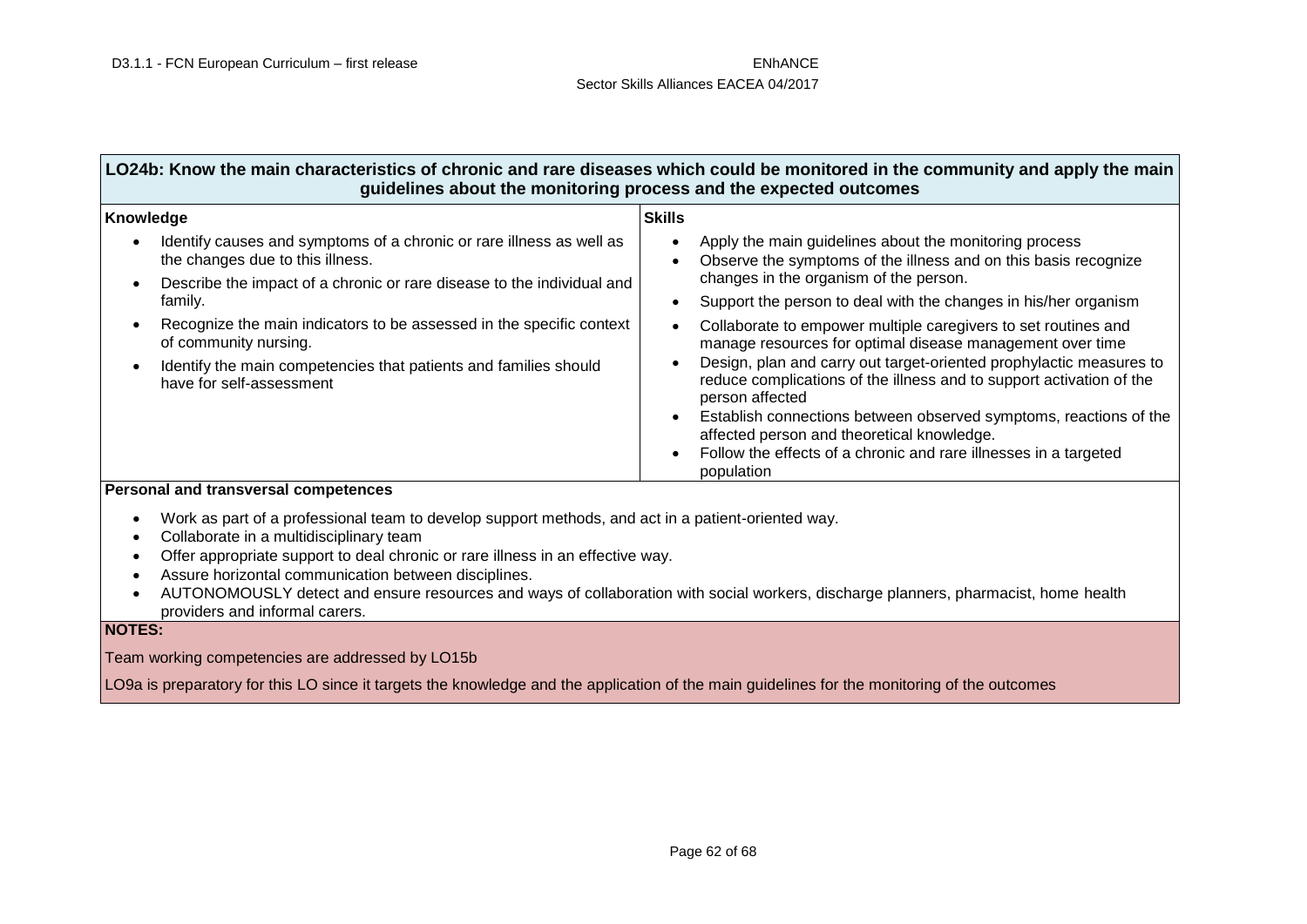## LO24b: Know the main characteristics of chronic and rare diseases which could be monitored in the community and apply the main guidelines about the monitoring process and the expected outcomes

| Knowledge | Skills |
|---|---|
| • Identify causes and symptoms of a chronic or rare illness as well as the changes due to this illness.<br>• Describe the impact of a chronic or rare disease to the individual and family.<br>• Recognize the main indicators to be assessed in the specific context of community nursing.<br>• Identify the main competencies that patients and families should have for self-assessment | • Apply the main guidelines about the monitoring process<br>• Observe the symptoms of the illness and on this basis recognize changes in the organism of the person.<br>• Support the person to deal with the changes in his/her organism<br>• Collaborate to empower multiple caregivers to set routines and manage resources for optimal disease management over time<br>• Design, plan and carry out target-oriented prophylactic measures to reduce complications of the illness and to support activation of the person affected<br>• Establish connections between observed symptoms, reactions of the affected person and theoretical knowledge.<br>• Follow the effects of a chronic and rare illnesses in a targeted population |

**Personal and transversal competences**

- Work as part of a professional team to develop support methods, and act in a patient-oriented way.
- Collaborate in a multidisciplinary team
- Offer appropriate support to deal chronic or rare illness in an effective way.
- Assure horizontal communication between disciplines.
- AUTONOMOUSLY detect and ensure resources and ways of collaboration with social workers, discharge planners, pharmacist, home health providers and informal carers.

**NOTES:**

Team working competencies are addressed by LO15b

LO9a is preparatory for this LO since it targets the knowledge and the application of the main guidelines for the monitoring of the outcomes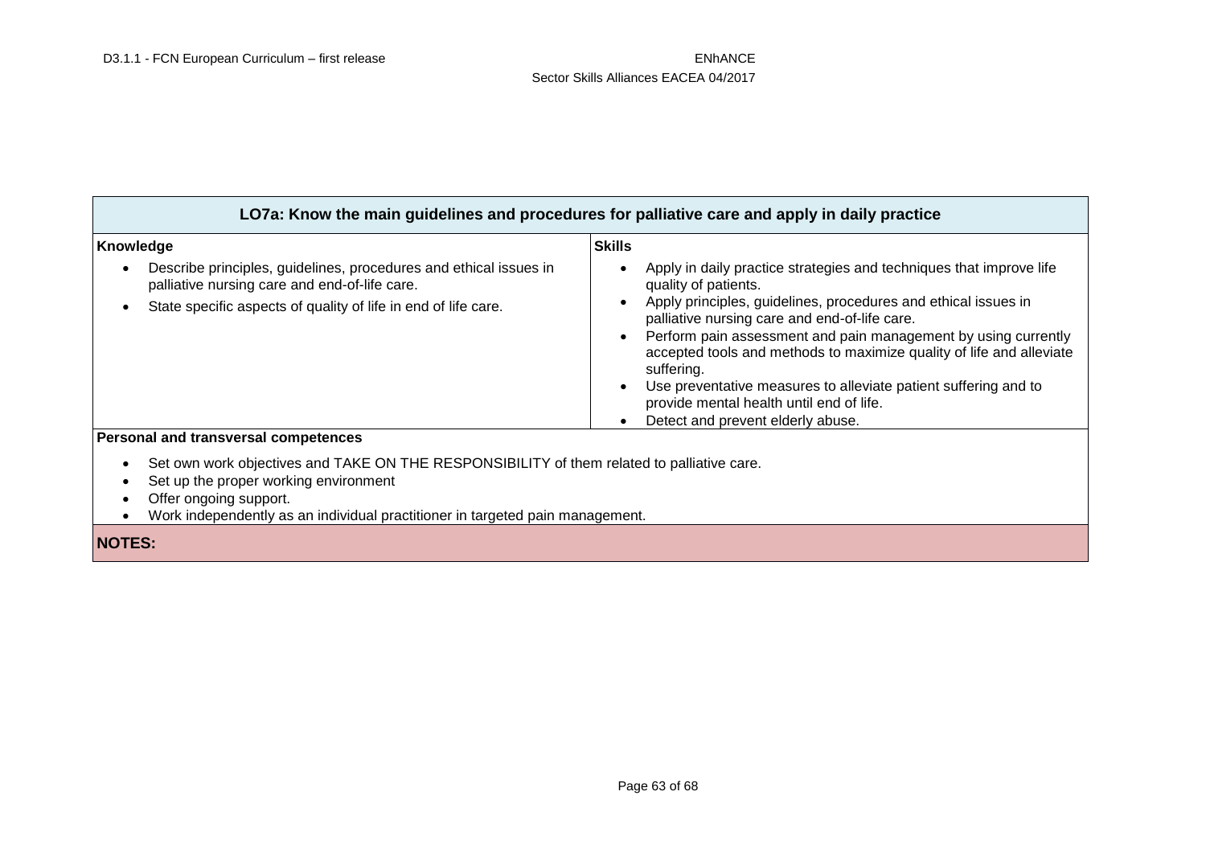| LO7a: Know the main guidelines and procedures for palliative care and apply in daily practice | |
|---|---|
| **Knowledge**<br>• Describe principles, guidelines, procedures and ethical issues in palliative nursing care and end-of-life care.<br>• State specific aspects of quality of life in end of life care. | **Skills**<br>• Apply in daily practice strategies and techniques that improve life quality of patients.<br>• Apply principles, guidelines, procedures and ethical issues in palliative nursing care and end-of-life care.<br>• Perform pain assessment and pain management by using currently accepted tools and methods to maximize quality of life and alleviate suffering.<br>• Use preventative measures to alleviate patient suffering and to provide mental health until end of life.<br>• Detect and prevent elderly abuse. |
| **Personal and transversal competences**<br>• Set own work objectives and TAKE ON THE RESPONSIBILITY of them related to palliative care.<br>• Set up the proper working environment<br>• Offer ongoing support.<br>• Work independently as an individual practitioner in targeted pain management. | |
| **NOTES:** | |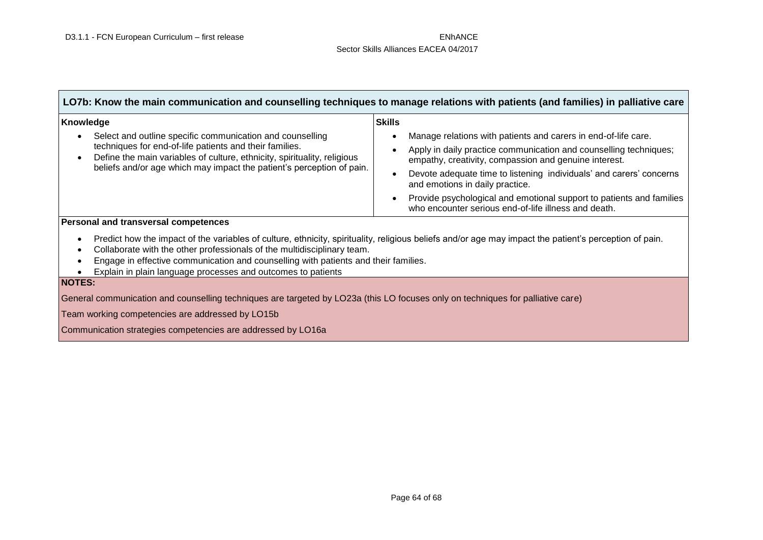## LO7b: Know the main communication and counselling techniques to manage relations with patients (and families) in palliative care

| Knowledge | Skills |
|---|---|
| • Select and outline specific communication and counselling techniques for end-of-life patients and their families.<br>• Define the main variables of culture, ethnicity, spirituality, religious beliefs and/or age which may impact the patient's perception of pain. | • Manage relations with patients and carers in end-of-life care.<br>• Apply in daily practice communication and counselling techniques; empathy, creativity, compassion and genuine interest.<br>• Devote adequate time to listening individuals' and carers' concerns and emotions in daily practice.<br>• Provide psychological and emotional support to patients and families who encounter serious end-of-life illness and death. |

**Personal and transversal competences**

- Predict how the impact of the variables of culture, ethnicity, spirituality, religious beliefs and/or age may impact the patient's perception of pain.
- Collaborate with the other professionals of the multidisciplinary team.
- Engage in effective communication and counselling with patients and their families.
- Explain in plain language processes and outcomes to patients

**NOTES:**

General communication and counselling techniques are targeted by LO23a (this LO focuses only on techniques for palliative care)

Team working competencies are addressed by LO15b

Communication strategies competencies are addressed by LO16a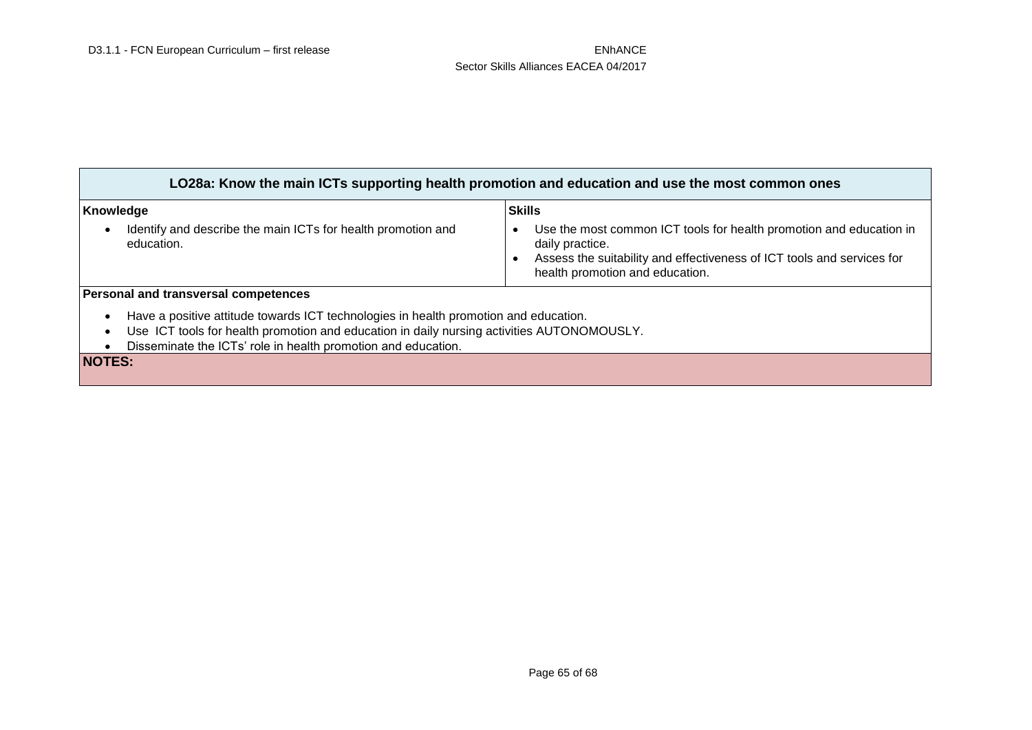| LO28a: Know the main ICTs supporting health promotion and education and use the most common ones | |
|---|---|
| **Knowledge**<br><br>• Identify and describe the main ICTs for health promotion and education. | **Skills**<br><br>• Use the most common ICT tools for health promotion and education in daily practice.<br>• Assess the suitability and effectiveness of ICT tools and services for health promotion and education. |
| **Personal and transversal competences**<br><br>• Have a positive attitude towards ICT technologies in health promotion and education.<br>• Use ICT tools for health promotion and education in daily nursing activities AUTONOMOUSLY.<br>• Disseminate the ICTs' role in health promotion and education. | |
| **NOTES:** | |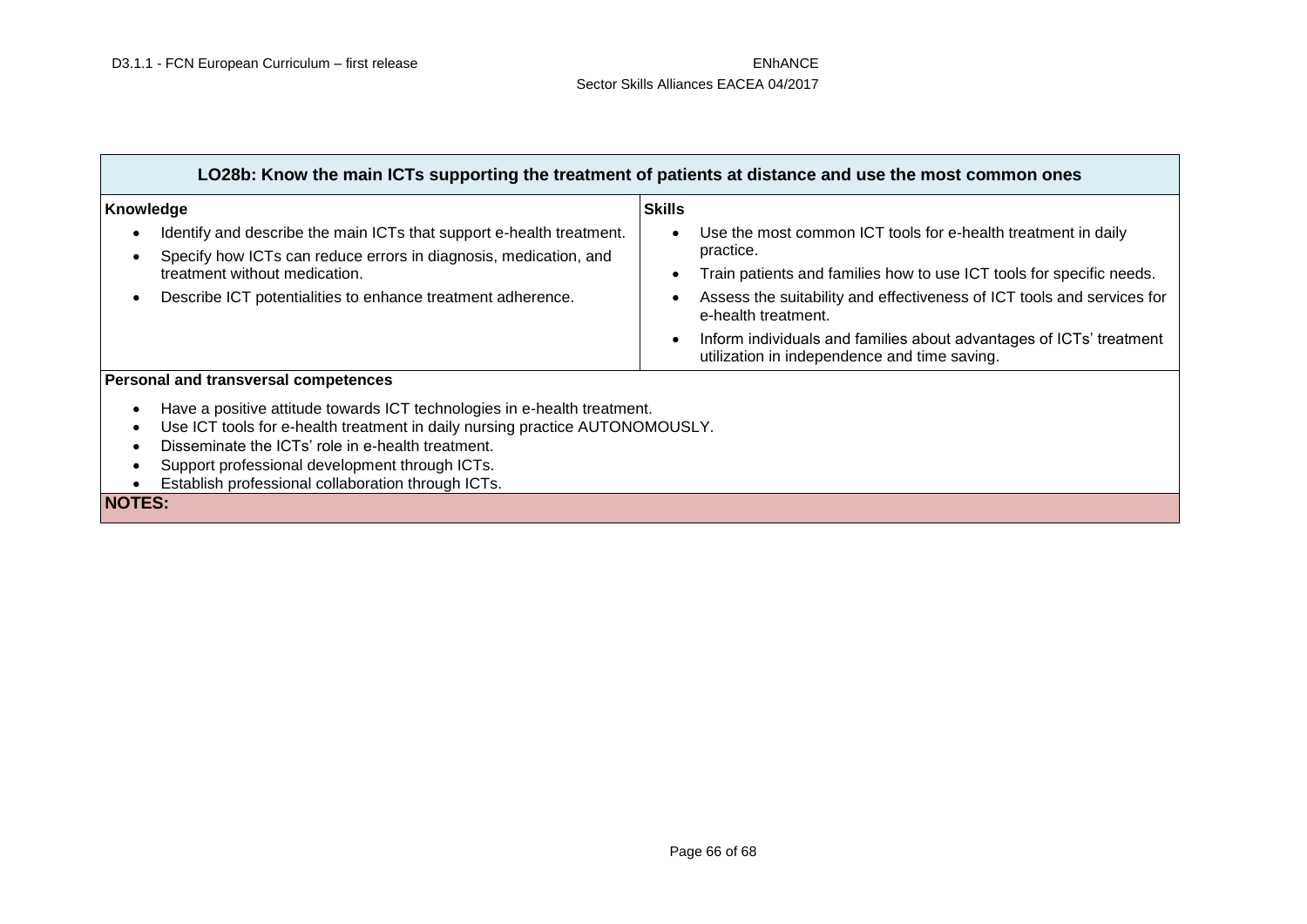| LO28b: Know the main ICTs supporting the treatment of patients at distance and use the most common ones | |
|---|---|
| **Knowledge**<br>• Identify and describe the main ICTs that support e-health treatment.<br>• Specify how ICTs can reduce errors in diagnosis, medication, and treatment without medication.<br>• Describe ICT potentialities to enhance treatment adherence. | **Skills**<br>• Use the most common ICT tools for e-health treatment in daily practice.<br>• Train patients and families how to use ICT tools for specific needs.<br>• Assess the suitability and effectiveness of ICT tools and services for e-health treatment.<br>• Inform individuals and families about advantages of ICTs' treatment utilization in independence and time saving. |
| **Personal and transversal competences**<br>• Have a positive attitude towards ICT technologies in e-health treatment.<br>• Use ICT tools for e-health treatment in daily nursing practice AUTONOMOUSLY.<br>• Disseminate the ICTs' role in e-health treatment.<br>• Support professional development through ICTs.<br>• Establish professional collaboration through ICTs. | |
| **NOTES:** | |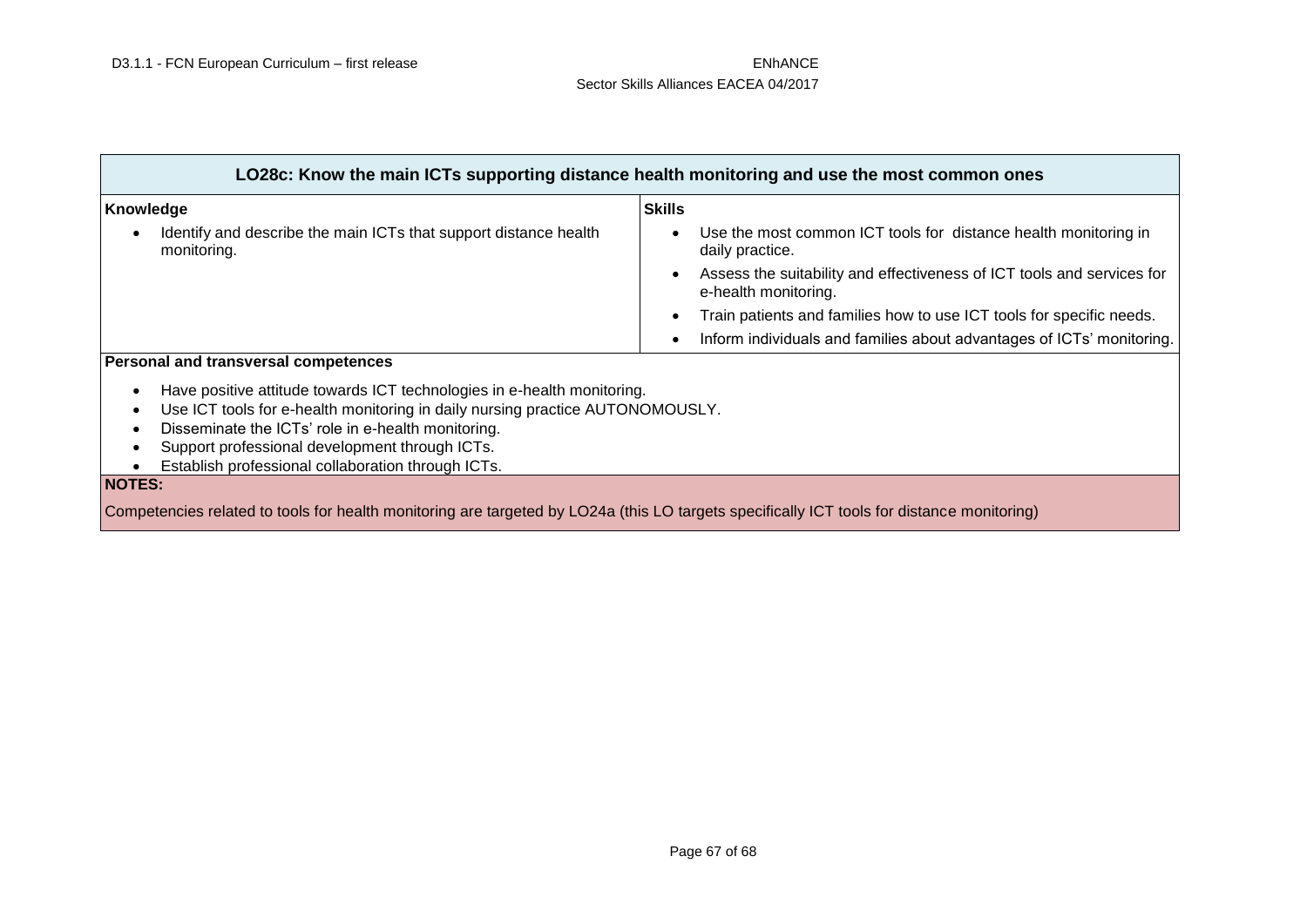| LO28c: Know the main ICTs supporting distance health monitoring and use the most common ones | |
|---|---|
| **Knowledge**<br>• Identify and describe the main ICTs that support distance health monitoring. | **Skills**<br>• Use the most common ICT tools for distance health monitoring in daily practice.<br>• Assess the suitability and effectiveness of ICT tools and services for e-health monitoring.<br>• Train patients and families how to use ICT tools for specific needs.<br>• Inform individuals and families about advantages of ICTs' monitoring. |
| **Personal and transversal competences**<br>• Have positive attitude towards ICT technologies in e-health monitoring.<br>• Use ICT tools for e-health monitoring in daily nursing practice AUTONOMOUSLY.<br>• Disseminate the ICTs' role in e-health monitoring.<br>• Support professional development through ICTs.<br>• Establish professional collaboration through ICTs. | |
| **NOTES:**<br>Competencies related to tools for health monitoring are targeted by LO24a (this LO targets specifically ICT tools for distance monitoring) | |